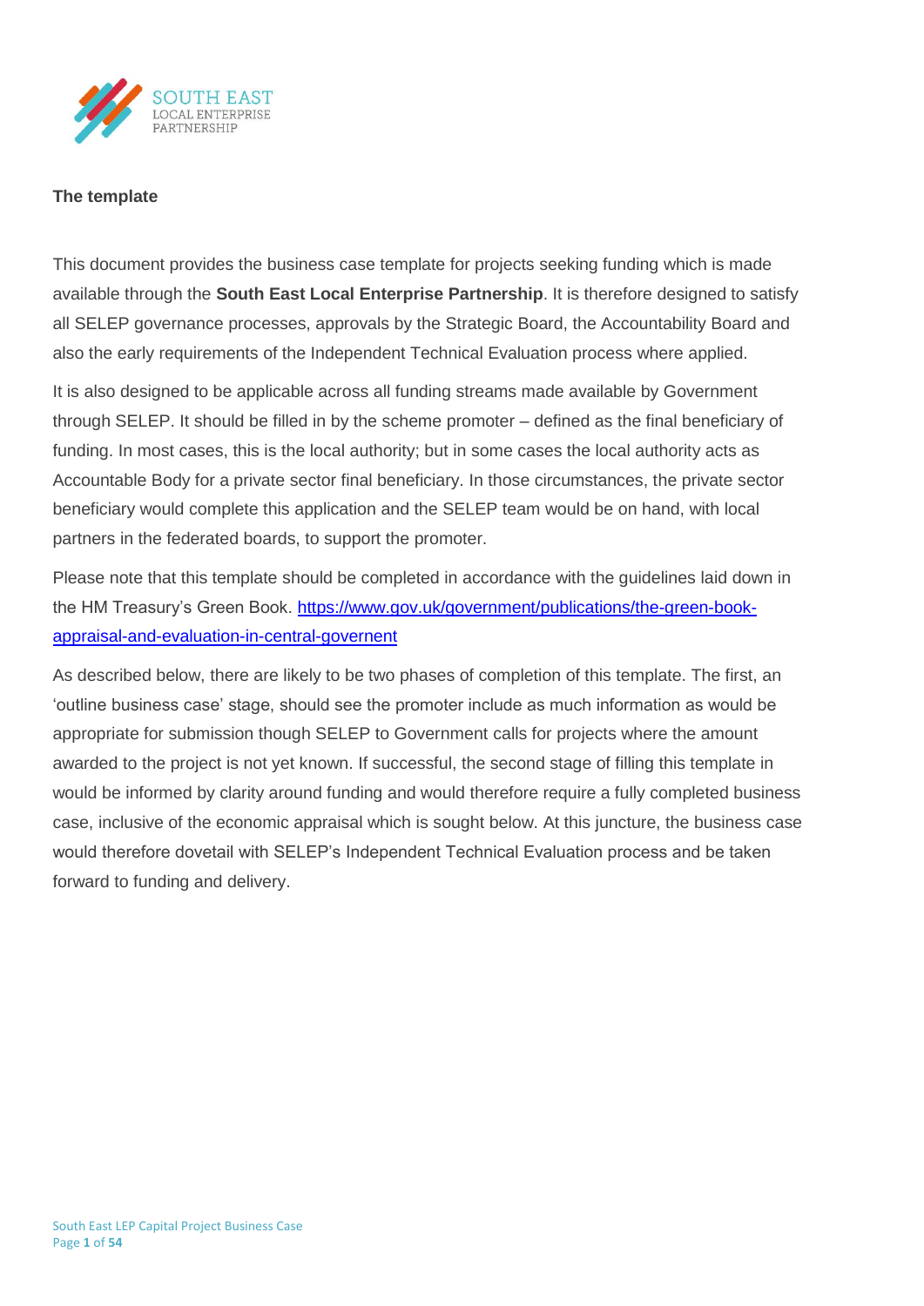**The template**

This document provides the business case template for projects seeking funding which is made available through the **South East Local Enterprise Partnership**. It is therefore designed to satisfy all SELEP governance processes, approvals by the Strategic Board, the Accountability Board and also the early requirements of the Independent Technical Evaluation process where applied.

It is also designed to be applicable across all funding streams made available by Government through SELEP. It should be filled in by the scheme promoter – defined as the final beneficiary of funding. In most cases, this is the local authority; but in some cases the local authority acts as Accountable Body for a private sector final beneficiary. In those circumstances, the private sector beneficiary would complete this application and the SELEP team would be on hand, with local partners in the federated boards, to support the promoter.

Please note that this template should be completed in accordance with the guidelines laid down in the HM Treasury's Green Book. [https://www.gov.uk/government/publications/the-green-book-appraisal-and-evaluation-in-central-governent](https://www.gov.uk/government/publications/the-green-book-appraisal-and-evaluation-in-central-governent)

As described below, there are likely to be two phases of completion of this template. The first, an 'outline business case' stage, should see the promoter include as much information as would be appropriate for submission though SELEP to Government calls for projects where the amount awarded to the project is not yet known. If successful, the second stage of filling this template in would be informed by clarity around funding and would therefore require a fully completed business case, inclusive of the economic appraisal which is sought below. At this juncture, the business case would therefore dovetail with SELEP's Independent Technical Evaluation process and be taken forward to funding and delivery.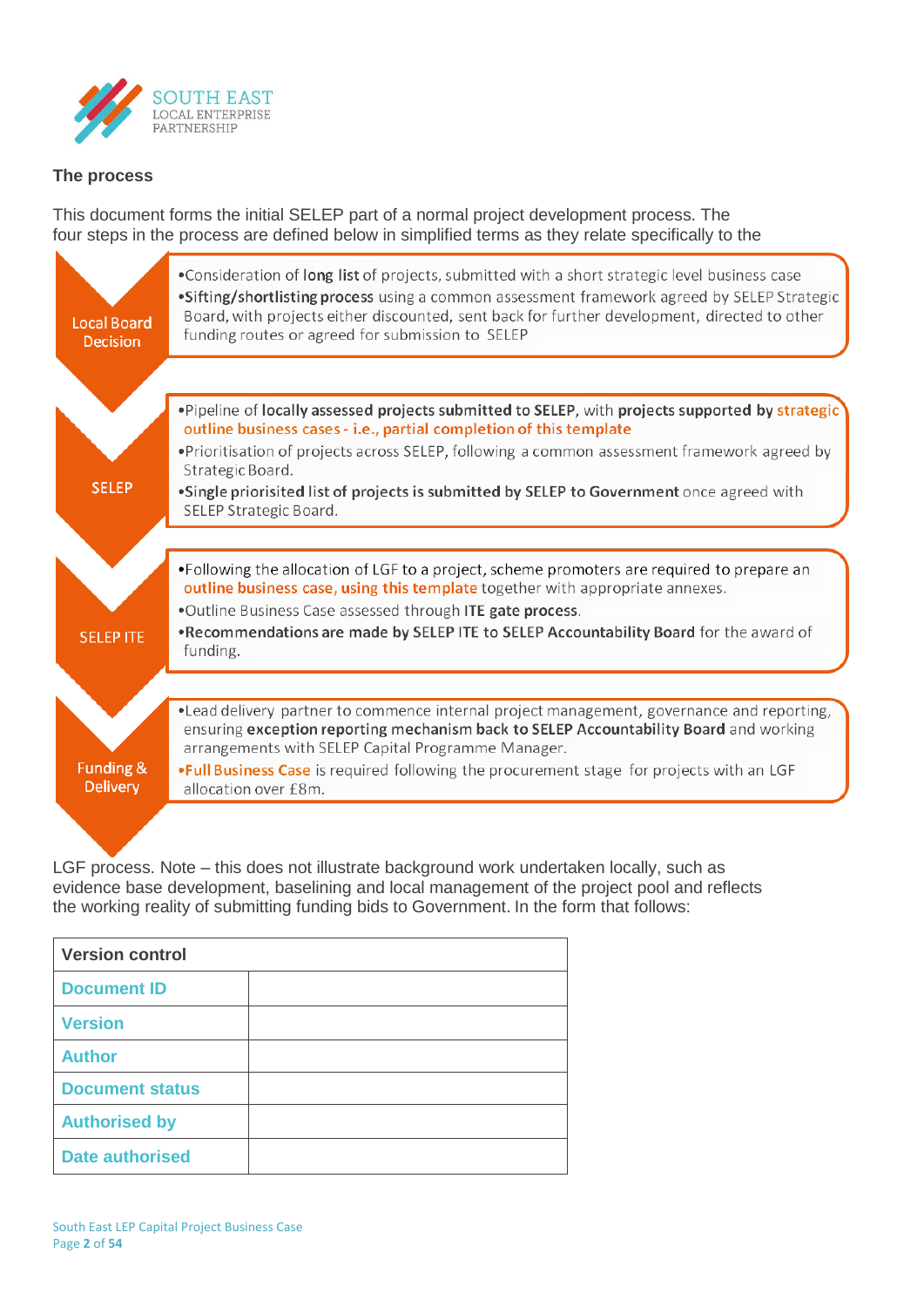## The process

This document forms the initial SELEP part of a normal project development process. The four steps in the process are defined below in simplified terms as they relate specifically to the

**Local Board Decision**

- Consideration of **long list** of projects, submitted with a short strategic level business case
- **Sifting/shortlisting process** using a common assessment framework agreed by SELEP Strategic Board, with projects either discounted, sent back for further development, directed to other funding routes or agreed for submission to SELEP

**SELEP**

- Pipeline of **locally assessed projects submitted to SELEP**, with **projects supported by strategic outline business cases - i.e., partial completion of this template**
- Prioritisation of projects across SELEP, following a common assessment framework agreed by Strategic Board.
- **Single priorisited list of projects is submitted by SELEP to Government** once agreed with SELEP Strategic Board.

**SELEP ITE**

- Following the allocation of LGF to a project, scheme promoters are required to prepare an **outline business case, using this template** together with appropriate annexes.
- Outline Business Case assessed through **ITE gate process**.
- **Recommendations are made by SELEP ITE to SELEP Accountability Board** for the award of funding.

**Funding & Delivery**

- Lead delivery partner to commence internal project management, governance and reporting, ensuring **exception reporting mechanism back to SELEP Accountability Board** and working arrangements with SELEP Capital Programme Manager.
- **Full Business Case** is required following the procurement stage for projects with an LGF allocation over £8m.

LGF process. Note – this does not illustrate background work undertaken locally, such as evidence base development, baselining and local management of the project pool and reflects the working reality of submitting funding bids to Government. In the form that follows:

| Version control | |
|---|---|
| Document ID | |
| Version | |
| Author | |
| Document status | |
| Authorised by | |
| Date authorised | |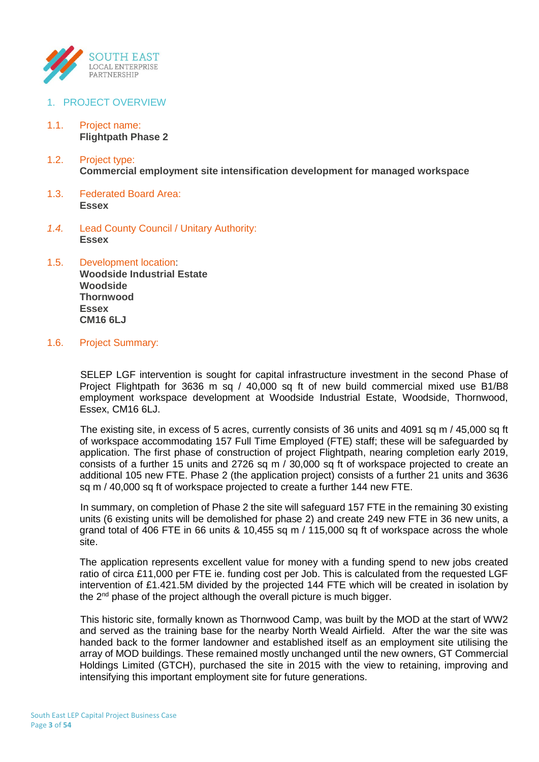## 1. PROJECT OVERVIEW

### 1.1. Project name:
**Flightpath Phase 2**

### 1.2. Project type:
**Commercial employment site intensification development for managed workspace**

### 1.3. Federated Board Area:
**Essex**

### *1.4.* Lead County Council / Unitary Authority:
**Essex**

### 1.5. Development location:
**Woodside Industrial Estate**
**Woodside**
**Thornwood**
**Essex**
**CM16 6LJ**

### 1.6. Project Summary:

SELEP LGF intervention is sought for capital infrastructure investment in the second Phase of Project Flightpath for 3636 m sq / 40,000 sq ft of new build commercial mixed use B1/B8 employment workspace development at Woodside Industrial Estate, Woodside, Thornwood, Essex, CM16 6LJ.

The existing site, in excess of 5 acres, currently consists of 36 units and 4091 sq m / 45,000 sq ft of workspace accommodating 157 Full Time Employed (FTE) staff; these will be safeguarded by application. The first phase of construction of project Flightpath, nearing completion early 2019, consists of a further 15 units and 2726 sq m / 30,000 sq ft of workspace projected to create an additional 105 new FTE. Phase 2 (the application project) consists of a further 21 units and 3636 sq m / 40,000 sq ft of workspace projected to create a further 144 new FTE.

In summary, on completion of Phase 2 the site will safeguard 157 FTE in the remaining 30 existing units (6 existing units will be demolished for phase 2) and create 249 new FTE in 36 new units, a grand total of 406 FTE in 66 units & 10,455 sq m / 115,000 sq ft of workspace across the whole site.

The application represents excellent value for money with a funding spend to new jobs created ratio of circa £11,000 per FTE ie. funding cost per Job. This is calculated from the requested LGF intervention of £1.421.5M divided by the projected 144 FTE which will be created in isolation by the 2nd phase of the project although the overall picture is much bigger.

This historic site, formally known as Thornwood Camp, was built by the MOD at the start of WW2 and served as the training base for the nearby North Weald Airfield. After the war the site was handed back to the former landowner and established itself as an employment site utilising the array of MOD buildings. These remained mostly unchanged until the new owners, GT Commercial Holdings Limited (GTCH), purchased the site in 2015 with the view to retaining, improving and intensifying this important employment site for future generations.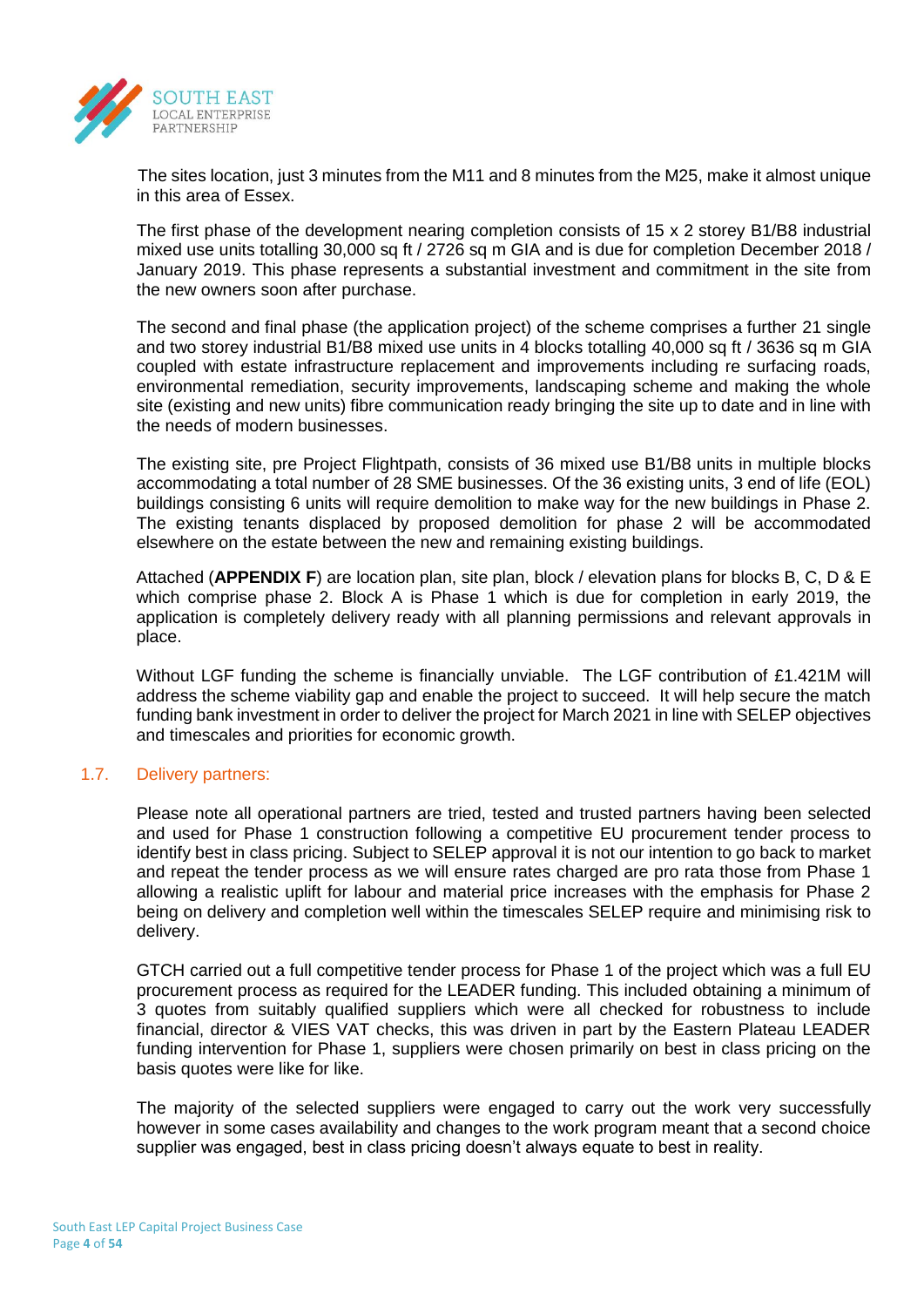The sites location, just 3 minutes from the M11 and 8 minutes from the M25, make it almost unique in this area of Essex.

The first phase of the development nearing completion consists of 15 x 2 storey B1/B8 industrial mixed use units totalling 30,000 sq ft / 2726 sq m GIA and is due for completion December 2018 / January 2019. This phase represents a substantial investment and commitment in the site from the new owners soon after purchase.

The second and final phase (the application project) of the scheme comprises a further 21 single and two storey industrial B1/B8 mixed use units in 4 blocks totalling 40,000 sq ft / 3636 sq m GIA coupled with estate infrastructure replacement and improvements including re surfacing roads, environmental remediation, security improvements, landscaping scheme and making the whole site (existing and new units) fibre communication ready bringing the site up to date and in line with the needs of modern businesses.

The existing site, pre Project Flightpath, consists of 36 mixed use B1/B8 units in multiple blocks accommodating a total number of 28 SME businesses. Of the 36 existing units, 3 end of life (EOL) buildings consisting 6 units will require demolition to make way for the new buildings in Phase 2. The existing tenants displaced by proposed demolition for phase 2 will be accommodated elsewhere on the estate between the new and remaining existing buildings.

Attached (**APPENDIX F**) are location plan, site plan, block / elevation plans for blocks B, C, D & E which comprise phase 2. Block A is Phase 1 which is due for completion in early 2019, the application is completely delivery ready with all planning permissions and relevant approvals in place.

Without LGF funding the scheme is financially unviable. The LGF contribution of £1.421M will address the scheme viability gap and enable the project to succeed. It will help secure the match funding bank investment in order to deliver the project for March 2021 in line with SELEP objectives and timescales and priorities for economic growth.

### 1.7. Delivery partners:

Please note all operational partners are tried, tested and trusted partners having been selected and used for Phase 1 construction following a competitive EU procurement tender process to identify best in class pricing. Subject to SELEP approval it is not our intention to go back to market and repeat the tender process as we will ensure rates charged are pro rata those from Phase 1 allowing a realistic uplift for labour and material price increases with the emphasis for Phase 2 being on delivery and completion well within the timescales SELEP require and minimising risk to delivery.

GTCH carried out a full competitive tender process for Phase 1 of the project which was a full EU procurement process as required for the LEADER funding. This included obtaining a minimum of 3 quotes from suitably qualified suppliers which were all checked for robustness to include financial, director & VIES VAT checks, this was driven in part by the Eastern Plateau LEADER funding intervention for Phase 1, suppliers were chosen primarily on best in class pricing on the basis quotes were like for like.

The majority of the selected suppliers were engaged to carry out the work very successfully however in some cases availability and changes to the work program meant that a second choice supplier was engaged, best in class pricing doesn't always equate to best in reality.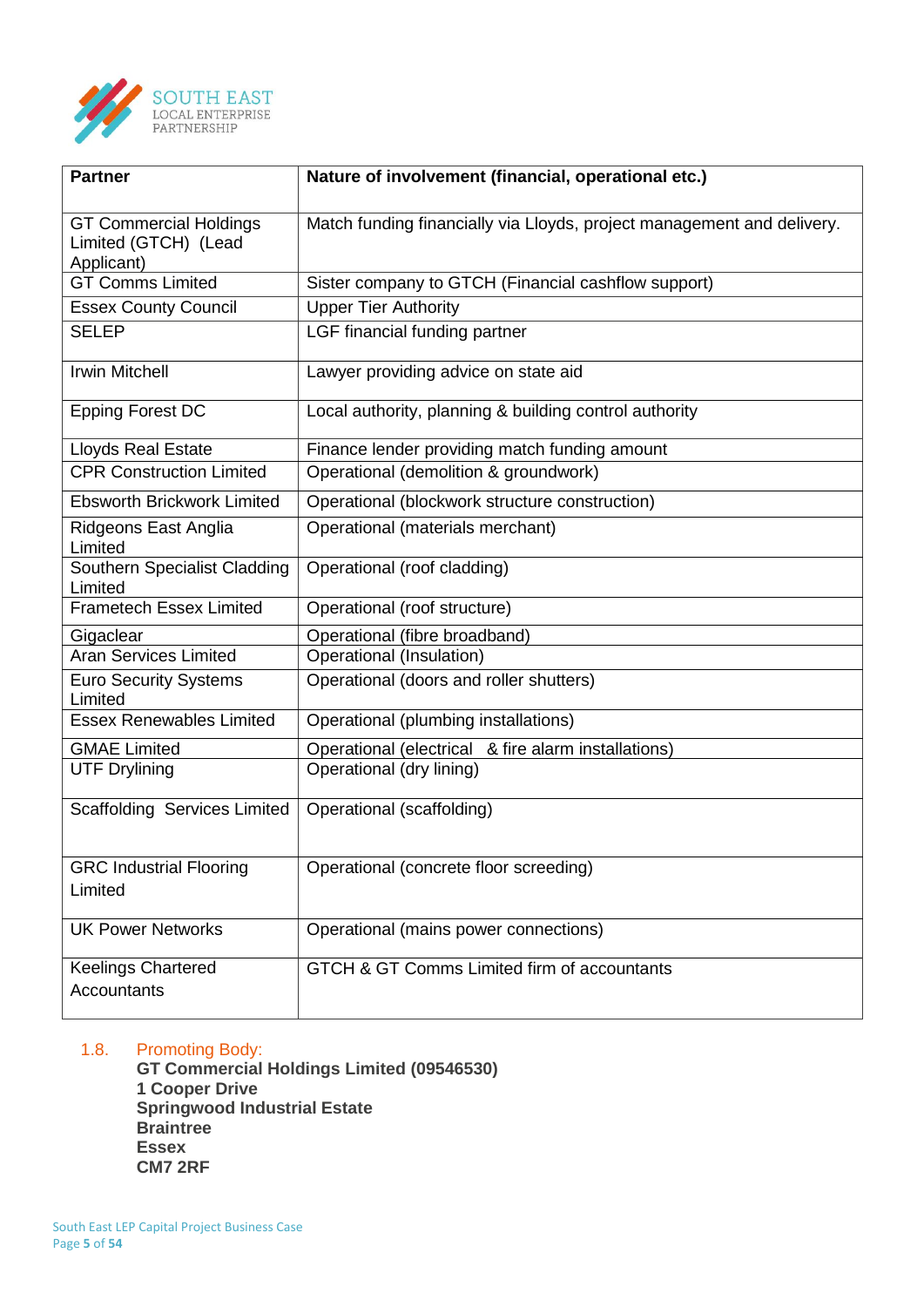| Partner | Nature of involvement (financial, operational etc.) |
|---|---|
| GT Commercial Holdings Limited (GTCH) (Lead Applicant) | Match funding financially via Lloyds, project management and delivery. |
| GT Comms Limited | Sister company to GTCH (Financial cashflow support) |
| Essex County Council | Upper Tier Authority |
| SELEP | LGF financial funding partner |
| Irwin Mitchell | Lawyer providing advice on state aid |
| Epping Forest DC | Local authority, planning & building control authority |
| Lloyds Real Estate | Finance lender providing match funding amount |
| CPR Construction Limited | Operational (demolition & groundwork) |
| Ebsworth Brickwork Limited | Operational (blockwork structure construction) |
| Ridgeons East Anglia Limited | Operational (materials merchant) |
| Southern Specialist Cladding Limited | Operational (roof cladding) |
| Frametech Essex Limited | Operational (roof structure) |
| Gigaclear | Operational (fibre broadband) |
| Aran Services Limited | Operational (Insulation) |
| Euro Security Systems Limited | Operational (doors and roller shutters) |
| Essex Renewables Limited | Operational (plumbing installations) |
| GMAE Limited | Operational (electrical & fire alarm installations) |
| UTF Drylining | Operational (dry lining) |
| Scaffolding Services Limited | Operational (scaffolding) |
| GRC Industrial Flooring Limited | Operational (concrete floor screeding) |
| UK Power Networks | Operational (mains power connections) |
| Keelings Chartered Accountants | GTCH & GT Comms Limited firm of accountants |

## 1.8. Promoting Body:

**GT Commercial Holdings Limited (09546530)**
**1 Cooper Drive**
**Springwood Industrial Estate**
**Braintree**
**Essex**
**CM7 2RF**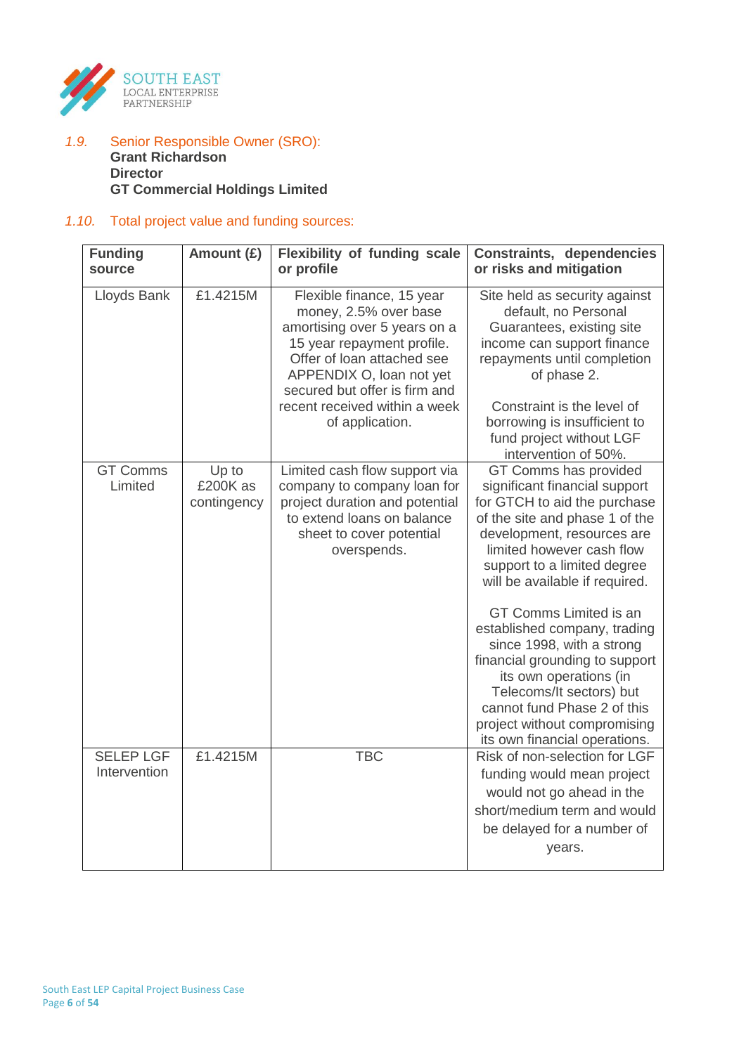*1.9.* Senior Responsible Owner (SRO):
**Grant Richardson**
**Director**
**GT Commercial Holdings Limited**

*1.10.* Total project value and funding sources:

| Funding source | Amount (£) | Flexibility of funding scale or profile | Constraints, dependencies or risks and mitigation |
|---|---|---|---|
| Lloyds Bank | £1.4215M | Flexible finance, 15 year money, 2.5% over base amortising over 5 years on a 15 year repayment profile. Offer of loan attached see APPENDIX O, loan not yet secured but offer is firm and recent received within a week of application. | Site held as security against default, no Personal Guarantees, existing site income can support finance repayments until completion of phase 2.<br><br>Constraint is the level of borrowing is insufficient to fund project without LGF intervention of 50%. |
| GT Comms Limited | Up to £200K as contingency | Limited cash flow support via company to company loan for project duration and potential to extend loans on balance sheet to cover potential overspends. | GT Comms has provided significant financial support for GTCH to aid the purchase of the site and phase 1 of the development, resources are limited however cash flow support to a limited degree will be available if required.<br><br>GT Comms Limited is an established company, trading since 1998, with a strong financial grounding to support its own operations (in Telecoms/It sectors) but cannot fund Phase 2 of this project without compromising its own financial operations. |
| SELEP LGF Intervention | £1.4215M | TBC | Risk of non-selection for LGF funding would mean project would not go ahead in the short/medium term and would be delayed for a number of years. |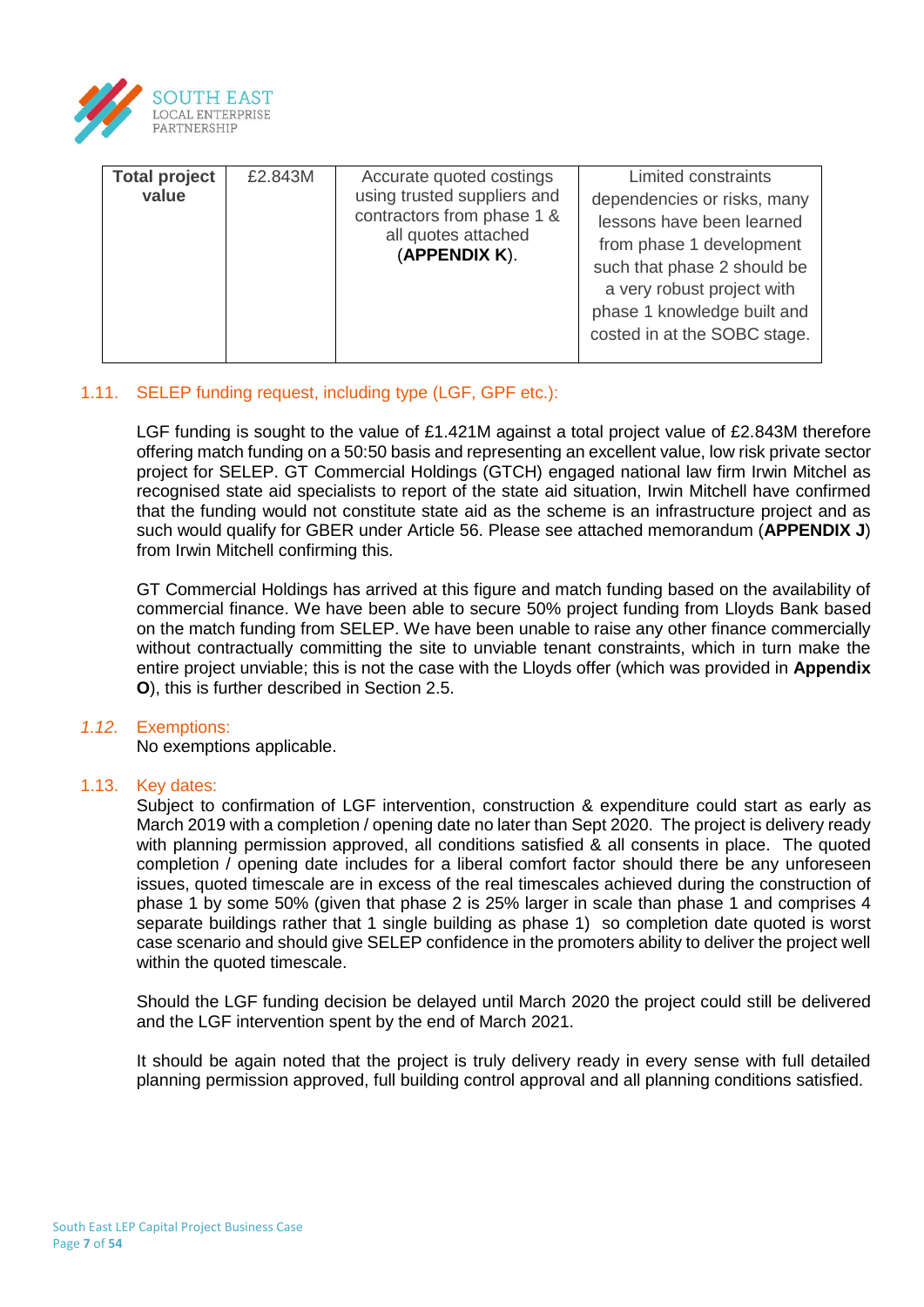| **Total project value** | £2.843M | Accurate quoted costings using trusted suppliers and contractors from phase 1 & all quotes attached (**APPENDIX K**). | Limited constraints dependencies or risks, many lessons have been learned from phase 1 development such that phase 2 should be a very robust project with phase 1 knowledge built and costed in at the SOBC stage. |
|---|---|---|---|

## 1.11. SELEP funding request, including type (LGF, GPF etc.):

LGF funding is sought to the value of £1.421M against a total project value of £2.843M therefore offering match funding on a 50:50 basis and representing an excellent value, low risk private sector project for SELEP. GT Commercial Holdings (GTCH) engaged national law firm Irwin Mitchel as recognised state aid specialists to report of the state aid situation, Irwin Mitchell have confirmed that the funding would not constitute state aid as the scheme is an infrastructure project and as such would qualify for GBER under Article 56. Please see attached memorandum (**APPENDIX J**) from Irwin Mitchell confirming this.

GT Commercial Holdings has arrived at this figure and match funding based on the availability of commercial finance. We have been able to secure 50% project funding from Lloyds Bank based on the match funding from SELEP. We have been unable to raise any other finance commercially without contractually committing the site to unviable tenant constraints, which in turn make the entire project unviable; this is not the case with the Lloyds offer (which was provided in **Appendix O**), this is further described in Section 2.5.

## *1.12.* Exemptions:

No exemptions applicable.

## 1.13. Key dates:

Subject to confirmation of LGF intervention, construction & expenditure could start as early as March 2019 with a completion / opening date no later than Sept 2020. The project is delivery ready with planning permission approved, all conditions satisfied & all consents in place. The quoted completion / opening date includes for a liberal comfort factor should there be any unforeseen issues, quoted timescale are in excess of the real timescales achieved during the construction of phase 1 by some 50% (given that phase 2 is 25% larger in scale than phase 1 and comprises 4 separate buildings rather that 1 single building as phase 1) so completion date quoted is worst case scenario and should give SELEP confidence in the promoters ability to deliver the project well within the quoted timescale.

Should the LGF funding decision be delayed until March 2020 the project could still be delivered and the LGF intervention spent by the end of March 2021.

It should be again noted that the project is truly delivery ready in every sense with full detailed planning permission approved, full building control approval and all planning conditions satisfied.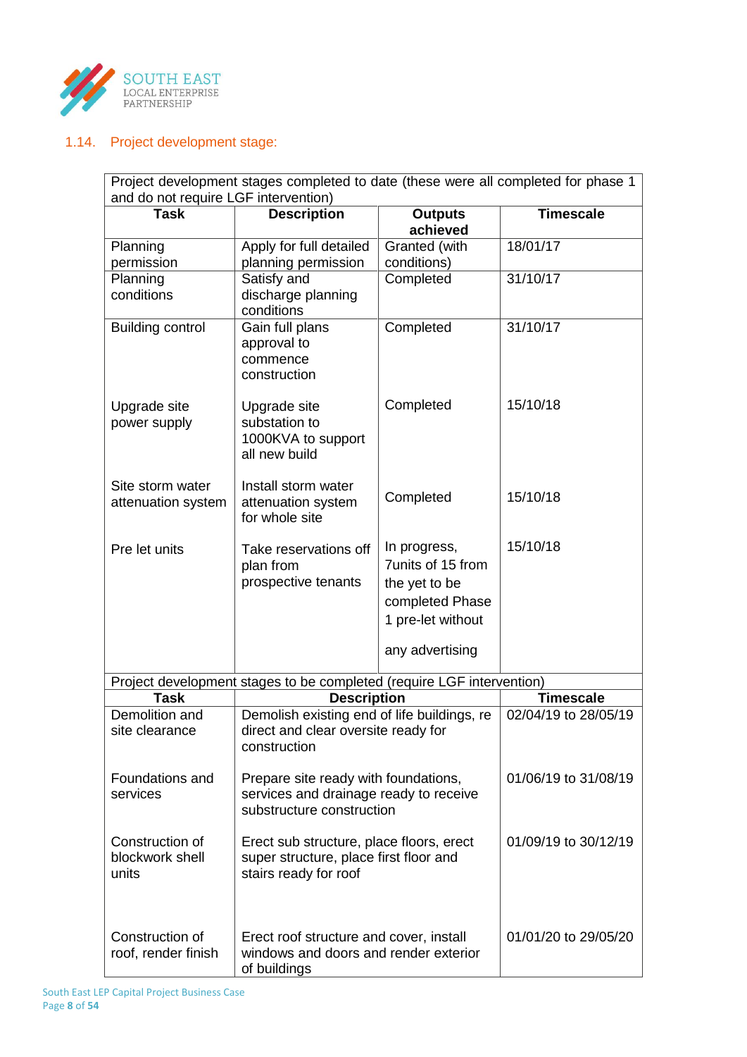## 1.14. Project development stage:

| Project development stages completed to date (these were all completed for phase 1 and do not require LGF intervention) | | | |
|---|---|---|---|
| **Task** | **Description** | **Outputs achieved** | **Timescale** |
| Planning permission | Apply for full detailed planning permission | Granted (with conditions) | 18/01/17 |
| Planning conditions | Satisfy and discharge planning conditions | Completed | 31/10/17 |
| Building control | Gain full plans approval to commence construction | Completed | 31/10/17 |
| Upgrade site power supply | Upgrade site substation to 1000KVA to support all new build | Completed | 15/10/18 |
| Site storm water attenuation system | Install storm water attenuation system for whole site | Completed | 15/10/18 |
| Pre let units | Take reservations off plan from prospective tenants | In progress, 7units of 15 from the yet to be completed Phase 1 pre-let without any advertising | 15/10/18 |

| Project development stages to be completed (require LGF intervention) | | |
|---|---|---|
| **Task** | **Description** | **Timescale** |
| Demolition and site clearance | Demolish existing end of life buildings, re direct and clear oversite ready for construction | 02/04/19 to 28/05/19 |
| Foundations and services | Prepare site ready with foundations, services and drainage ready to receive substructure construction | 01/06/19 to 31/08/19 |
| Construction of blockwork shell units | Erect sub structure, place floors, erect super structure, place first floor and stairs ready for roof | 01/09/19 to 30/12/19 |
| Construction of roof, render finish | Erect roof structure and cover, install windows and doors and render exterior of buildings | 01/01/20 to 29/05/20 |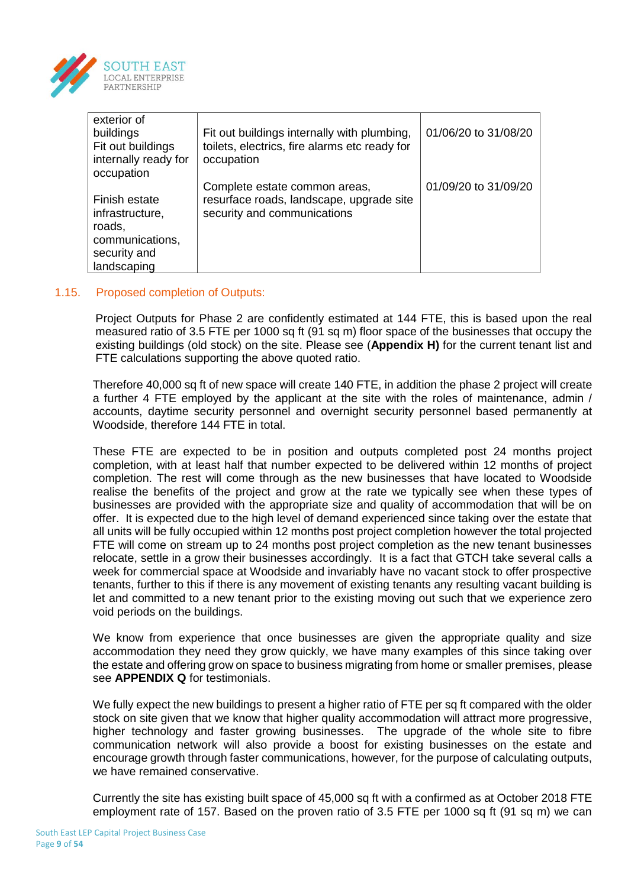| exterior of buildings<br>Fit out buildings internally ready for occupation | Fit out buildings internally with plumbing, toilets, electrics, fire alarms etc ready for occupation | 01/06/20 to 31/08/20 |
|---|---|---|
| Finish estate infrastructure, roads, communications, security and landscaping | Complete estate common areas, resurface roads, landscape, upgrade site security and communications | 01/09/20 to 31/09/20 |

## 1.15. Proposed completion of Outputs:

Project Outputs for Phase 2 are confidently estimated at 144 FTE, this is based upon the real measured ratio of 3.5 FTE per 1000 sq ft (91 sq m) floor space of the businesses that occupy the existing buildings (old stock) on the site. Please see (**Appendix H)** for the current tenant list and FTE calculations supporting the above quoted ratio.

Therefore 40,000 sq ft of new space will create 140 FTE, in addition the phase 2 project will create a further 4 FTE employed by the applicant at the site with the roles of maintenance, admin / accounts, daytime security personnel and overnight security personnel based permanently at Woodside, therefore 144 FTE in total.

These FTE are expected to be in position and outputs completed post 24 months project completion, with at least half that number expected to be delivered within 12 months of project completion. The rest will come through as the new businesses that have located to Woodside realise the benefits of the project and grow at the rate we typically see when these types of businesses are provided with the appropriate size and quality of accommodation that will be on offer. It is expected due to the high level of demand experienced since taking over the estate that all units will be fully occupied within 12 months post project completion however the total projected FTE will come on stream up to 24 months post project completion as the new tenant businesses relocate, settle in a grow their businesses accordingly. It is a fact that GTCH take several calls a week for commercial space at Woodside and invariably have no vacant stock to offer prospective tenants, further to this if there is any movement of existing tenants any resulting vacant building is let and committed to a new tenant prior to the existing moving out such that we experience zero void periods on the buildings.

We know from experience that once businesses are given the appropriate quality and size accommodation they need they grow quickly, we have many examples of this since taking over the estate and offering grow on space to business migrating from home or smaller premises, please see **APPENDIX Q** for testimonials.

We fully expect the new buildings to present a higher ratio of FTE per sq ft compared with the older stock on site given that we know that higher quality accommodation will attract more progressive, higher technology and faster growing businesses. The upgrade of the whole site to fibre communication network will also provide a boost for existing businesses on the estate and encourage growth through faster communications, however, for the purpose of calculating outputs, we have remained conservative.

Currently the site has existing built space of 45,000 sq ft with a confirmed as at October 2018 FTE employment rate of 157. Based on the proven ratio of 3.5 FTE per 1000 sq ft (91 sq m) we can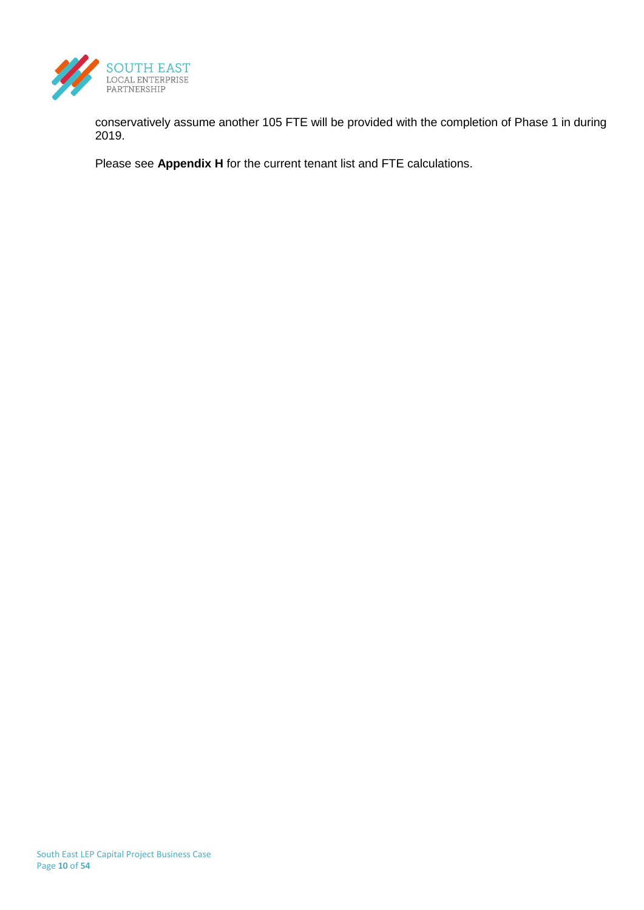conservatively assume another 105 FTE will be provided with the completion of Phase 1 in during 2019.

Please see **Appendix H** for the current tenant list and FTE calculations.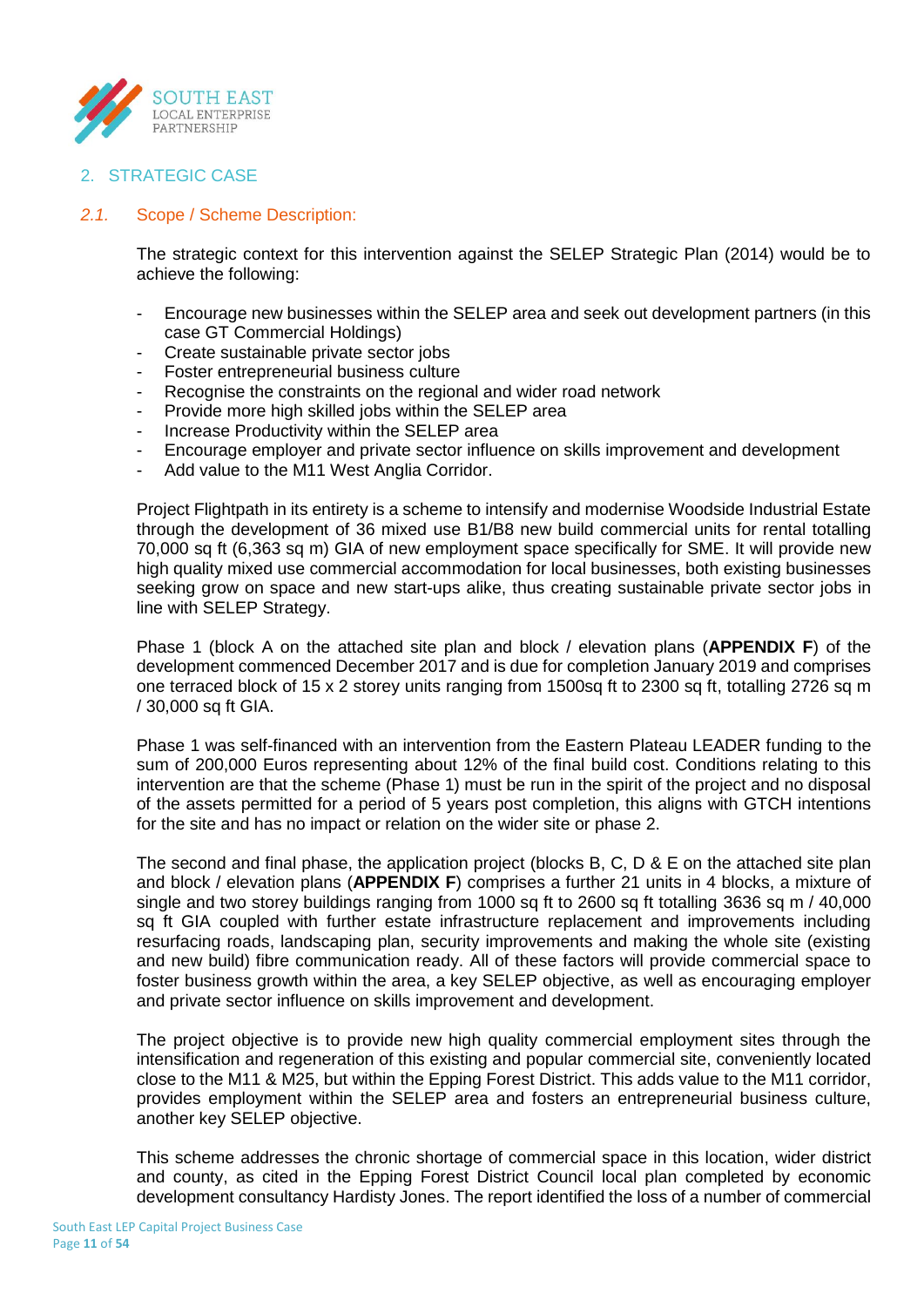## 2. STRATEGIC CASE

### 2.1. Scope / Scheme Description:

The strategic context for this intervention against the SELEP Strategic Plan (2014) would be to achieve the following:

- Encourage new businesses within the SELEP area and seek out development partners (in this case GT Commercial Holdings)
- Create sustainable private sector jobs
- Foster entrepreneurial business culture
- Recognise the constraints on the regional and wider road network
- Provide more high skilled jobs within the SELEP area
- Increase Productivity within the SELEP area
- Encourage employer and private sector influence on skills improvement and development
- Add value to the M11 West Anglia Corridor.

Project Flightpath in its entirety is a scheme to intensify and modernise Woodside Industrial Estate through the development of 36 mixed use B1/B8 new build commercial units for rental totalling 70,000 sq ft (6,363 sq m) GIA of new employment space specifically for SME. It will provide new high quality mixed use commercial accommodation for local businesses, both existing businesses seeking grow on space and new start-ups alike, thus creating sustainable private sector jobs in line with SELEP Strategy.

Phase 1 (block A on the attached site plan and block / elevation plans (**APPENDIX F**) of the development commenced December 2017 and is due for completion January 2019 and comprises one terraced block of 15 x 2 storey units ranging from 1500sq ft to 2300 sq ft, totalling 2726 sq m / 30,000 sq ft GIA.

Phase 1 was self-financed with an intervention from the Eastern Plateau LEADER funding to the sum of 200,000 Euros representing about 12% of the final build cost. Conditions relating to this intervention are that the scheme (Phase 1) must be run in the spirit of the project and no disposal of the assets permitted for a period of 5 years post completion, this aligns with GTCH intentions for the site and has no impact or relation on the wider site or phase 2.

The second and final phase, the application project (blocks B, C, D & E on the attached site plan and block / elevation plans (**APPENDIX F**) comprises a further 21 units in 4 blocks, a mixture of single and two storey buildings ranging from 1000 sq ft to 2600 sq ft totalling 3636 sq m / 40,000 sq ft GIA coupled with further estate infrastructure replacement and improvements including resurfacing roads, landscaping plan, security improvements and making the whole site (existing and new build) fibre communication ready. All of these factors will provide commercial space to foster business growth within the area, a key SELEP objective, as well as encouraging employer and private sector influence on skills improvement and development.

The project objective is to provide new high quality commercial employment sites through the intensification and regeneration of this existing and popular commercial site, conveniently located close to the M11 & M25, but within the Epping Forest District. This adds value to the M11 corridor, provides employment within the SELEP area and fosters an entrepreneurial business culture, another key SELEP objective.

This scheme addresses the chronic shortage of commercial space in this location, wider district and county, as cited in the Epping Forest District Council local plan completed by economic development consultancy Hardisty Jones. The report identified the loss of a number of commercial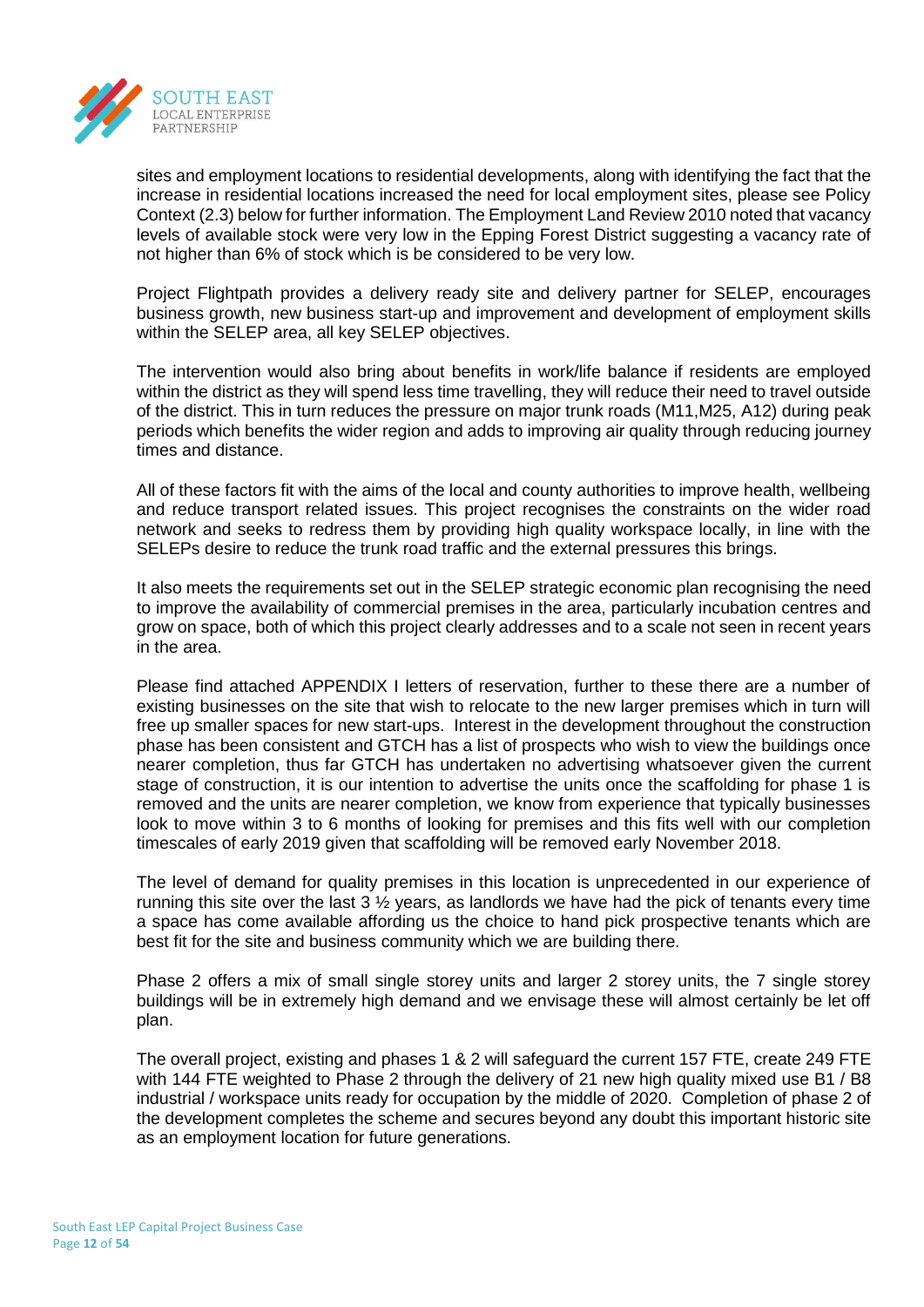sites and employment locations to residential developments, along with identifying the fact that the increase in residential locations increased the need for local employment sites, please see Policy Context (2.3) below for further information. The Employment Land Review 2010 noted that vacancy levels of available stock were very low in the Epping Forest District suggesting a vacancy rate of not higher than 6% of stock which is be considered to be very low.

Project Flightpath provides a delivery ready site and delivery partner for SELEP, encourages business growth, new business start-up and improvement and development of employment skills within the SELEP area, all key SELEP objectives.

The intervention would also bring about benefits in work/life balance if residents are employed within the district as they will spend less time travelling, they will reduce their need to travel outside of the district. This in turn reduces the pressure on major trunk roads (M11,M25, A12) during peak periods which benefits the wider region and adds to improving air quality through reducing journey times and distance.

All of these factors fit with the aims of the local and county authorities to improve health, wellbeing and reduce transport related issues. This project recognises the constraints on the wider road network and seeks to redress them by providing high quality workspace locally, in line with the SELEPs desire to reduce the trunk road traffic and the external pressures this brings.

It also meets the requirements set out in the SELEP strategic economic plan recognising the need to improve the availability of commercial premises in the area, particularly incubation centres and grow on space, both of which this project clearly addresses and to a scale not seen in recent years in the area.

Please find attached APPENDIX I letters of reservation, further to these there are a number of existing businesses on the site that wish to relocate to the new larger premises which in turn will free up smaller spaces for new start-ups. Interest in the development throughout the construction phase has been consistent and GTCH has a list of prospects who wish to view the buildings once nearer completion, thus far GTCH has undertaken no advertising whatsoever given the current stage of construction, it is our intention to advertise the units once the scaffolding for phase 1 is removed and the units are nearer completion, we know from experience that typically businesses look to move within 3 to 6 months of looking for premises and this fits well with our completion timescales of early 2019 given that scaffolding will be removed early November 2018.

The level of demand for quality premises in this location is unprecedented in our experience of running this site over the last 3 ½ years, as landlords we have had the pick of tenants every time a space has come available affording us the choice to hand pick prospective tenants which are best fit for the site and business community which we are building there.

Phase 2 offers a mix of small single storey units and larger 2 storey units, the 7 single storey buildings will be in extremely high demand and we envisage these will almost certainly be let off plan.

The overall project, existing and phases 1 & 2 will safeguard the current 157 FTE, create 249 FTE with 144 FTE weighted to Phase 2 through the delivery of 21 new high quality mixed use B1 / B8 industrial / workspace units ready for occupation by the middle of 2020. Completion of phase 2 of the development completes the scheme and secures beyond any doubt this important historic site as an employment location for future generations.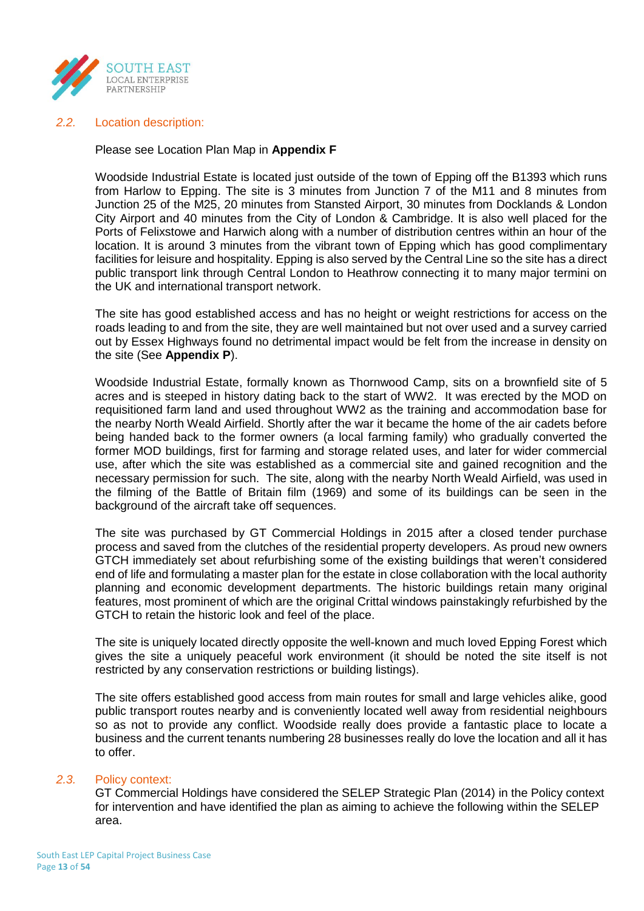### 2.2. Location description:

Please see Location Plan Map in **Appendix F**

Woodside Industrial Estate is located just outside of the town of Epping off the B1393 which runs from Harlow to Epping. The site is 3 minutes from Junction 7 of the M11 and 8 minutes from Junction 25 of the M25, 20 minutes from Stansted Airport, 30 minutes from Docklands & London City Airport and 40 minutes from the City of London & Cambridge. It is also well placed for the Ports of Felixstowe and Harwich along with a number of distribution centres within an hour of the location. It is around 3 minutes from the vibrant town of Epping which has good complimentary facilities for leisure and hospitality. Epping is also served by the Central Line so the site has a direct public transport link through Central London to Heathrow connecting it to many major termini on the UK and international transport network.

The site has good established access and has no height or weight restrictions for access on the roads leading to and from the site, they are well maintained but not over used and a survey carried out by Essex Highways found no detrimental impact would be felt from the increase in density on the site (See **Appendix P**).

Woodside Industrial Estate, formally known as Thornwood Camp, sits on a brownfield site of 5 acres and is steeped in history dating back to the start of WW2. It was erected by the MOD on requisitioned farm land and used throughout WW2 as the training and accommodation base for the nearby North Weald Airfield. Shortly after the war it became the home of the air cadets before being handed back to the former owners (a local farming family) who gradually converted the former MOD buildings, first for farming and storage related uses, and later for wider commercial use, after which the site was established as a commercial site and gained recognition and the necessary permission for such. The site, along with the nearby North Weald Airfield, was used in the filming of the Battle of Britain film (1969) and some of its buildings can be seen in the background of the aircraft take off sequences.

The site was purchased by GT Commercial Holdings in 2015 after a closed tender purchase process and saved from the clutches of the residential property developers. As proud new owners GTCH immediately set about refurbishing some of the existing buildings that weren't considered end of life and formulating a master plan for the estate in close collaboration with the local authority planning and economic development departments. The historic buildings retain many original features, most prominent of which are the original Crittal windows painstakingly refurbished by the GTCH to retain the historic look and feel of the place.

The site is uniquely located directly opposite the well-known and much loved Epping Forest which gives the site a uniquely peaceful work environment (it should be noted the site itself is not restricted by any conservation restrictions or building listings).

The site offers established good access from main routes for small and large vehicles alike, good public transport routes nearby and is conveniently located well away from residential neighbours so as not to provide any conflict. Woodside really does provide a fantastic place to locate a business and the current tenants numbering 28 businesses really do love the location and all it has to offer.

### 2.3. Policy context:

GT Commercial Holdings have considered the SELEP Strategic Plan (2014) in the Policy context for intervention and have identified the plan as aiming to achieve the following within the SELEP area.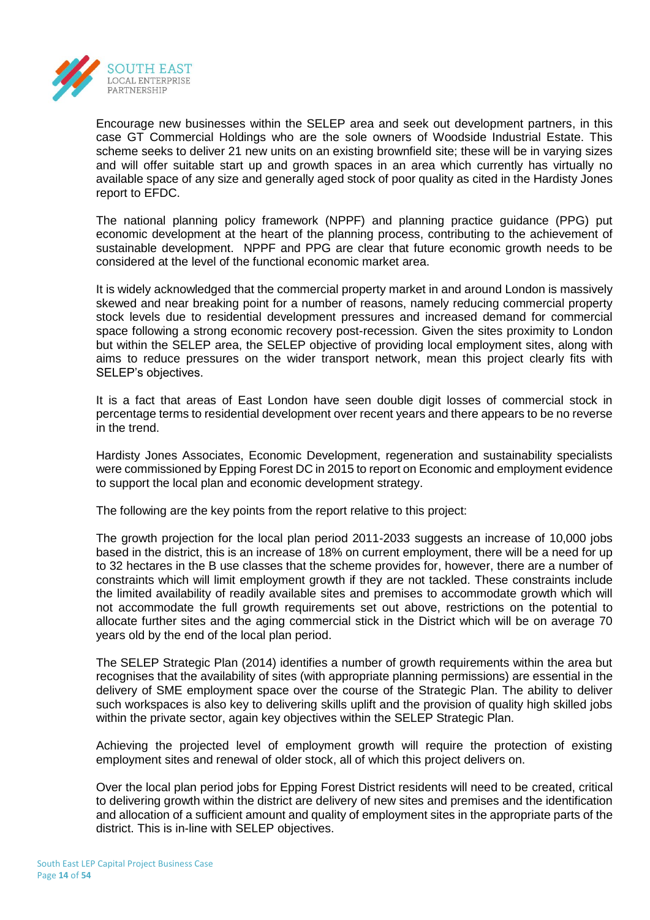Encourage new businesses within the SELEP area and seek out development partners, in this case GT Commercial Holdings who are the sole owners of Woodside Industrial Estate. This scheme seeks to deliver 21 new units on an existing brownfield site; these will be in varying sizes and will offer suitable start up and growth spaces in an area which currently has virtually no available space of any size and generally aged stock of poor quality as cited in the Hardisty Jones report to EFDC.

The national planning policy framework (NPPF) and planning practice guidance (PPG) put economic development at the heart of the planning process, contributing to the achievement of sustainable development. NPPF and PPG are clear that future economic growth needs to be considered at the level of the functional economic market area.

It is widely acknowledged that the commercial property market in and around London is massively skewed and near breaking point for a number of reasons, namely reducing commercial property stock levels due to residential development pressures and increased demand for commercial space following a strong economic recovery post-recession. Given the sites proximity to London but within the SELEP area, the SELEP objective of providing local employment sites, along with aims to reduce pressures on the wider transport network, mean this project clearly fits with SELEP's objectives.

It is a fact that areas of East London have seen double digit losses of commercial stock in percentage terms to residential development over recent years and there appears to be no reverse in the trend.

Hardisty Jones Associates, Economic Development, regeneration and sustainability specialists were commissioned by Epping Forest DC in 2015 to report on Economic and employment evidence to support the local plan and economic development strategy.

The following are the key points from the report relative to this project:

The growth projection for the local plan period 2011-2033 suggests an increase of 10,000 jobs based in the district, this is an increase of 18% on current employment, there will be a need for up to 32 hectares in the B use classes that the scheme provides for, however, there are a number of constraints which will limit employment growth if they are not tackled. These constraints include the limited availability of readily available sites and premises to accommodate growth which will not accommodate the full growth requirements set out above, restrictions on the potential to allocate further sites and the aging commercial stick in the District which will be on average 70 years old by the end of the local plan period.

The SELEP Strategic Plan (2014) identifies a number of growth requirements within the area but recognises that the availability of sites (with appropriate planning permissions) are essential in the delivery of SME employment space over the course of the Strategic Plan. The ability to deliver such workspaces is also key to delivering skills uplift and the provision of quality high skilled jobs within the private sector, again key objectives within the SELEP Strategic Plan.

Achieving the projected level of employment growth will require the protection of existing employment sites and renewal of older stock, all of which this project delivers on.

Over the local plan period jobs for Epping Forest District residents will need to be created, critical to delivering growth within the district are delivery of new sites and premises and the identification and allocation of a sufficient amount and quality of employment sites in the appropriate parts of the district. This is in-line with SELEP objectives.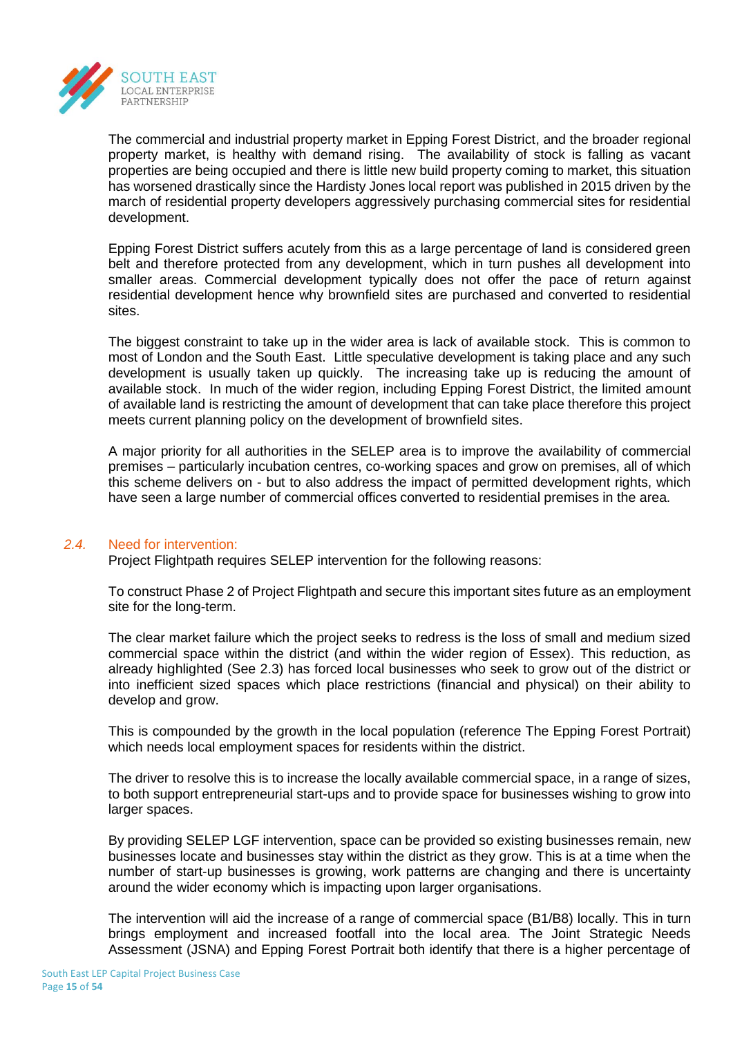The commercial and industrial property market in Epping Forest District, and the broader regional property market, is healthy with demand rising. The availability of stock is falling as vacant properties are being occupied and there is little new build property coming to market, this situation has worsened drastically since the Hardisty Jones local report was published in 2015 driven by the march of residential property developers aggressively purchasing commercial sites for residential development.

Epping Forest District suffers acutely from this as a large percentage of land is considered green belt and therefore protected from any development, which in turn pushes all development into smaller areas. Commercial development typically does not offer the pace of return against residential development hence why brownfield sites are purchased and converted to residential sites.

The biggest constraint to take up in the wider area is lack of available stock. This is common to most of London and the South East. Little speculative development is taking place and any such development is usually taken up quickly. The increasing take up is reducing the amount of available stock. In much of the wider region, including Epping Forest District, the limited amount of available land is restricting the amount of development that can take place therefore this project meets current planning policy on the development of brownfield sites.

A major priority for all authorities in the SELEP area is to improve the availability of commercial premises – particularly incubation centres, co-working spaces and grow on premises, all of which this scheme delivers on - but to also address the impact of permitted development rights, which have seen a large number of commercial offices converted to residential premises in the area.

### *2.4.* Need for intervention:

Project Flightpath requires SELEP intervention for the following reasons:

To construct Phase 2 of Project Flightpath and secure this important sites future as an employment site for the long-term.

The clear market failure which the project seeks to redress is the loss of small and medium sized commercial space within the district (and within the wider region of Essex). This reduction, as already highlighted (See 2.3) has forced local businesses who seek to grow out of the district or into inefficient sized spaces which place restrictions (financial and physical) on their ability to develop and grow.

This is compounded by the growth in the local population (reference The Epping Forest Portrait) which needs local employment spaces for residents within the district.

The driver to resolve this is to increase the locally available commercial space, in a range of sizes, to both support entrepreneurial start-ups and to provide space for businesses wishing to grow into larger spaces.

By providing SELEP LGF intervention, space can be provided so existing businesses remain, new businesses locate and businesses stay within the district as they grow. This is at a time when the number of start-up businesses is growing, work patterns are changing and there is uncertainty around the wider economy which is impacting upon larger organisations.

The intervention will aid the increase of a range of commercial space (B1/B8) locally. This in turn brings employment and increased footfall into the local area. The Joint Strategic Needs Assessment (JSNA) and Epping Forest Portrait both identify that there is a higher percentage of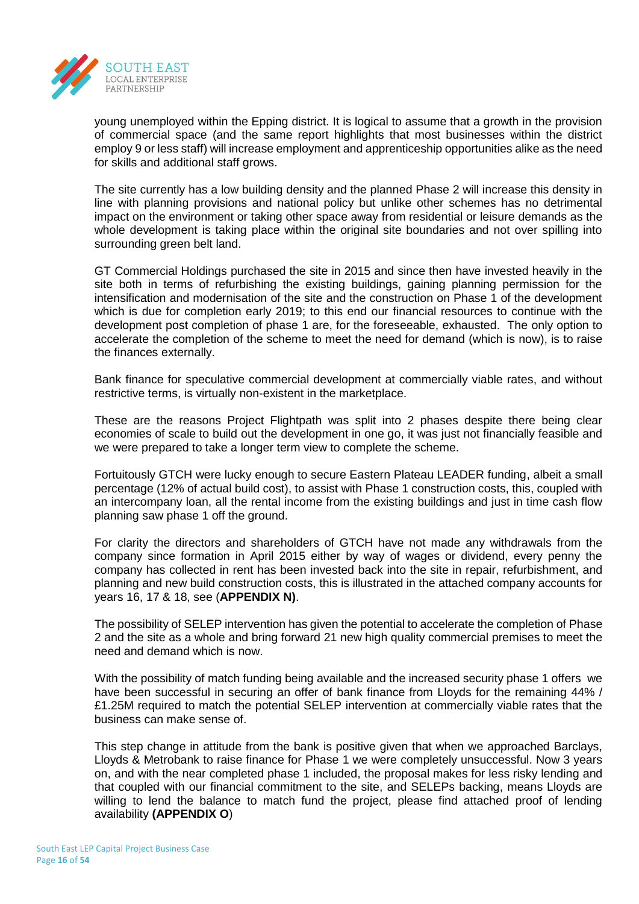young unemployed within the Epping district. It is logical to assume that a growth in the provision of commercial space (and the same report highlights that most businesses within the district employ 9 or less staff) will increase employment and apprenticeship opportunities alike as the need for skills and additional staff grows.

The site currently has a low building density and the planned Phase 2 will increase this density in line with planning provisions and national policy but unlike other schemes has no detrimental impact on the environment or taking other space away from residential or leisure demands as the whole development is taking place within the original site boundaries and not over spilling into surrounding green belt land.

GT Commercial Holdings purchased the site in 2015 and since then have invested heavily in the site both in terms of refurbishing the existing buildings, gaining planning permission for the intensification and modernisation of the site and the construction on Phase 1 of the development which is due for completion early 2019; to this end our financial resources to continue with the development post completion of phase 1 are, for the foreseeable, exhausted. The only option to accelerate the completion of the scheme to meet the need for demand (which is now), is to raise the finances externally.

Bank finance for speculative commercial development at commercially viable rates, and without restrictive terms, is virtually non-existent in the marketplace.

These are the reasons Project Flightpath was split into 2 phases despite there being clear economies of scale to build out the development in one go, it was just not financially feasible and we were prepared to take a longer term view to complete the scheme.

Fortuitously GTCH were lucky enough to secure Eastern Plateau LEADER funding, albeit a small percentage (12% of actual build cost), to assist with Phase 1 construction costs, this, coupled with an intercompany loan, all the rental income from the existing buildings and just in time cash flow planning saw phase 1 off the ground.

For clarity the directors and shareholders of GTCH have not made any withdrawals from the company since formation in April 2015 either by way of wages or dividend, every penny the company has collected in rent has been invested back into the site in repair, refurbishment, and planning and new build construction costs, this is illustrated in the attached company accounts for years 16, 17 & 18, see (**APPENDIX N)**.

The possibility of SELEP intervention has given the potential to accelerate the completion of Phase 2 and the site as a whole and bring forward 21 new high quality commercial premises to meet the need and demand which is now.

With the possibility of match funding being available and the increased security phase 1 offers we have been successful in securing an offer of bank finance from Lloyds for the remaining 44% / £1.25M required to match the potential SELEP intervention at commercially viable rates that the business can make sense of.

This step change in attitude from the bank is positive given that when we approached Barclays, Lloyds & Metrobank to raise finance for Phase 1 we were completely unsuccessful. Now 3 years on, and with the near completed phase 1 included, the proposal makes for less risky lending and that coupled with our financial commitment to the site, and SELEPs backing, means Lloyds are willing to lend the balance to match fund the project, please find attached proof of lending availability **(APPENDIX O**)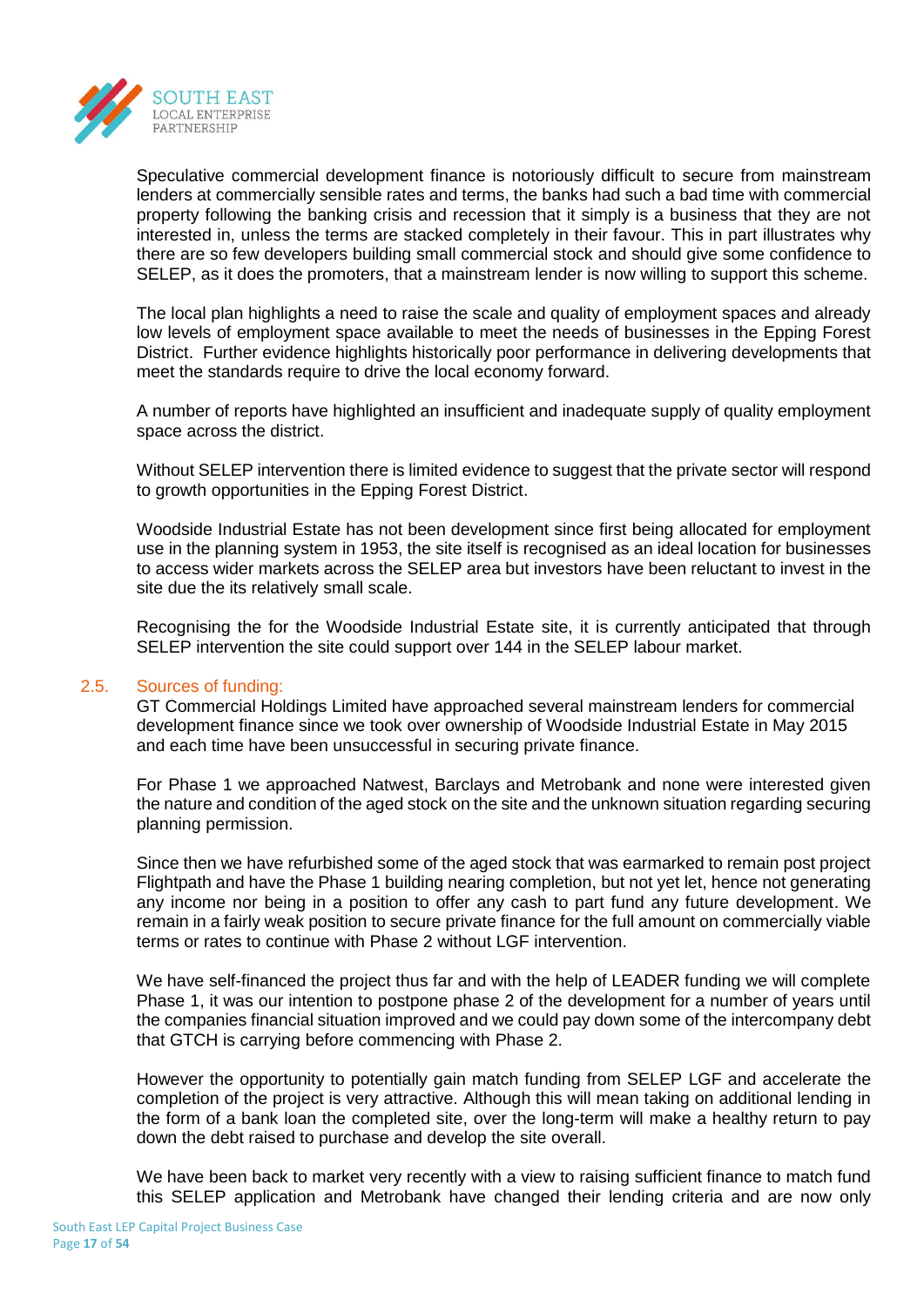Speculative commercial development finance is notoriously difficult to secure from mainstream lenders at commercially sensible rates and terms, the banks had such a bad time with commercial property following the banking crisis and recession that it simply is a business that they are not interested in, unless the terms are stacked completely in their favour. This in part illustrates why there are so few developers building small commercial stock and should give some confidence to SELEP, as it does the promoters, that a mainstream lender is now willing to support this scheme.

The local plan highlights a need to raise the scale and quality of employment spaces and already low levels of employment space available to meet the needs of businesses in the Epping Forest District. Further evidence highlights historically poor performance in delivering developments that meet the standards require to drive the local economy forward.

A number of reports have highlighted an insufficient and inadequate supply of quality employment space across the district.

Without SELEP intervention there is limited evidence to suggest that the private sector will respond to growth opportunities in the Epping Forest District.

Woodside Industrial Estate has not been development since first being allocated for employment use in the planning system in 1953, the site itself is recognised as an ideal location for businesses to access wider markets across the SELEP area but investors have been reluctant to invest in the site due the its relatively small scale.

Recognising the for the Woodside Industrial Estate site, it is currently anticipated that through SELEP intervention the site could support over 144 in the SELEP labour market.

## 2.5. Sources of funding:

GT Commercial Holdings Limited have approached several mainstream lenders for commercial development finance since we took over ownership of Woodside Industrial Estate in May 2015 and each time have been unsuccessful in securing private finance.

For Phase 1 we approached Natwest, Barclays and Metrobank and none were interested given the nature and condition of the aged stock on the site and the unknown situation regarding securing planning permission.

Since then we have refurbished some of the aged stock that was earmarked to remain post project Flightpath and have the Phase 1 building nearing completion, but not yet let, hence not generating any income nor being in a position to offer any cash to part fund any future development. We remain in a fairly weak position to secure private finance for the full amount on commercially viable terms or rates to continue with Phase 2 without LGF intervention.

We have self-financed the project thus far and with the help of LEADER funding we will complete Phase 1, it was our intention to postpone phase 2 of the development for a number of years until the companies financial situation improved and we could pay down some of the intercompany debt that GTCH is carrying before commencing with Phase 2.

However the opportunity to potentially gain match funding from SELEP LGF and accelerate the completion of the project is very attractive. Although this will mean taking on additional lending in the form of a bank loan the completed site, over the long-term will make a healthy return to pay down the debt raised to purchase and develop the site overall.

We have been back to market very recently with a view to raising sufficient finance to match fund this SELEP application and Metrobank have changed their lending criteria and are now only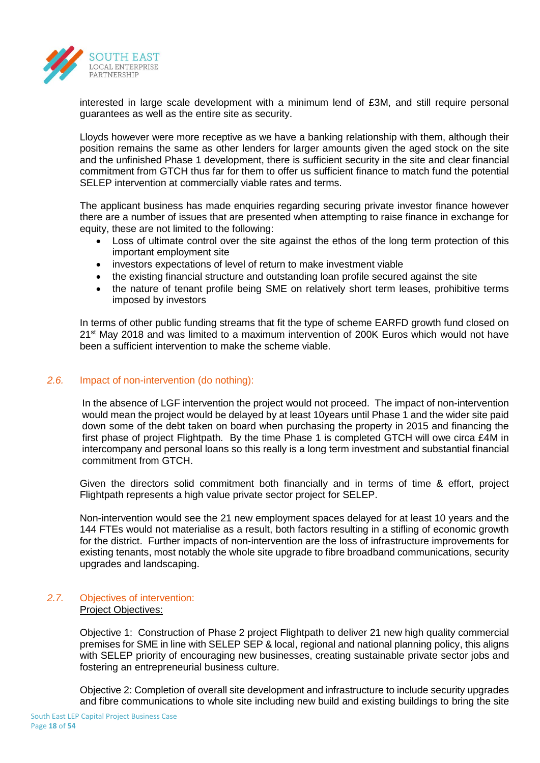interested in large scale development with a minimum lend of £3M, and still require personal guarantees as well as the entire site as security.

Lloyds however were more receptive as we have a banking relationship with them, although their position remains the same as other lenders for larger amounts given the aged stock on the site and the unfinished Phase 1 development, there is sufficient security in the site and clear financial commitment from GTCH thus far for them to offer us sufficient finance to match fund the potential SELEP intervention at commercially viable rates and terms.

The applicant business has made enquiries regarding securing private investor finance however there are a number of issues that are presented when attempting to raise finance in exchange for equity, these are not limited to the following:

- Loss of ultimate control over the site against the ethos of the long term protection of this important employment site
- investors expectations of level of return to make investment viable
- the existing financial structure and outstanding loan profile secured against the site
- the nature of tenant profile being SME on relatively short term leases, prohibitive terms imposed by investors

In terms of other public funding streams that fit the type of scheme EARFD growth fund closed on 21st May 2018 and was limited to a maximum intervention of 200K Euros which would not have been a sufficient intervention to make the scheme viable.

## 2.6. Impact of non-intervention (do nothing):

In the absence of LGF intervention the project would not proceed. The impact of non-intervention would mean the project would be delayed by at least 10years until Phase 1 and the wider site paid down some of the debt taken on board when purchasing the property in 2015 and financing the first phase of project Flightpath. By the time Phase 1 is completed GTCH will owe circa £4M in intercompany and personal loans so this really is a long term investment and substantial financial commitment from GTCH.

Given the directors solid commitment both financially and in terms of time & effort, project Flightpath represents a high value private sector project for SELEP.

Non-intervention would see the 21 new employment spaces delayed for at least 10 years and the 144 FTEs would not materialise as a result, both factors resulting in a stifling of economic growth for the district. Further impacts of non-intervention are the loss of infrastructure improvements for existing tenants, most notably the whole site upgrade to fibre broadband communications, security upgrades and landscaping.

## 2.7. Objectives of intervention:

Project Objectives:

Objective 1: Construction of Phase 2 project Flightpath to deliver 21 new high quality commercial premises for SME in line with SELEP SEP & local, regional and national planning policy, this aligns with SELEP priority of encouraging new businesses, creating sustainable private sector jobs and fostering an entrepreneurial business culture.

Objective 2: Completion of overall site development and infrastructure to include security upgrades and fibre communications to whole site including new build and existing buildings to bring the site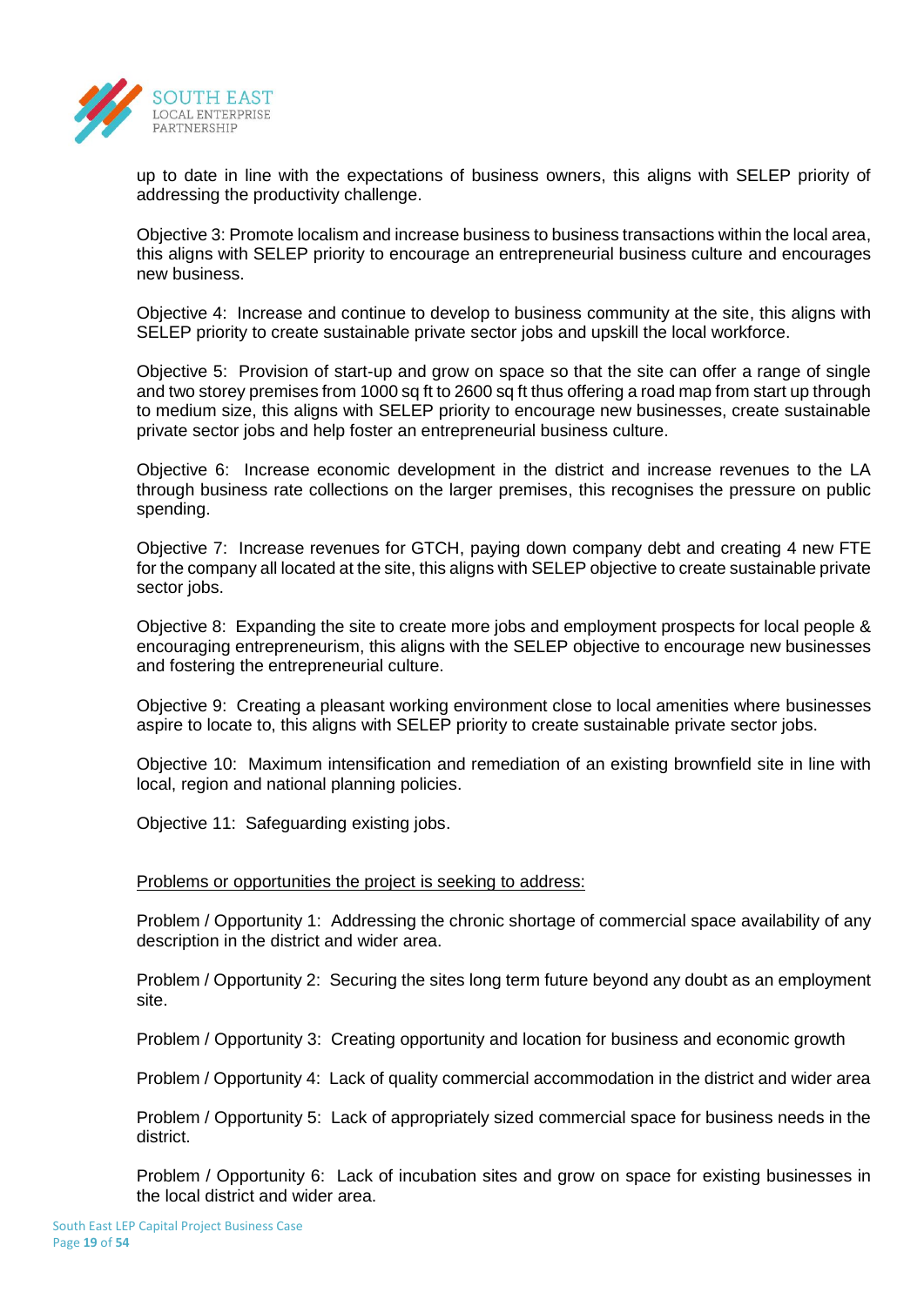up to date in line with the expectations of business owners, this aligns with SELEP priority of addressing the productivity challenge.

Objective 3: Promote localism and increase business to business transactions within the local area, this aligns with SELEP priority to encourage an entrepreneurial business culture and encourages new business.

Objective 4: Increase and continue to develop to business community at the site, this aligns with SELEP priority to create sustainable private sector jobs and upskill the local workforce.

Objective 5: Provision of start-up and grow on space so that the site can offer a range of single and two storey premises from 1000 sq ft to 2600 sq ft thus offering a road map from start up through to medium size, this aligns with SELEP priority to encourage new businesses, create sustainable private sector jobs and help foster an entrepreneurial business culture.

Objective 6: Increase economic development in the district and increase revenues to the LA through business rate collections on the larger premises, this recognises the pressure on public spending.

Objective 7: Increase revenues for GTCH, paying down company debt and creating 4 new FTE for the company all located at the site, this aligns with SELEP objective to create sustainable private sector jobs.

Objective 8: Expanding the site to create more jobs and employment prospects for local people & encouraging entrepreneurism, this aligns with the SELEP objective to encourage new businesses and fostering the entrepreneurial culture.

Objective 9: Creating a pleasant working environment close to local amenities where businesses aspire to locate to, this aligns with SELEP priority to create sustainable private sector jobs.

Objective 10: Maximum intensification and remediation of an existing brownfield site in line with local, region and national planning policies.

Objective 11: Safeguarding existing jobs.

Problems or opportunities the project is seeking to address:

Problem / Opportunity 1: Addressing the chronic shortage of commercial space availability of any description in the district and wider area.

Problem / Opportunity 2: Securing the sites long term future beyond any doubt as an employment site.

Problem / Opportunity 3: Creating opportunity and location for business and economic growth

Problem / Opportunity 4: Lack of quality commercial accommodation in the district and wider area

Problem / Opportunity 5: Lack of appropriately sized commercial space for business needs in the district.

Problem / Opportunity 6: Lack of incubation sites and grow on space for existing businesses in the local district and wider area.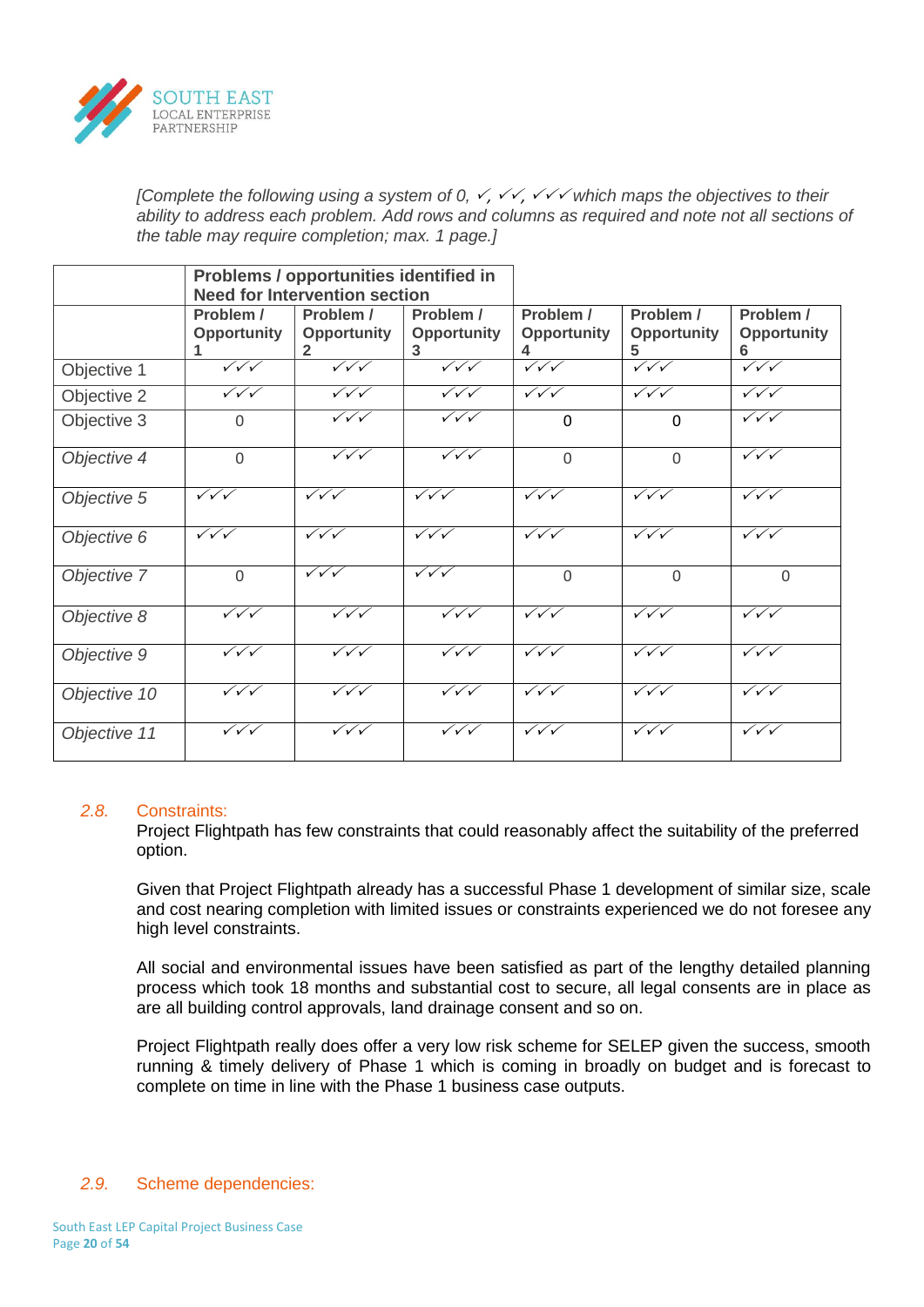*[Complete the following using a system of 0, ✓, ✓✓, ✓✓✓ which maps the objectives to their ability to address each problem. Add rows and columns as required and note not all sections of the table may require completion; max. 1 page.]*

| | **Problems / opportunities identified in Need for Intervention section** | | | | | |
|---|---|---|---|---|---|---|
| | **Problem / Opportunity 1** | **Problem / Opportunity 2** | **Problem / Opportunity 3** | **Problem / Opportunity 4** | **Problem / Opportunity 5** | **Problem / Opportunity 6** |
| Objective 1 | ✓✓✓ | ✓✓✓ | ✓✓✓ | ✓✓✓ | ✓✓✓ | ✓✓✓ |
| Objective 2 | ✓✓✓ | ✓✓✓ | ✓✓✓ | ✓✓✓ | ✓✓✓ | ✓✓✓ |
| Objective 3 | 0 | ✓✓✓ | ✓✓✓ | 0 | 0 | ✓✓✓ |
| *Objective 4* | 0 | ✓✓✓ | ✓✓✓ | 0 | 0 | ✓✓✓ |
| *Objective 5* | ✓✓✓ | ✓✓✓ | ✓✓✓ | ✓✓✓ | ✓✓✓ | ✓✓✓ |
| *Objective 6* | ✓✓✓ | ✓✓✓ | ✓✓✓ | ✓✓✓ | ✓✓✓ | ✓✓✓ |
| *Objective 7* | 0 | ✓✓✓ | ✓✓✓ | 0 | 0 | 0 |
| *Objective 8* | ✓✓✓ | ✓✓✓ | ✓✓✓ | ✓✓✓ | ✓✓✓ | ✓✓✓ |
| *Objective 9* | ✓✓✓ | ✓✓✓ | ✓✓✓ | ✓✓✓ | ✓✓✓ | ✓✓✓ |
| *Objective 10* | ✓✓✓ | ✓✓✓ | ✓✓✓ | ✓✓✓ | ✓✓✓ | ✓✓✓ |
| *Objective 11* | ✓✓✓ | ✓✓✓ | ✓✓✓ | ✓✓✓ | ✓✓✓ | ✓✓✓ |

### *2.8.* Constraints:

Project Flightpath has few constraints that could reasonably affect the suitability of the preferred option.

Given that Project Flightpath already has a successful Phase 1 development of similar size, scale and cost nearing completion with limited issues or constraints experienced we do not foresee any high level constraints.

All social and environmental issues have been satisfied as part of the lengthy detailed planning process which took 18 months and substantial cost to secure, all legal consents are in place as are all building control approvals, land drainage consent and so on.

Project Flightpath really does offer a very low risk scheme for SELEP given the success, smooth running & timely delivery of Phase 1 which is coming in broadly on budget and is forecast to complete on time in line with the Phase 1 business case outputs.

### *2.9.* Scheme dependencies: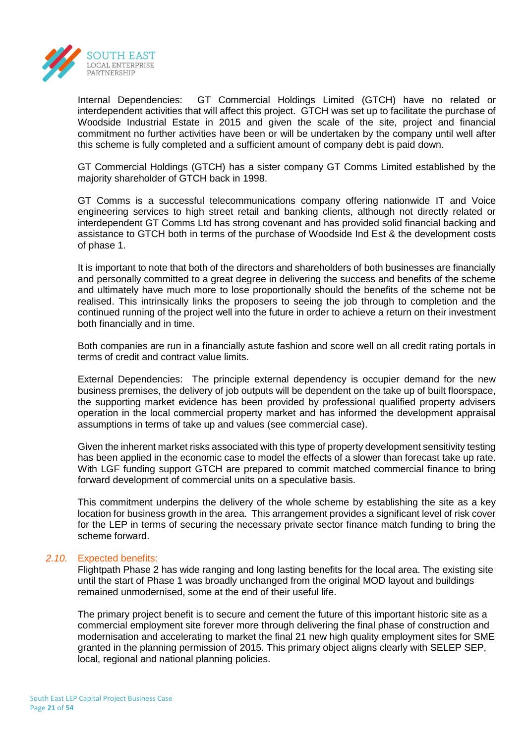Internal Dependencies: GT Commercial Holdings Limited (GTCH) have no related or interdependent activities that will affect this project. GTCH was set up to facilitate the purchase of Woodside Industrial Estate in 2015 and given the scale of the site, project and financial commitment no further activities have been or will be undertaken by the company until well after this scheme is fully completed and a sufficient amount of company debt is paid down.

GT Commercial Holdings (GTCH) has a sister company GT Comms Limited established by the majority shareholder of GTCH back in 1998.

GT Comms is a successful telecommunications company offering nationwide IT and Voice engineering services to high street retail and banking clients, although not directly related or interdependent GT Comms Ltd has strong covenant and has provided solid financial backing and assistance to GTCH both in terms of the purchase of Woodside Ind Est & the development costs of phase 1.

It is important to note that both of the directors and shareholders of both businesses are financially and personally committed to a great degree in delivering the success and benefits of the scheme and ultimately have much more to lose proportionally should the benefits of the scheme not be realised. This intrinsically links the proposers to seeing the job through to completion and the continued running of the project well into the future in order to achieve a return on their investment both financially and in time.

Both companies are run in a financially astute fashion and score well on all credit rating portals in terms of credit and contract value limits.

External Dependencies: The principle external dependency is occupier demand for the new business premises, the delivery of job outputs will be dependent on the take up of built floorspace, the supporting market evidence has been provided by professional qualified property advisers operation in the local commercial property market and has informed the development appraisal assumptions in terms of take up and values (see commercial case).

Given the inherent market risks associated with this type of property development sensitivity testing has been applied in the economic case to model the effects of a slower than forecast take up rate. With LGF funding support GTCH are prepared to commit matched commercial finance to bring forward development of commercial units on a speculative basis.

This commitment underpins the delivery of the whole scheme by establishing the site as a key location for business growth in the area. This arrangement provides a significant level of risk cover for the LEP in terms of securing the necessary private sector finance match funding to bring the scheme forward.

### *2.10.* Expected benefits:

Flightpath Phase 2 has wide ranging and long lasting benefits for the local area. The existing site until the start of Phase 1 was broadly unchanged from the original MOD layout and buildings remained unmodernised, some at the end of their useful life.

The primary project benefit is to secure and cement the future of this important historic site as a commercial employment site forever more through delivering the final phase of construction and modernisation and accelerating to market the final 21 new high quality employment sites for SME granted in the planning permission of 2015. This primary object aligns clearly with SELEP SEP, local, regional and national planning policies.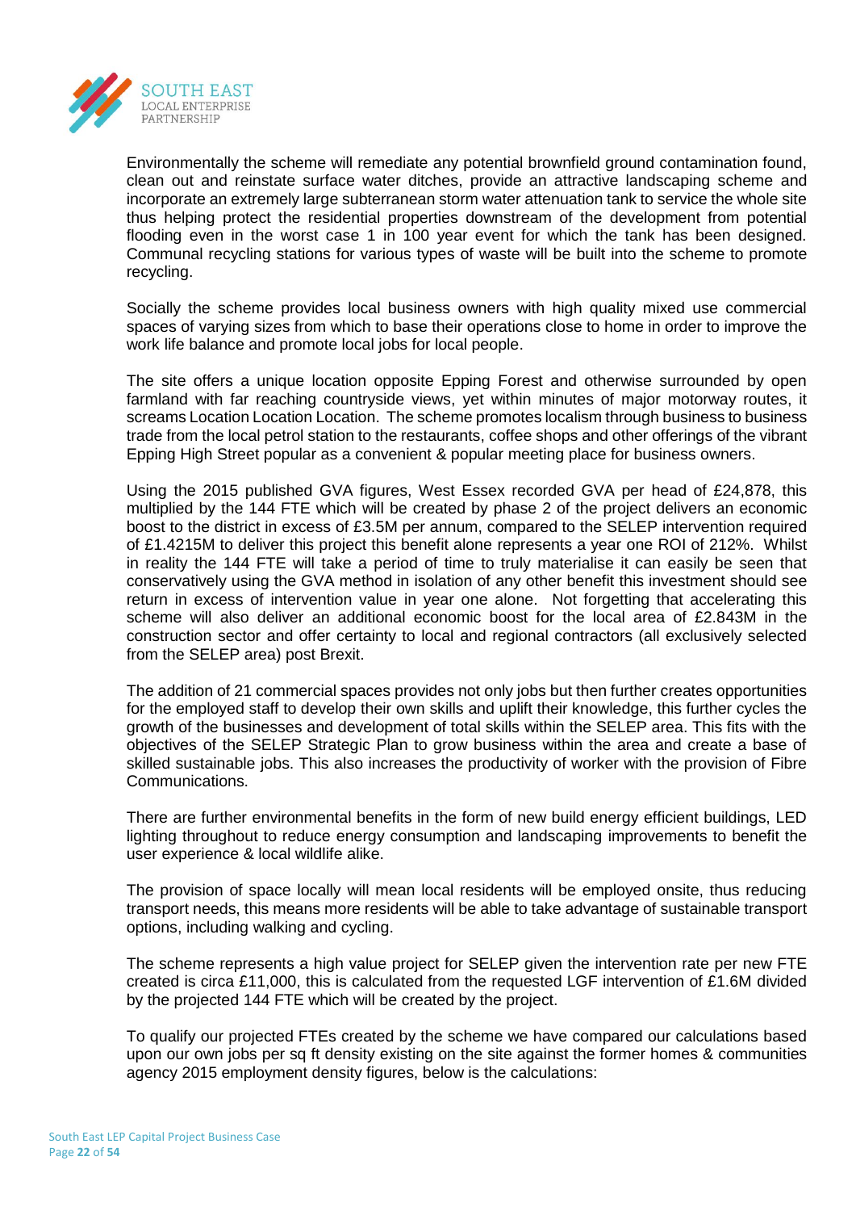Environmentally the scheme will remediate any potential brownfield ground contamination found, clean out and reinstate surface water ditches, provide an attractive landscaping scheme and incorporate an extremely large subterranean storm water attenuation tank to service the whole site thus helping protect the residential properties downstream of the development from potential flooding even in the worst case 1 in 100 year event for which the tank has been designed. Communal recycling stations for various types of waste will be built into the scheme to promote recycling.

Socially the scheme provides local business owners with high quality mixed use commercial spaces of varying sizes from which to base their operations close to home in order to improve the work life balance and promote local jobs for local people.

The site offers a unique location opposite Epping Forest and otherwise surrounded by open farmland with far reaching countryside views, yet within minutes of major motorway routes, it screams Location Location Location. The scheme promotes localism through business to business trade from the local petrol station to the restaurants, coffee shops and other offerings of the vibrant Epping High Street popular as a convenient & popular meeting place for business owners.

Using the 2015 published GVA figures, West Essex recorded GVA per head of £24,878, this multiplied by the 144 FTE which will be created by phase 2 of the project delivers an economic boost to the district in excess of £3.5M per annum, compared to the SELEP intervention required of £1.4215M to deliver this project this benefit alone represents a year one ROI of 212%. Whilst in reality the 144 FTE will take a period of time to truly materialise it can easily be seen that conservatively using the GVA method in isolation of any other benefit this investment should see return in excess of intervention value in year one alone. Not forgetting that accelerating this scheme will also deliver an additional economic boost for the local area of £2.843M in the construction sector and offer certainty to local and regional contractors (all exclusively selected from the SELEP area) post Brexit.

The addition of 21 commercial spaces provides not only jobs but then further creates opportunities for the employed staff to develop their own skills and uplift their knowledge, this further cycles the growth of the businesses and development of total skills within the SELEP area. This fits with the objectives of the SELEP Strategic Plan to grow business within the area and create a base of skilled sustainable jobs. This also increases the productivity of worker with the provision of Fibre Communications.

There are further environmental benefits in the form of new build energy efficient buildings, LED lighting throughout to reduce energy consumption and landscaping improvements to benefit the user experience & local wildlife alike.

The provision of space locally will mean local residents will be employed onsite, thus reducing transport needs, this means more residents will be able to take advantage of sustainable transport options, including walking and cycling.

The scheme represents a high value project for SELEP given the intervention rate per new FTE created is circa £11,000, this is calculated from the requested LGF intervention of £1.6M divided by the projected 144 FTE which will be created by the project.

To qualify our projected FTEs created by the scheme we have compared our calculations based upon our own jobs per sq ft density existing on the site against the former homes & communities agency 2015 employment density figures, below is the calculations: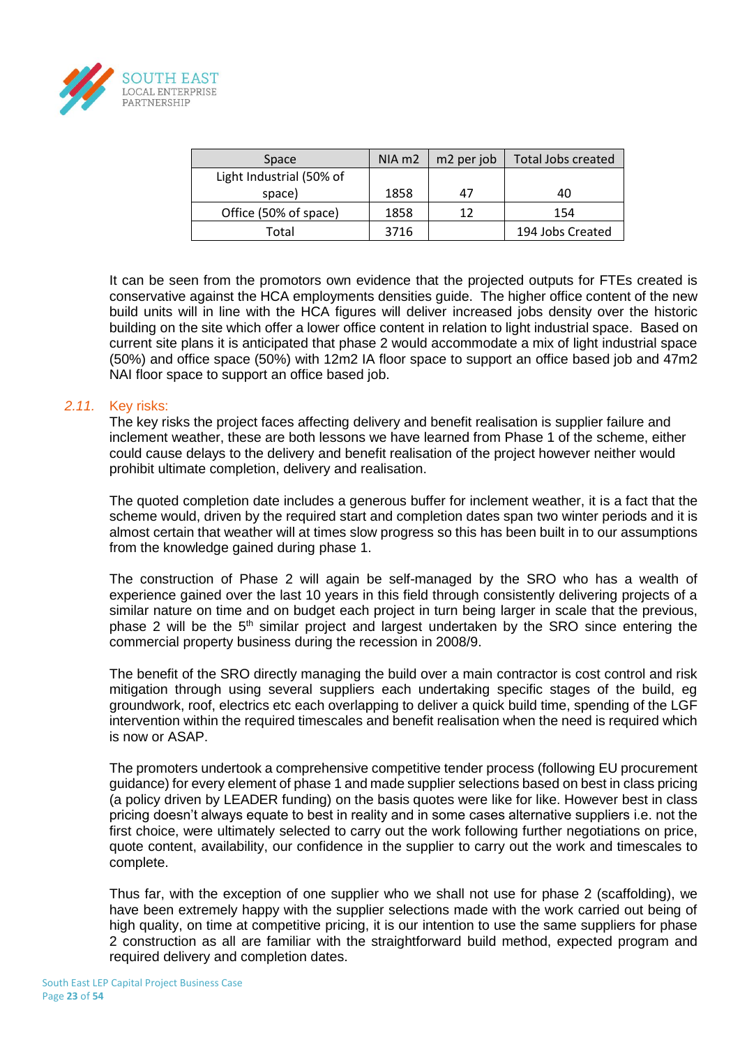| Space | NIA m2 | m2 per job | Total Jobs created |
|---|---|---|---|
| Light Industrial (50% of space) | 1858 | 47 | 40 |
| Office (50% of space) | 1858 | 12 | 154 |
| Total | 3716 | | 194 Jobs Created |

It can be seen from the promotors own evidence that the projected outputs for FTEs created is conservative against the HCA employments densities guide. The higher office content of the new build units will in line with the HCA figures will deliver increased jobs density over the historic building on the site which offer a lower office content in relation to light industrial space. Based on current site plans it is anticipated that phase 2 would accommodate a mix of light industrial space (50%) and office space (50%) with 12m2 IA floor space to support an office based job and 47m2 NAI floor space to support an office based job.

## *2.11.* Key risks:

The key risks the project faces affecting delivery and benefit realisation is supplier failure and inclement weather, these are both lessons we have learned from Phase 1 of the scheme, either could cause delays to the delivery and benefit realisation of the project however neither would prohibit ultimate completion, delivery and realisation.

The quoted completion date includes a generous buffer for inclement weather, it is a fact that the scheme would, driven by the required start and completion dates span two winter periods and it is almost certain that weather will at times slow progress so this has been built in to our assumptions from the knowledge gained during phase 1.

The construction of Phase 2 will again be self-managed by the SRO who has a wealth of experience gained over the last 10 years in this field through consistently delivering projects of a similar nature on time and on budget each project in turn being larger in scale that the previous, phase 2 will be the 5th similar project and largest undertaken by the SRO since entering the commercial property business during the recession in 2008/9.

The benefit of the SRO directly managing the build over a main contractor is cost control and risk mitigation through using several suppliers each undertaking specific stages of the build, eg groundwork, roof, electrics etc each overlapping to deliver a quick build time, spending of the LGF intervention within the required timescales and benefit realisation when the need is required which is now or ASAP.

The promoters undertook a comprehensive competitive tender process (following EU procurement guidance) for every element of phase 1 and made supplier selections based on best in class pricing (a policy driven by LEADER funding) on the basis quotes were like for like. However best in class pricing doesn't always equate to best in reality and in some cases alternative suppliers i.e. not the first choice, were ultimately selected to carry out the work following further negotiations on price, quote content, availability, our confidence in the supplier to carry out the work and timescales to complete.

Thus far, with the exception of one supplier who we shall not use for phase 2 (scaffolding), we have been extremely happy with the supplier selections made with the work carried out being of high quality, on time at competitive pricing, it is our intention to use the same suppliers for phase 2 construction as all are familiar with the straightforward build method, expected program and required delivery and completion dates.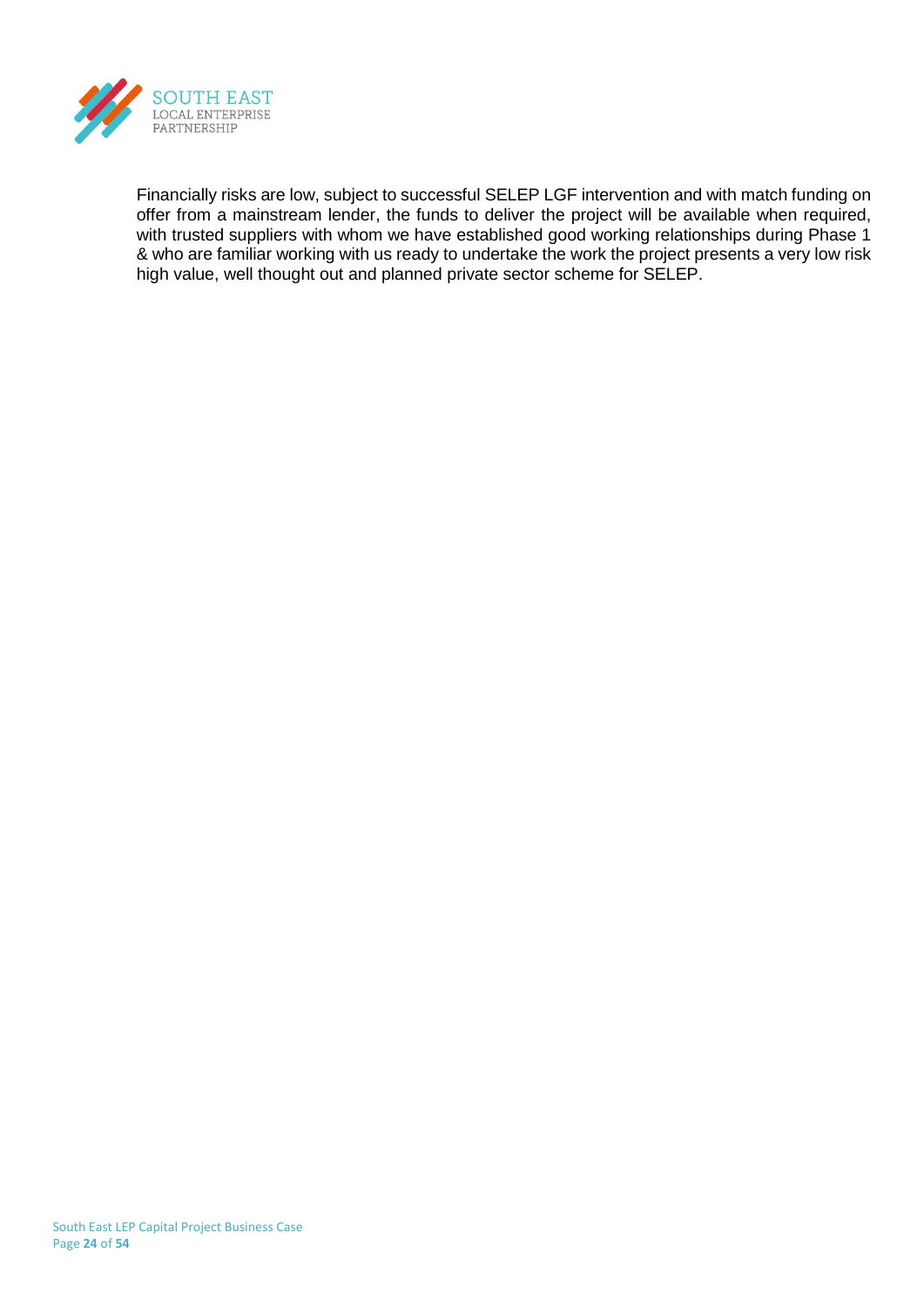Financially risks are low, subject to successful SELEP LGF intervention and with match funding on offer from a mainstream lender, the funds to deliver the project will be available when required, with trusted suppliers with whom we have established good working relationships during Phase 1 & who are familiar working with us ready to undertake the work the project presents a very low risk high value, well thought out and planned private sector scheme for SELEP.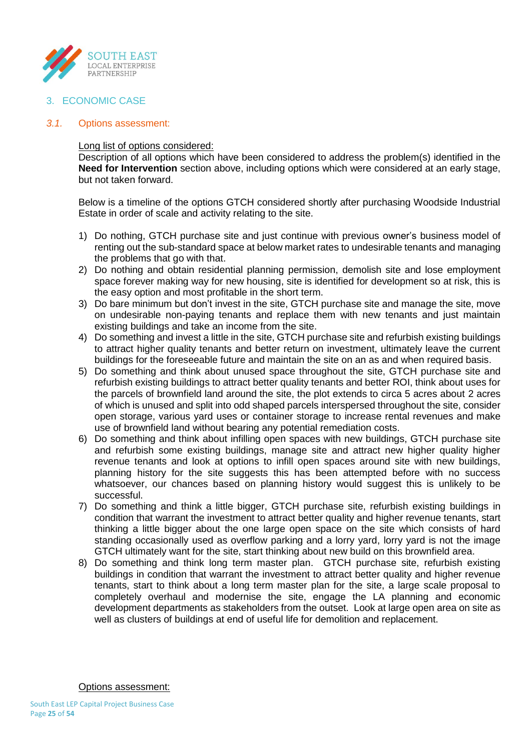## 3. ECONOMIC CASE

### *3.1.* Options assessment:

Long list of options considered:

Description of all options which have been considered to address the problem(s) identified in the **Need for Intervention** section above, including options which were considered at an early stage, but not taken forward.

Below is a timeline of the options GTCH considered shortly after purchasing Woodside Industrial Estate in order of scale and activity relating to the site.

1) Do nothing, GTCH purchase site and just continue with previous owner's business model of renting out the sub-standard space at below market rates to undesirable tenants and managing the problems that go with that.
2) Do nothing and obtain residential planning permission, demolish site and lose employment space forever making way for new housing, site is identified for development so at risk, this is the easy option and most profitable in the short term.
3) Do bare minimum but don't invest in the site, GTCH purchase site and manage the site, move on undesirable non-paying tenants and replace them with new tenants and just maintain existing buildings and take an income from the site.
4) Do something and invest a little in the site, GTCH purchase site and refurbish existing buildings to attract higher quality tenants and better return on investment, ultimately leave the current buildings for the foreseeable future and maintain the site on an as and when required basis.
5) Do something and think about unused space throughout the site, GTCH purchase site and refurbish existing buildings to attract better quality tenants and better ROI, think about uses for the parcels of brownfield land around the site, the plot extends to circa 5 acres about 2 acres of which is unused and split into odd shaped parcels interspersed throughout the site, consider open storage, various yard uses or container storage to increase rental revenues and make use of brownfield land without bearing any potential remediation costs.
6) Do something and think about infilling open spaces with new buildings, GTCH purchase site and refurbish some existing buildings, manage site and attract new higher quality higher revenue tenants and look at options to infill open spaces around site with new buildings, planning history for the site suggests this has been attempted before with no success whatsoever, our chances based on planning history would suggest this is unlikely to be successful.
7) Do something and think a little bigger, GTCH purchase site, refurbish existing buildings in condition that warrant the investment to attract better quality and higher revenue tenants, start thinking a little bigger about the one large open space on the site which consists of hard standing occasionally used as overflow parking and a lorry yard, lorry yard is not the image GTCH ultimately want for the site, start thinking about new build on this brownfield area.
8) Do something and think long term master plan. GTCH purchase site, refurbish existing buildings in condition that warrant the investment to attract better quality and higher revenue tenants, start to think about a long term master plan for the site, a large scale proposal to completely overhaul and modernise the site, engage the LA planning and economic development departments as stakeholders from the outset. Look at large open area on site as well as clusters of buildings at end of useful life for demolition and replacement.

Options assessment: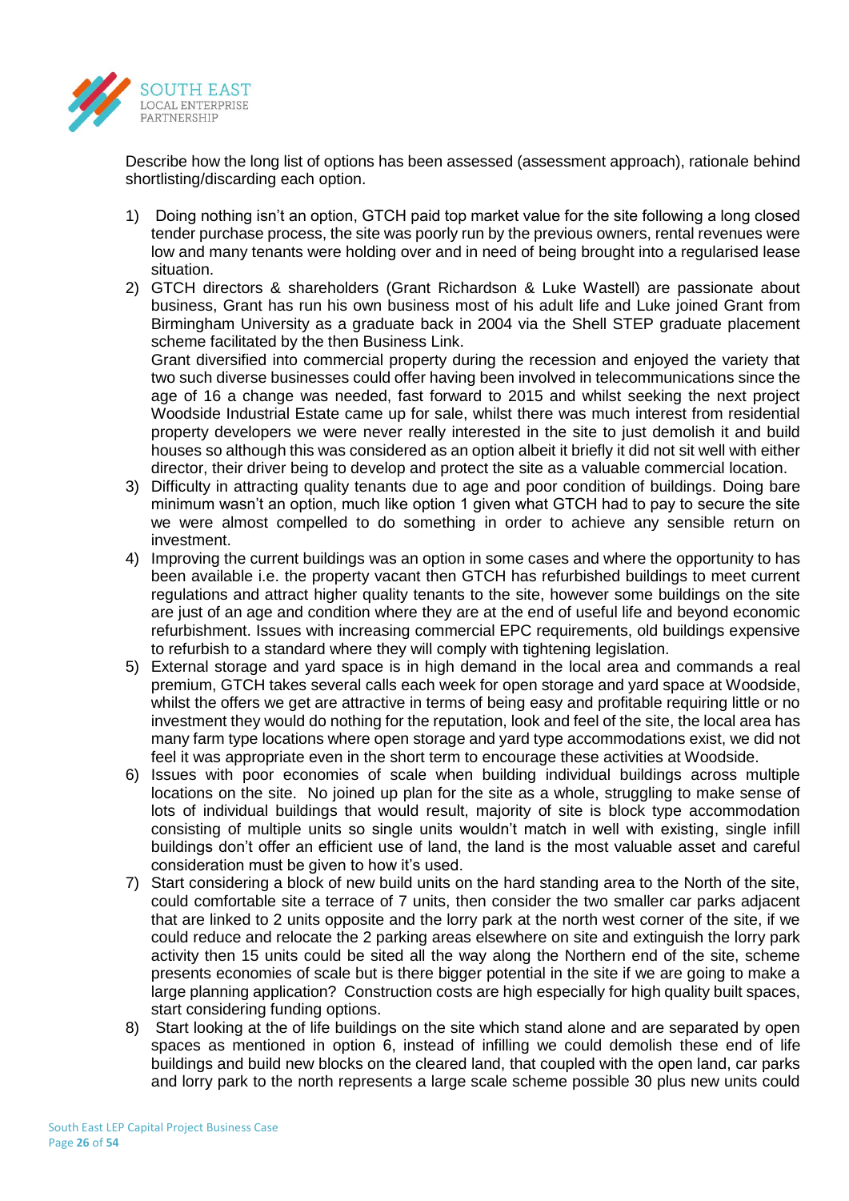Describe how the long list of options has been assessed (assessment approach), rationale behind shortlisting/discarding each option.

1) Doing nothing isn't an option, GTCH paid top market value for the site following a long closed tender purchase process, the site was poorly run by the previous owners, rental revenues were low and many tenants were holding over and in need of being brought into a regularised lease situation.
2) GTCH directors & shareholders (Grant Richardson & Luke Wastell) are passionate about business, Grant has run his own business most of his adult life and Luke joined Grant from Birmingham University as a graduate back in 2004 via the Shell STEP graduate placement scheme facilitated by the then Business Link.
   Grant diversified into commercial property during the recession and enjoyed the variety that two such diverse businesses could offer having been involved in telecommunications since the age of 16 a change was needed, fast forward to 2015 and whilst seeking the next project Woodside Industrial Estate came up for sale, whilst there was much interest from residential property developers we were never really interested in the site to just demolish it and build houses so although this was considered as an option albeit it briefly it did not sit well with either director, their driver being to develop and protect the site as a valuable commercial location.
3) Difficulty in attracting quality tenants due to age and poor condition of buildings. Doing bare minimum wasn't an option, much like option 1 given what GTCH had to pay to secure the site we were almost compelled to do something in order to achieve any sensible return on investment.
4) Improving the current buildings was an option in some cases and where the opportunity to has been available i.e. the property vacant then GTCH has refurbished buildings to meet current regulations and attract higher quality tenants to the site, however some buildings on the site are just of an age and condition where they are at the end of useful life and beyond economic refurbishment. Issues with increasing commercial EPC requirements, old buildings expensive to refurbish to a standard where they will comply with tightening legislation.
5) External storage and yard space is in high demand in the local area and commands a real premium, GTCH takes several calls each week for open storage and yard space at Woodside, whilst the offers we get are attractive in terms of being easy and profitable requiring little or no investment they would do nothing for the reputation, look and feel of the site, the local area has many farm type locations where open storage and yard type accommodations exist, we did not feel it was appropriate even in the short term to encourage these activities at Woodside.
6) Issues with poor economies of scale when building individual buildings across multiple locations on the site. No joined up plan for the site as a whole, struggling to make sense of lots of individual buildings that would result, majority of site is block type accommodation consisting of multiple units so single units wouldn't match in well with existing, single infill buildings don't offer an efficient use of land, the land is the most valuable asset and careful consideration must be given to how it's used.
7) Start considering a block of new build units on the hard standing area to the North of the site, could comfortable site a terrace of 7 units, then consider the two smaller car parks adjacent that are linked to 2 units opposite and the lorry park at the north west corner of the site, if we could reduce and relocate the 2 parking areas elsewhere on site and extinguish the lorry park activity then 15 units could be sited all the way along the Northern end of the site, scheme presents economies of scale but is there bigger potential in the site if we are going to make a large planning application? Construction costs are high especially for high quality built spaces, start considering funding options.
8) Start looking at the of life buildings on the site which stand alone and are separated by open spaces as mentioned in option 6, instead of infilling we could demolish these end of life buildings and build new blocks on the cleared land, that coupled with the open land, car parks and lorry park to the north represents a large scale scheme possible 30 plus new units could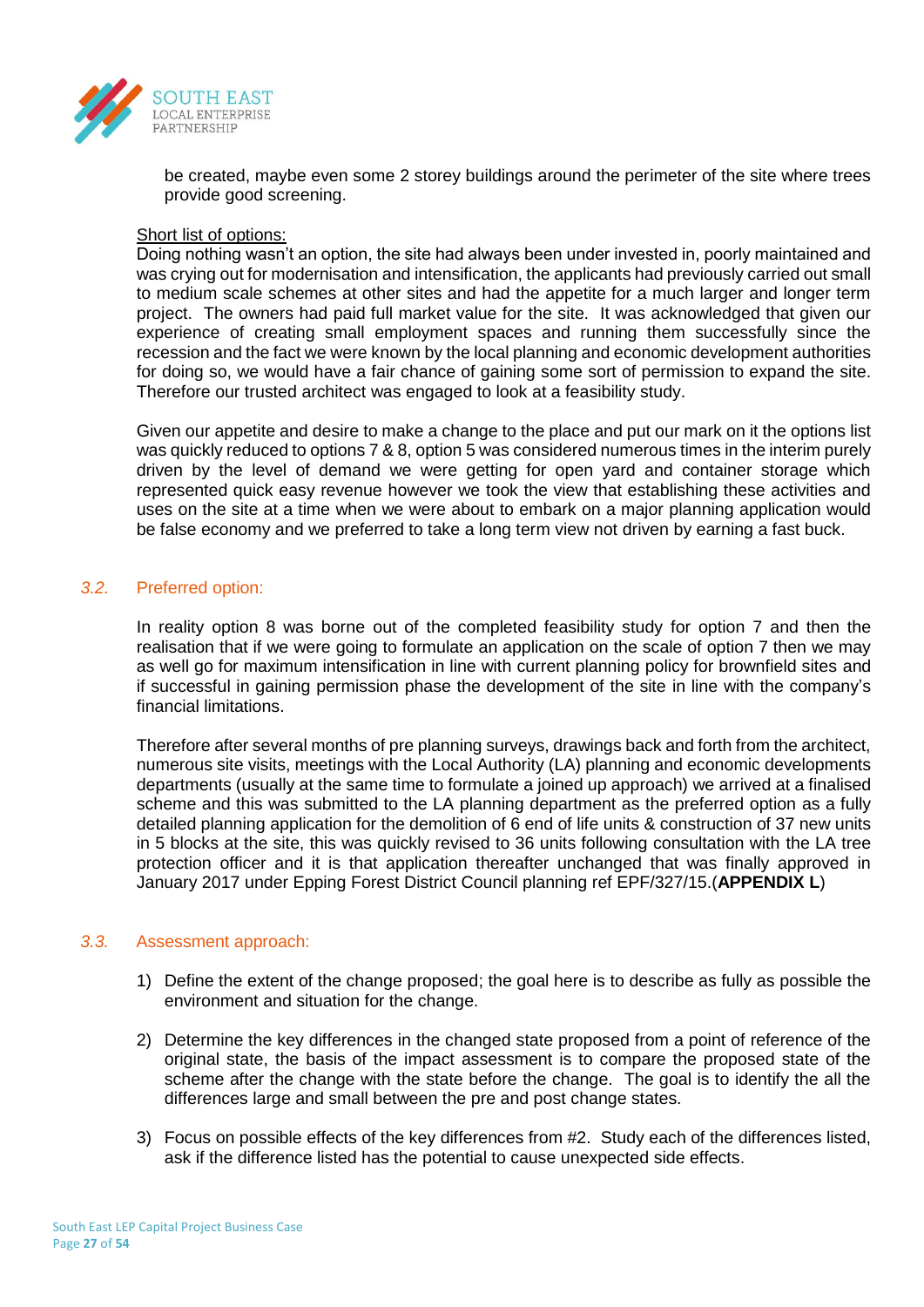be created, maybe even some 2 storey buildings around the perimeter of the site where trees provide good screening.

<u>Short list of options:</u>
Doing nothing wasn't an option, the site had always been under invested in, poorly maintained and was crying out for modernisation and intensification, the applicants had previously carried out small to medium scale schemes at other sites and had the appetite for a much larger and longer term project. The owners had paid full market value for the site. It was acknowledged that given our experience of creating small employment spaces and running them successfully since the recession and the fact we were known by the local planning and economic development authorities for doing so, we would have a fair chance of gaining some sort of permission to expand the site. Therefore our trusted architect was engaged to look at a feasibility study.

Given our appetite and desire to make a change to the place and put our mark on it the options list was quickly reduced to options 7 & 8, option 5 was considered numerous times in the interim purely driven by the level of demand we were getting for open yard and container storage which represented quick easy revenue however we took the view that establishing these activities and uses on the site at a time when we were about to embark on a major planning application would be false economy and we preferred to take a long term view not driven by earning a fast buck.

## 3.2. Preferred option:

In reality option 8 was borne out of the completed feasibility study for option 7 and then the realisation that if we were going to formulate an application on the scale of option 7 then we may as well go for maximum intensification in line with current planning policy for brownfield sites and if successful in gaining permission phase the development of the site in line with the company's financial limitations.

Therefore after several months of pre planning surveys, drawings back and forth from the architect, numerous site visits, meetings with the Local Authority (LA) planning and economic developments departments (usually at the same time to formulate a joined up approach) we arrived at a finalised scheme and this was submitted to the LA planning department as the preferred option as a fully detailed planning application for the demolition of 6 end of life units & construction of 37 new units in 5 blocks at the site, this was quickly revised to 36 units following consultation with the LA tree protection officer and it is that application thereafter unchanged that was finally approved in January 2017 under Epping Forest District Council planning ref EPF/327/15.(**APPENDIX L**)

## 3.3. Assessment approach:

1) Define the extent of the change proposed; the goal here is to describe as fully as possible the environment and situation for the change.

2) Determine the key differences in the changed state proposed from a point of reference of the original state, the basis of the impact assessment is to compare the proposed state of the scheme after the change with the state before the change. The goal is to identify the all the differences large and small between the pre and post change states.

3) Focus on possible effects of the key differences from #2. Study each of the differences listed, ask if the difference listed has the potential to cause unexpected side effects.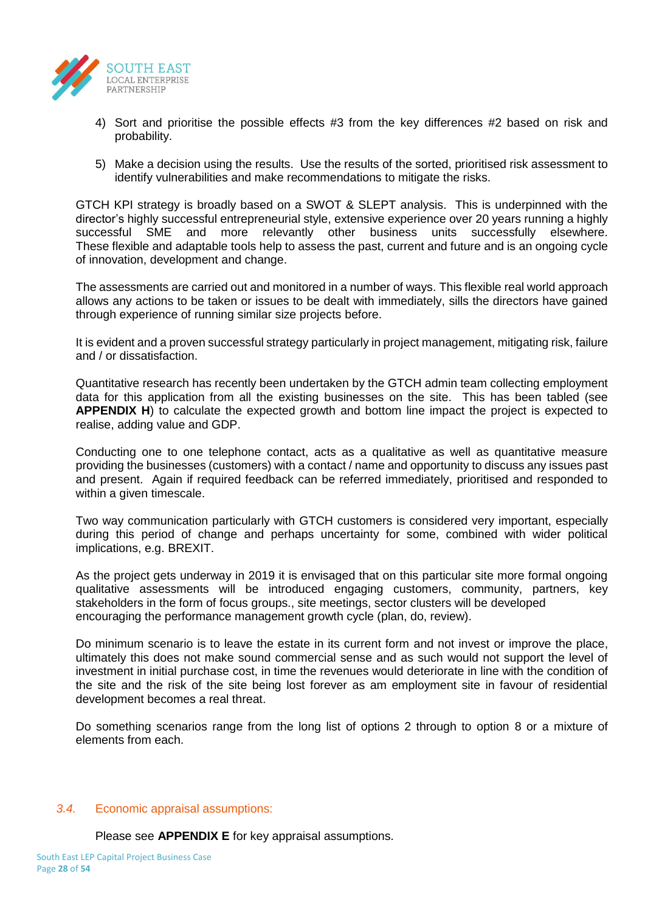4) Sort and prioritise the possible effects #3 from the key differences #2 based on risk and probability.

5) Make a decision using the results. Use the results of the sorted, prioritised risk assessment to identify vulnerabilities and make recommendations to mitigate the risks.

GTCH KPI strategy is broadly based on a SWOT & SLEPT analysis. This is underpinned with the director's highly successful entrepreneurial style, extensive experience over 20 years running a highly successful SME and more relevantly other business units successfully elsewhere. These flexible and adaptable tools help to assess the past, current and future and is an ongoing cycle of innovation, development and change.

The assessments are carried out and monitored in a number of ways. This flexible real world approach allows any actions to be taken or issues to be dealt with immediately, sills the directors have gained through experience of running similar size projects before.

It is evident and a proven successful strategy particularly in project management, mitigating risk, failure and / or dissatisfaction.

Quantitative research has recently been undertaken by the GTCH admin team collecting employment data for this application from all the existing businesses on the site. This has been tabled (see **APPENDIX H**) to calculate the expected growth and bottom line impact the project is expected to realise, adding value and GDP.

Conducting one to one telephone contact, acts as a qualitative as well as quantitative measure providing the businesses (customers) with a contact / name and opportunity to discuss any issues past and present. Again if required feedback can be referred immediately, prioritised and responded to within a given timescale.

Two way communication particularly with GTCH customers is considered very important, especially during this period of change and perhaps uncertainty for some, combined with wider political implications, e.g. BREXIT.

As the project gets underway in 2019 it is envisaged that on this particular site more formal ongoing qualitative assessments will be introduced engaging customers, community, partners, key stakeholders in the form of focus groups., site meetings, sector clusters will be developed encouraging the performance management growth cycle (plan, do, review).

Do minimum scenario is to leave the estate in its current form and not invest or improve the place, ultimately this does not make sound commercial sense and as such would not support the level of investment in initial purchase cost, in time the revenues would deteriorate in line with the condition of the site and the risk of the site being lost forever as am employment site in favour of residential development becomes a real threat.

Do something scenarios range from the long list of options 2 through to option 8 or a mixture of elements from each.

### *3.4.* Economic appraisal assumptions:

Please see **APPENDIX E** for key appraisal assumptions.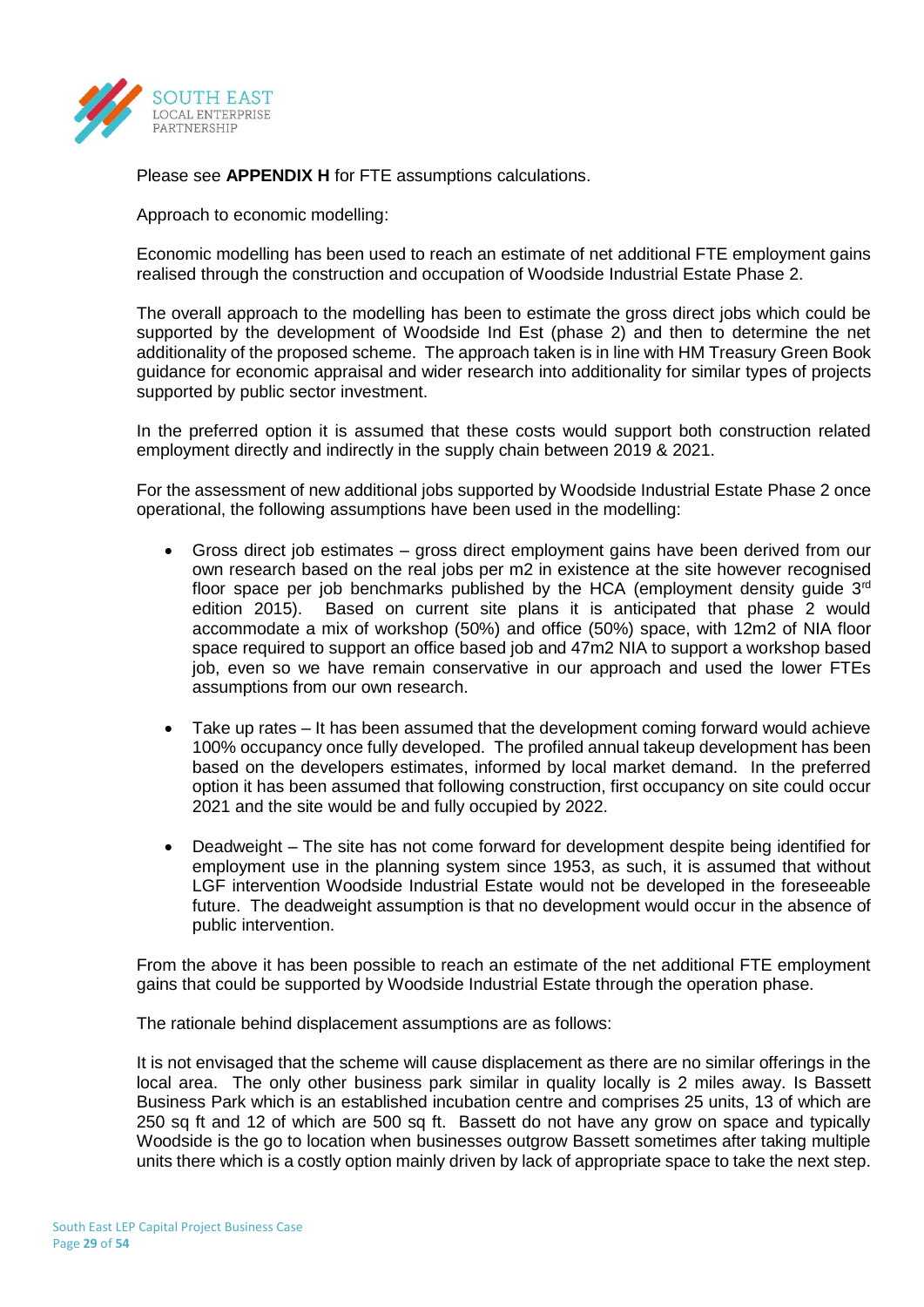Please see **APPENDIX H** for FTE assumptions calculations.

Approach to economic modelling:

Economic modelling has been used to reach an estimate of net additional FTE employment gains realised through the construction and occupation of Woodside Industrial Estate Phase 2.

The overall approach to the modelling has been to estimate the gross direct jobs which could be supported by the development of Woodside Ind Est (phase 2) and then to determine the net additionality of the proposed scheme. The approach taken is in line with HM Treasury Green Book guidance for economic appraisal and wider research into additionality for similar types of projects supported by public sector investment.

In the preferred option it is assumed that these costs would support both construction related employment directly and indirectly in the supply chain between 2019 & 2021.

For the assessment of new additional jobs supported by Woodside Industrial Estate Phase 2 once operational, the following assumptions have been used in the modelling:

- Gross direct job estimates – gross direct employment gains have been derived from our own research based on the real jobs per m2 in existence at the site however recognised floor space per job benchmarks published by the HCA (employment density guide 3rd edition 2015). Based on current site plans it is anticipated that phase 2 would accommodate a mix of workshop (50%) and office (50%) space, with 12m2 of NIA floor space required to support an office based job and 47m2 NIA to support a workshop based job, even so we have remain conservative in our approach and used the lower FTEs assumptions from our own research.

- Take up rates – It has been assumed that the development coming forward would achieve 100% occupancy once fully developed. The profiled annual takeup development has been based on the developers estimates, informed by local market demand. In the preferred option it has been assumed that following construction, first occupancy on site could occur 2021 and the site would be and fully occupied by 2022.

- Deadweight – The site has not come forward for development despite being identified for employment use in the planning system since 1953, as such, it is assumed that without LGF intervention Woodside Industrial Estate would not be developed in the foreseeable future. The deadweight assumption is that no development would occur in the absence of public intervention.

From the above it has been possible to reach an estimate of the net additional FTE employment gains that could be supported by Woodside Industrial Estate through the operation phase.

The rationale behind displacement assumptions are as follows:

It is not envisaged that the scheme will cause displacement as there are no similar offerings in the local area. The only other business park similar in quality locally is 2 miles away. Is Bassett Business Park which is an established incubation centre and comprises 25 units, 13 of which are 250 sq ft and 12 of which are 500 sq ft. Bassett do not have any grow on space and typically Woodside is the go to location when businesses outgrow Bassett sometimes after taking multiple units there which is a costly option mainly driven by lack of appropriate space to take the next step.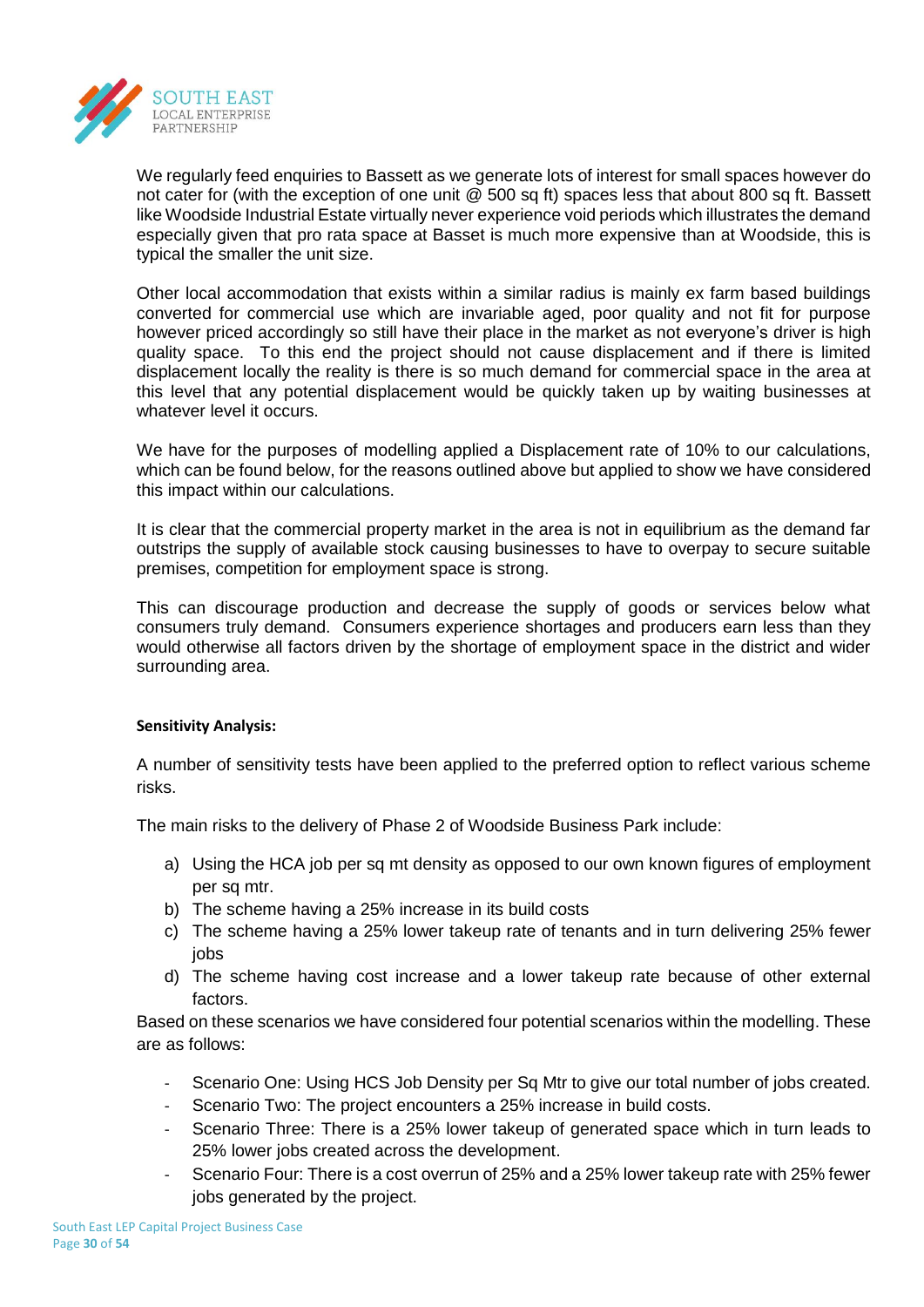We regularly feed enquiries to Bassett as we generate lots of interest for small spaces however do not cater for (with the exception of one unit @ 500 sq ft) spaces less that about 800 sq ft. Bassett like Woodside Industrial Estate virtually never experience void periods which illustrates the demand especially given that pro rata space at Basset is much more expensive than at Woodside, this is typical the smaller the unit size.

Other local accommodation that exists within a similar radius is mainly ex farm based buildings converted for commercial use which are invariable aged, poor quality and not fit for purpose however priced accordingly so still have their place in the market as not everyone's driver is high quality space. To this end the project should not cause displacement and if there is limited displacement locally the reality is there is so much demand for commercial space in the area at this level that any potential displacement would be quickly taken up by waiting businesses at whatever level it occurs.

We have for the purposes of modelling applied a Displacement rate of 10% to our calculations, which can be found below, for the reasons outlined above but applied to show we have considered this impact within our calculations.

It is clear that the commercial property market in the area is not in equilibrium as the demand far outstrips the supply of available stock causing businesses to have to overpay to secure suitable premises, competition for employment space is strong.

This can discourage production and decrease the supply of goods or services below what consumers truly demand. Consumers experience shortages and producers earn less than they would otherwise all factors driven by the shortage of employment space in the district and wider surrounding area.

**Sensitivity Analysis:**

A number of sensitivity tests have been applied to the preferred option to reflect various scheme risks.

The main risks to the delivery of Phase 2 of Woodside Business Park include:

a) Using the HCA job per sq mt density as opposed to our own known figures of employment per sq mtr.
b) The scheme having a 25% increase in its build costs
c) The scheme having a 25% lower takeup rate of tenants and in turn delivering 25% fewer jobs
d) The scheme having cost increase and a lower takeup rate because of other external factors.

Based on these scenarios we have considered four potential scenarios within the modelling. These are as follows:

- Scenario One: Using HCS Job Density per Sq Mtr to give our total number of jobs created.
- Scenario Two: The project encounters a 25% increase in build costs.
- Scenario Three: There is a 25% lower takeup of generated space which in turn leads to 25% lower jobs created across the development.
- Scenario Four: There is a cost overrun of 25% and a 25% lower takeup rate with 25% fewer jobs generated by the project.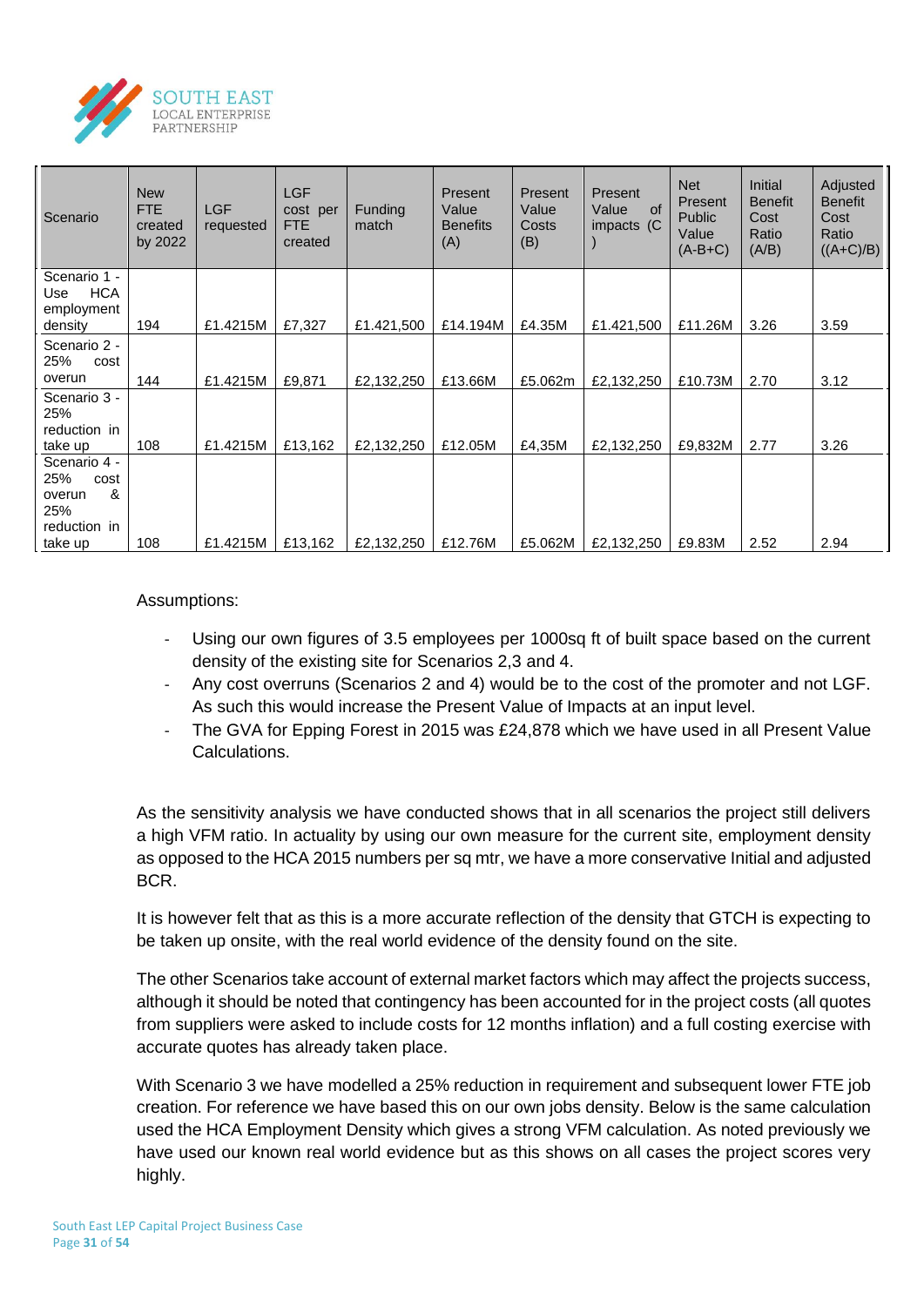| Scenario | New FTE created by 2022 | LGF requested | LGF cost per FTE created | Funding match | Present Value Benefits (A) | Present Value Costs (B) | Present Value of impacts (C) | Net Present Public Value (A-B+C) | Initial Benefit Cost Ratio (A/B) | Adjusted Benefit Cost Ratio ((A+C)/B) |
|---|---|---|---|---|---|---|---|---|---|---|
| Scenario 1 - Use HCA employment density | 194 | £1.4215M | £7,327 | £1.421,500 | £14.194M | £4.35M | £1.421,500 | £11.26M | 3.26 | 3.59 |
| Scenario 2 - 25% cost overun | 144 | £1.4215M | £9,871 | £2,132,250 | £13.66M | £5.062m | £2,132,250 | £10.73M | 2.70 | 3.12 |
| Scenario 3 - 25% reduction in take up | 108 | £1.4215M | £13,162 | £2,132,250 | £12.05M | £4,35M | £2,132,250 | £9,832M | 2.77 | 3.26 |
| Scenario 4 - 25% cost overun & 25% reduction in take up | 108 | £1.4215M | £13,162 | £2,132,250 | £12.76M | £5.062M | £2,132,250 | £9.83M | 2.52 | 2.94 |

Assumptions:

- Using our own figures of 3.5 employees per 1000sq ft of built space based on the current density of the existing site for Scenarios 2,3 and 4.
- Any cost overruns (Scenarios 2 and 4) would be to the cost of the promoter and not LGF. As such this would increase the Present Value of Impacts at an input level.
- The GVA for Epping Forest in 2015 was £24,878 which we have used in all Present Value Calculations.

As the sensitivity analysis we have conducted shows that in all scenarios the project still delivers a high VFM ratio. In actuality by using our own measure for the current site, employment density as opposed to the HCA 2015 numbers per sq mtr, we have a more conservative Initial and adjusted BCR.

It is however felt that as this is a more accurate reflection of the density that GTCH is expecting to be taken up onsite, with the real world evidence of the density found on the site.

The other Scenarios take account of external market factors which may affect the projects success, although it should be noted that contingency has been accounted for in the project costs (all quotes from suppliers were asked to include costs for 12 months inflation) and a full costing exercise with accurate quotes has already taken place.

With Scenario 3 we have modelled a 25% reduction in requirement and subsequent lower FTE job creation. For reference we have based this on our own jobs density. Below is the same calculation used the HCA Employment Density which gives a strong VFM calculation. As noted previously we have used our known real world evidence but as this shows on all cases the project scores very highly.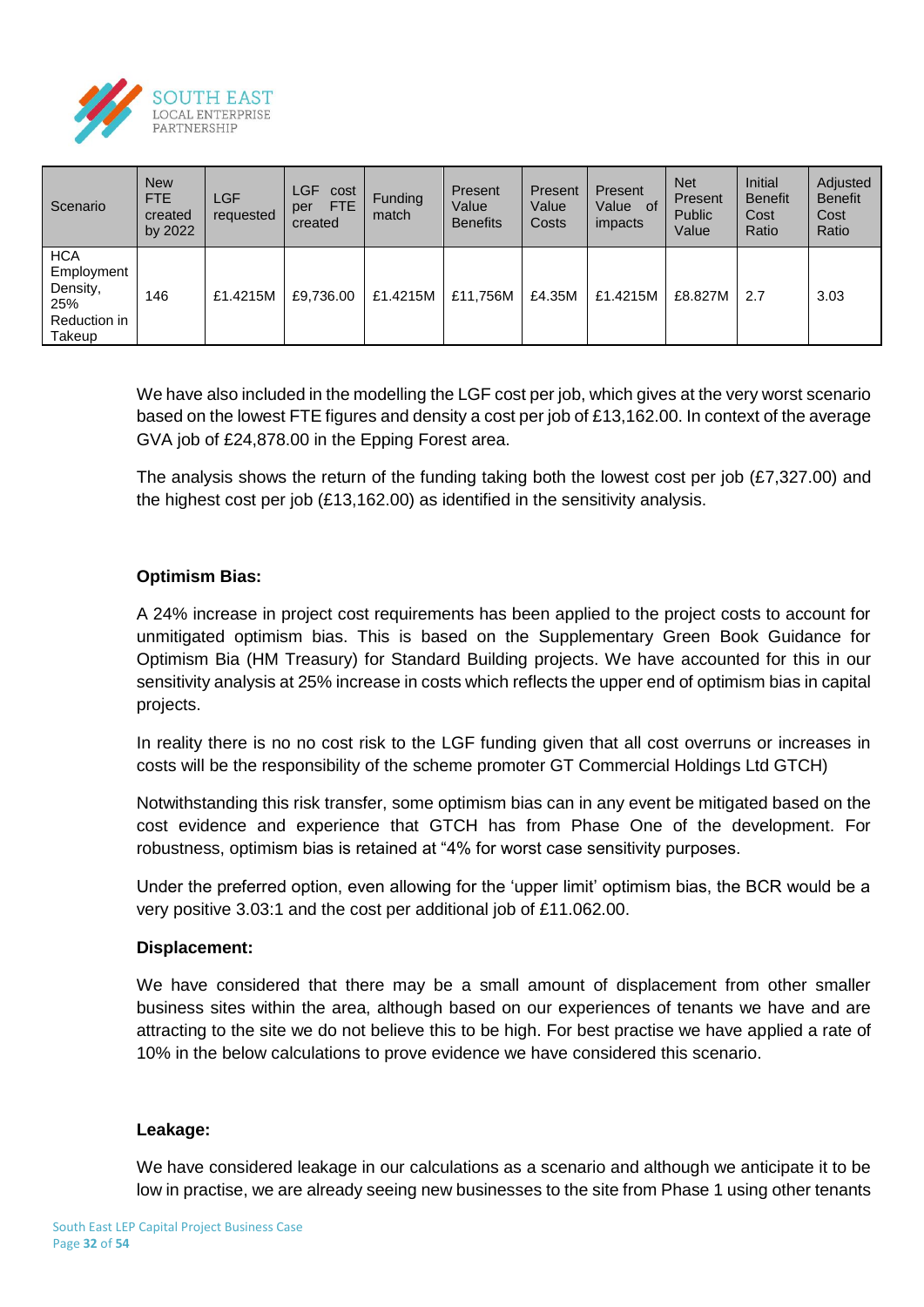| Scenario | New FTE created by 2022 | LGF requested | LGF cost per FTE created | Funding match | Present Value Benefits | Present Value Costs | Present Value of impacts | Net Present Public Value | Initial Benefit Cost Ratio | Adjusted Benefit Cost Ratio |
|---|---|---|---|---|---|---|---|---|---|---|
| HCA Employment Density, 25% Reduction in Takeup | 146 | £1.4215M | £9,736.00 | £1.4215M | £11,756M | £4.35M | £1.4215M | £8.827M | 2.7 | 3.03 |

We have also included in the modelling the LGF cost per job, which gives at the very worst scenario based on the lowest FTE figures and density a cost per job of £13,162.00. In context of the average GVA job of £24,878.00 in the Epping Forest area.

The analysis shows the return of the funding taking both the lowest cost per job (£7,327.00) and the highest cost per job (£13,162.00) as identified in the sensitivity analysis.

**Optimism Bias:**

A 24% increase in project cost requirements has been applied to the project costs to account for unmitigated optimism bias. This is based on the Supplementary Green Book Guidance for Optimism Bia (HM Treasury) for Standard Building projects. We have accounted for this in our sensitivity analysis at 25% increase in costs which reflects the upper end of optimism bias in capital projects.

In reality there is no no cost risk to the LGF funding given that all cost overruns or increases in costs will be the responsibility of the scheme promoter GT Commercial Holdings Ltd GTCH)

Notwithstanding this risk transfer, some optimism bias can in any event be mitigated based on the cost evidence and experience that GTCH has from Phase One of the development. For robustness, optimism bias is retained at "4% for worst case sensitivity purposes.

Under the preferred option, even allowing for the 'upper limit' optimism bias, the BCR would be a very positive 3.03:1 and the cost per additional job of £11.062.00.

**Displacement:**

We have considered that there may be a small amount of displacement from other smaller business sites within the area, although based on our experiences of tenants we have and are attracting to the site we do not believe this to be high. For best practise we have applied a rate of 10% in the below calculations to prove evidence we have considered this scenario.

**Leakage:**

We have considered leakage in our calculations as a scenario and although we anticipate it to be low in practise, we are already seeing new businesses to the site from Phase 1 using other tenants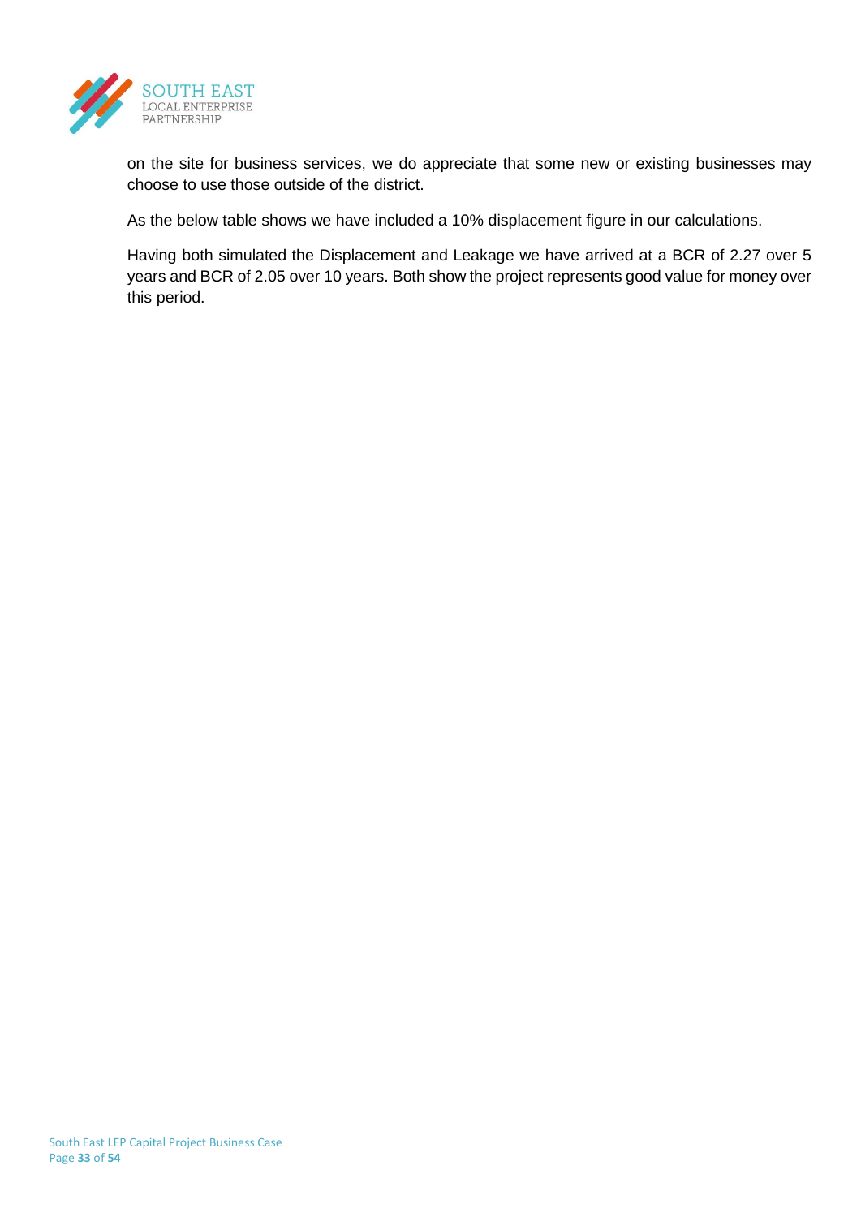on the site for business services, we do appreciate that some new or existing businesses may choose to use those outside of the district.

As the below table shows we have included a 10% displacement figure in our calculations.

Having both simulated the Displacement and Leakage we have arrived at a BCR of 2.27 over 5 years and BCR of 2.05 over 10 years. Both show the project represents good value for money over this period.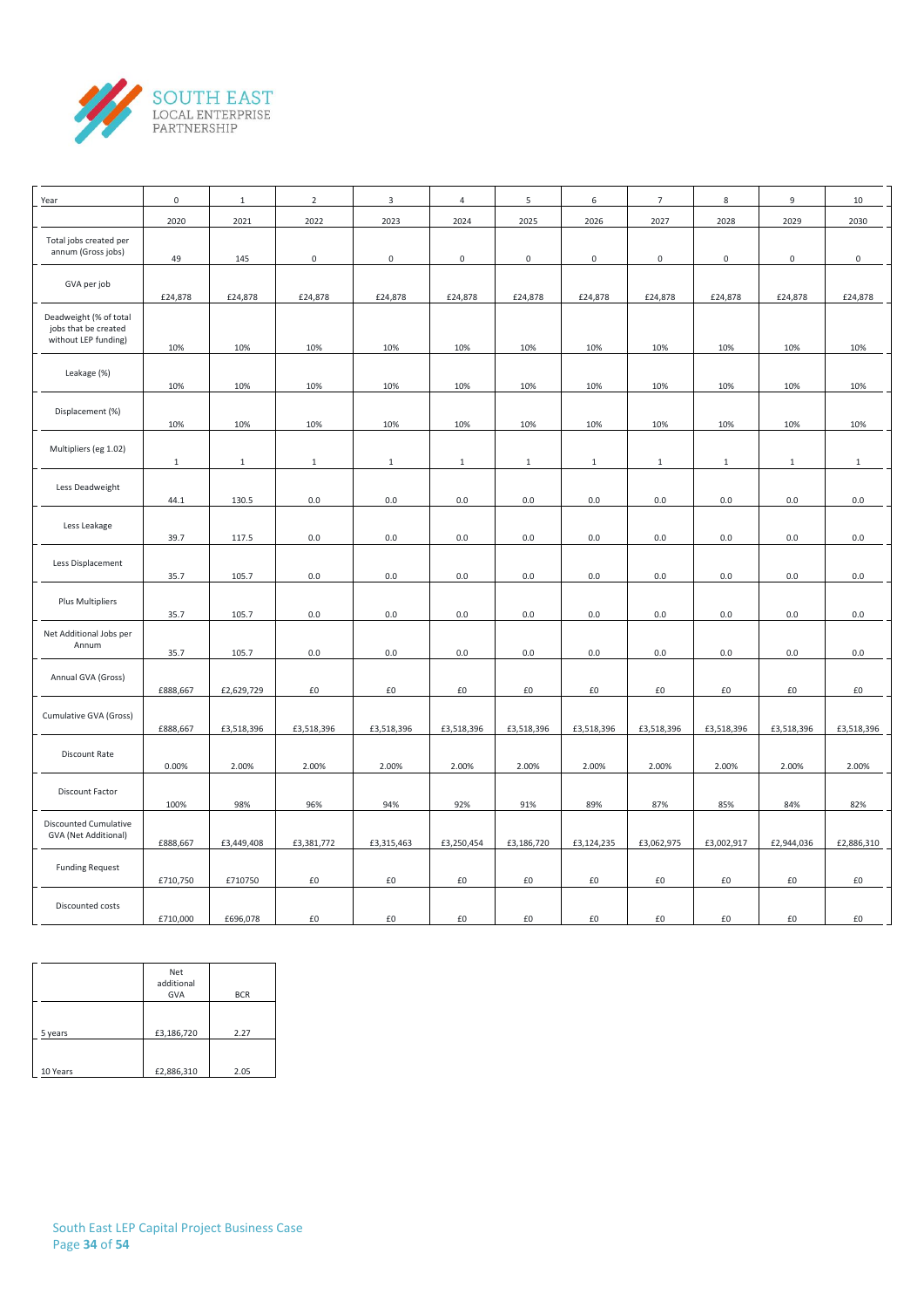| Year | 0 | 1 | 2 | 3 | 4 | 5 | 6 | 7 | 8 | 9 | 10 |
|---|---|---|---|---|---|---|---|---|---|---|---|
| | 2020 | 2021 | 2022 | 2023 | 2024 | 2025 | 2026 | 2027 | 2028 | 2029 | 2030 |
| Total jobs created per annum (Gross jobs) | 49 | 145 | 0 | 0 | 0 | 0 | 0 | 0 | 0 | 0 | 0 |
| GVA per job | £24,878 | £24,878 | £24,878 | £24,878 | £24,878 | £24,878 | £24,878 | £24,878 | £24,878 | £24,878 | £24,878 |
| Deadweight (% of total jobs that be created without LEP funding) | 10% | 10% | 10% | 10% | 10% | 10% | 10% | 10% | 10% | 10% | 10% |
| Leakage (%) | 10% | 10% | 10% | 10% | 10% | 10% | 10% | 10% | 10% | 10% | 10% |
| Displacement (%) | 10% | 10% | 10% | 10% | 10% | 10% | 10% | 10% | 10% | 10% | 10% |
| Multipliers (eg 1.02) | 1 | 1 | 1 | 1 | 1 | 1 | 1 | 1 | 1 | 1 | 1 |
| Less Deadweight | 44.1 | 130.5 | 0.0 | 0.0 | 0.0 | 0.0 | 0.0 | 0.0 | 0.0 | 0.0 | 0.0 |
| Less Leakage | 39.7 | 117.5 | 0.0 | 0.0 | 0.0 | 0.0 | 0.0 | 0.0 | 0.0 | 0.0 | 0.0 |
| Less Displacement | 35.7 | 105.7 | 0.0 | 0.0 | 0.0 | 0.0 | 0.0 | 0.0 | 0.0 | 0.0 | 0.0 |
| Plus Multipliers | 35.7 | 105.7 | 0.0 | 0.0 | 0.0 | 0.0 | 0.0 | 0.0 | 0.0 | 0.0 | 0.0 |
| Net Additional Jobs per Annum | 35.7 | 105.7 | 0.0 | 0.0 | 0.0 | 0.0 | 0.0 | 0.0 | 0.0 | 0.0 | 0.0 |
| Annual GVA (Gross) | £888,667 | £2,629,729 | £0 | £0 | £0 | £0 | £0 | £0 | £0 | £0 | £0 |
| Cumulative GVA (Gross) | £888,667 | £3,518,396 | £3,518,396 | £3,518,396 | £3,518,396 | £3,518,396 | £3,518,396 | £3,518,396 | £3,518,396 | £3,518,396 | £3,518,396 |
| Discount Rate | 0.00% | 2.00% | 2.00% | 2.00% | 2.00% | 2.00% | 2.00% | 2.00% | 2.00% | 2.00% | 2.00% |
| Discount Factor | 100% | 98% | 96% | 94% | 92% | 91% | 89% | 87% | 85% | 84% | 82% |
| Discounted Cumulative GVA (Net Additional) | £888,667 | £3,449,408 | £3,381,772 | £3,315,463 | £3,250,454 | £3,186,720 | £3,124,235 | £3,062,975 | £3,002,917 | £2,944,036 | £2,886,310 |
| Funding Request | £710,750 | £710750 | £0 | £0 | £0 | £0 | £0 | £0 | £0 | £0 | £0 |
| Discounted costs | £710,000 | £696,078 | £0 | £0 | £0 | £0 | £0 | £0 | £0 | £0 | £0 |

| | Net additional GVA | BCR |
|---|---|---|
| 5 years | £3,186,720 | 2.27 |
| 10 Years | £2,886,310 | 2.05 |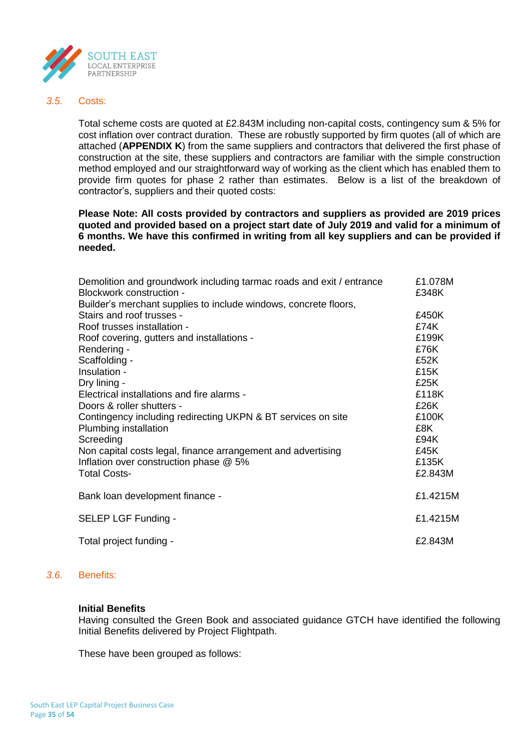### *3.5.* Costs:

Total scheme costs are quoted at £2.843M including non-capital costs, contingency sum & 5% for cost inflation over contract duration. These are robustly supported by firm quotes (all of which are attached (**APPENDIX K**) from the same suppliers and contractors that delivered the first phase of construction at the site, these suppliers and contractors are familiar with the simple construction method employed and our straightforward way of working as the client which has enabled them to provide firm quotes for phase 2 rather than estimates. Below is a list of the breakdown of contractor's, suppliers and their quoted costs:

**Please Note: All costs provided by contractors and suppliers as provided are 2019 prices quoted and provided based on a project start date of July 2019 and valid for a minimum of 6 months. We have this confirmed in writing from all key suppliers and can be provided if needed.**

| Item | Cost |
|---|---|
| Demolition and groundwork including tarmac roads and exit / entrance | £1.078M |
| Blockwork construction - | £348K |
| Builder's merchant supplies to include windows, concrete floors, Stairs and roof trusses - | £450K |
| Roof trusses installation - | £74K |
| Roof covering, gutters and installations - | £199K |
| Rendering - | £76K |
| Scaffolding - | £52K |
| Insulation - | £15K |
| Dry lining - | £25K |
| Electrical installations and fire alarms - | £118K |
| Doors & roller shutters - | £26K |
| Contingency including redirecting UKPN & BT services on site | £100K |
| Plumbing installation | £8K |
| Screeding | £94K |
| Non capital costs legal, finance arrangement and advertising | £45K |
| Inflation over construction phase @ 5% | £135K |
| Total Costs- | £2.843M |
| Bank loan development finance - | £1.4215M |
| SELEP LGF Funding - | £1.4215M |
| Total project funding - | £2.843M |

### *3.6.* Benefits:

**Initial Benefits**
Having consulted the Green Book and associated guidance GTCH have identified the following Initial Benefits delivered by Project Flightpath.

These have been grouped as follows: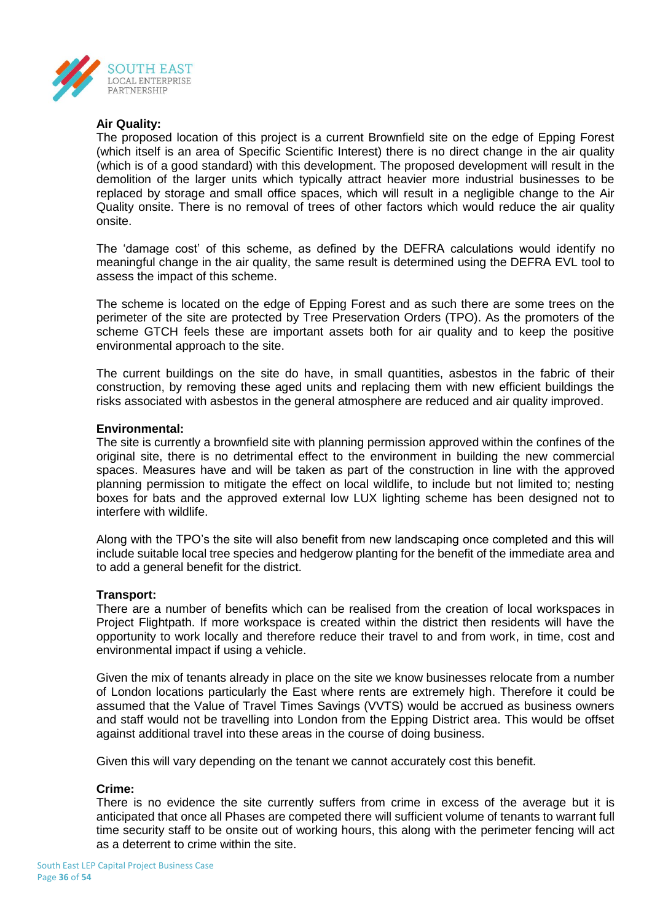**Air Quality:**

The proposed location of this project is a current Brownfield site on the edge of Epping Forest (which itself is an area of Specific Scientific Interest) there is no direct change in the air quality (which is of a good standard) with this development. The proposed development will result in the demolition of the larger units which typically attract heavier more industrial businesses to be replaced by storage and small office spaces, which will result in a negligible change to the Air Quality onsite. There is no removal of trees of other factors which would reduce the air quality onsite.

The 'damage cost' of this scheme, as defined by the DEFRA calculations would identify no meaningful change in the air quality, the same result is determined using the DEFRA EVL tool to assess the impact of this scheme.

The scheme is located on the edge of Epping Forest and as such there are some trees on the perimeter of the site are protected by Tree Preservation Orders (TPO). As the promoters of the scheme GTCH feels these are important assets both for air quality and to keep the positive environmental approach to the site.

The current buildings on the site do have, in small quantities, asbestos in the fabric of their construction, by removing these aged units and replacing them with new efficient buildings the risks associated with asbestos in the general atmosphere are reduced and air quality improved.

**Environmental:**

The site is currently a brownfield site with planning permission approved within the confines of the original site, there is no detrimental effect to the environment in building the new commercial spaces. Measures have and will be taken as part of the construction in line with the approved planning permission to mitigate the effect on local wildlife, to include but not limited to; nesting boxes for bats and the approved external low LUX lighting scheme has been designed not to interfere with wildlife.

Along with the TPO's the site will also benefit from new landscaping once completed and this will include suitable local tree species and hedgerow planting for the benefit of the immediate area and to add a general benefit for the district.

**Transport:**

There are a number of benefits which can be realised from the creation of local workspaces in Project Flightpath. If more workspace is created within the district then residents will have the opportunity to work locally and therefore reduce their travel to and from work, in time, cost and environmental impact if using a vehicle.

Given the mix of tenants already in place on the site we know businesses relocate from a number of London locations particularly the East where rents are extremely high. Therefore it could be assumed that the Value of Travel Times Savings (VVTS) would be accrued as business owners and staff would not be travelling into London from the Epping District area. This would be offset against additional travel into these areas in the course of doing business.

Given this will vary depending on the tenant we cannot accurately cost this benefit.

**Crime:**

There is no evidence the site currently suffers from crime in excess of the average but it is anticipated that once all Phases are competed there will sufficient volume of tenants to warrant full time security staff to be onsite out of working hours, this along with the perimeter fencing will act as a deterrent to crime within the site.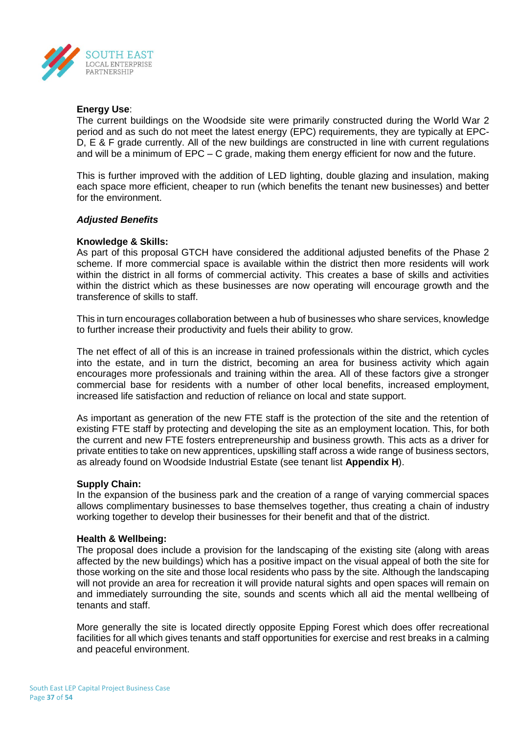**Energy Use**:
The current buildings on the Woodside site were primarily constructed during the World War 2 period and as such do not meet the latest energy (EPC) requirements, they are typically at EPC-D, E & F grade currently. All of the new buildings are constructed in line with current regulations and will be a minimum of EPC – C grade, making them energy efficient for now and the future.

This is further improved with the addition of LED lighting, double glazing and insulation, making each space more efficient, cheaper to run (which benefits the tenant new businesses) and better for the environment.

***Adjusted Benefits***

**Knowledge & Skills:**
As part of this proposal GTCH have considered the additional adjusted benefits of the Phase 2 scheme. If more commercial space is available within the district then more residents will work within the district in all forms of commercial activity. This creates a base of skills and activities within the district which as these businesses are now operating will encourage growth and the transference of skills to staff.

This in turn encourages collaboration between a hub of businesses who share services, knowledge to further increase their productivity and fuels their ability to grow.

The net effect of all of this is an increase in trained professionals within the district, which cycles into the estate, and in turn the district, becoming an area for business activity which again encourages more professionals and training within the area. All of these factors give a stronger commercial base for residents with a number of other local benefits, increased employment, increased life satisfaction and reduction of reliance on local and state support.

As important as generation of the new FTE staff is the protection of the site and the retention of existing FTE staff by protecting and developing the site as an employment location. This, for both the current and new FTE fosters entrepreneurship and business growth. This acts as a driver for private entities to take on new apprentices, upskilling staff across a wide range of business sectors, as already found on Woodside Industrial Estate (see tenant list **Appendix H**).

**Supply Chain:**
In the expansion of the business park and the creation of a range of varying commercial spaces allows complimentary businesses to base themselves together, thus creating a chain of industry working together to develop their businesses for their benefit and that of the district.

**Health & Wellbeing:**
The proposal does include a provision for the landscaping of the existing site (along with areas affected by the new buildings) which has a positive impact on the visual appeal of both the site for those working on the site and those local residents who pass by the site. Although the landscaping will not provide an area for recreation it will provide natural sights and open spaces will remain on and immediately surrounding the site, sounds and scents which all aid the mental wellbeing of tenants and staff.

More generally the site is located directly opposite Epping Forest which does offer recreational facilities for all which gives tenants and staff opportunities for exercise and rest breaks in a calming and peaceful environment.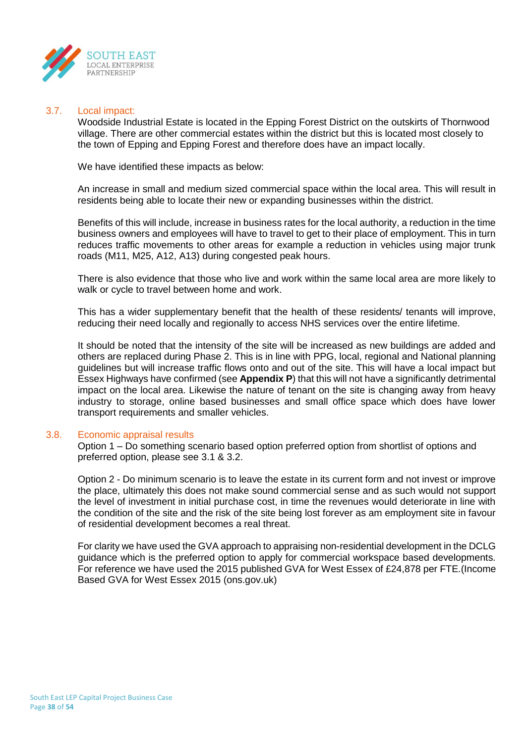## 3.7. Local impact:

Woodside Industrial Estate is located in the Epping Forest District on the outskirts of Thornwood village. There are other commercial estates within the district but this is located most closely to the town of Epping and Epping Forest and therefore does have an impact locally.

We have identified these impacts as below:

An increase in small and medium sized commercial space within the local area. This will result in residents being able to locate their new or expanding businesses within the district.

Benefits of this will include, increase in business rates for the local authority, a reduction in the time business owners and employees will have to travel to get to their place of employment. This in turn reduces traffic movements to other areas for example a reduction in vehicles using major trunk roads (M11, M25, A12, A13) during congested peak hours.

There is also evidence that those who live and work within the same local area are more likely to walk or cycle to travel between home and work.

This has a wider supplementary benefit that the health of these residents/ tenants will improve, reducing their need locally and regionally to access NHS services over the entire lifetime.

It should be noted that the intensity of the site will be increased as new buildings are added and others are replaced during Phase 2. This is in line with PPG, local, regional and National planning guidelines but will increase traffic flows onto and out of the site. This will have a local impact but Essex Highways have confirmed (see **Appendix P**) that this will not have a significantly detrimental impact on the local area. Likewise the nature of tenant on the site is changing away from heavy industry to storage, online based businesses and small office space which does have lower transport requirements and smaller vehicles.

## 3.8. Economic appraisal results

Option 1 – Do something scenario based option preferred option from shortlist of options and preferred option, please see 3.1 & 3.2.

Option 2 - Do minimum scenario is to leave the estate in its current form and not invest or improve the place, ultimately this does not make sound commercial sense and as such would not support the level of investment in initial purchase cost, in time the revenues would deteriorate in line with the condition of the site and the risk of the site being lost forever as am employment site in favour of residential development becomes a real threat.

For clarity we have used the GVA approach to appraising non-residential development in the DCLG guidance which is the preferred option to apply for commercial workspace based developments. For reference we have used the 2015 published GVA for West Essex of £24,878 per FTE.(Income Based GVA for West Essex 2015 (ons.gov.uk)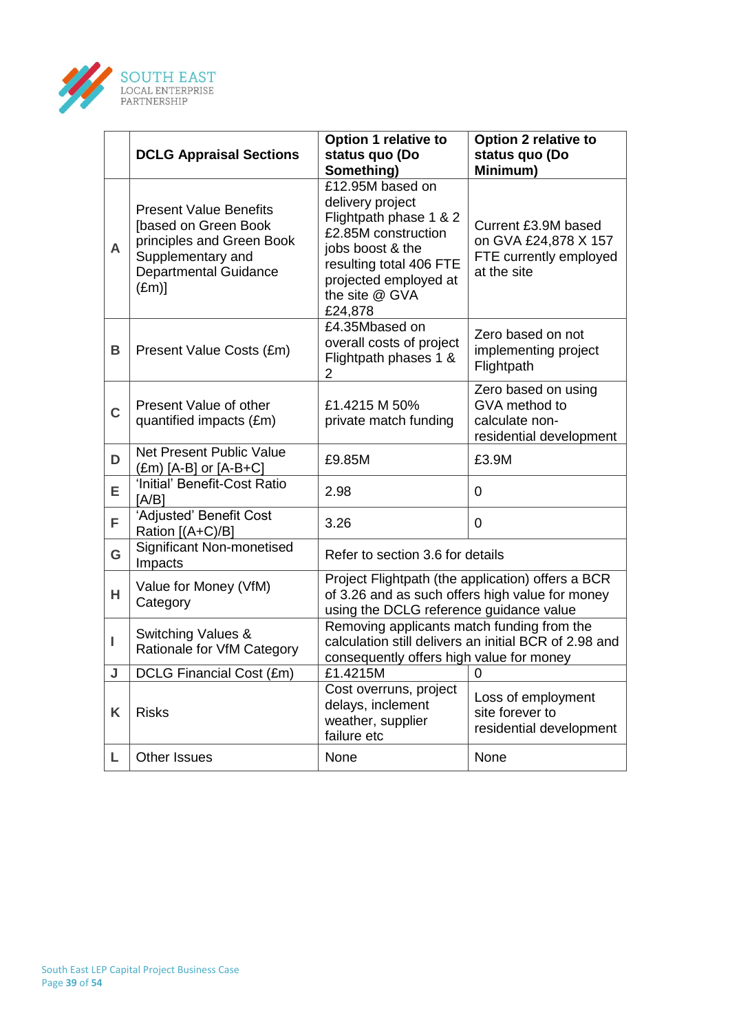| | DCLG Appraisal Sections | Option 1 relative to status quo (Do Something) | Option 2 relative to status quo (Do Minimum) |
|---|---|---|---|
| A | Present Value Benefits [based on Green Book principles and Green Book Supplementary and Departmental Guidance (£m)] | £12.95M based on delivery project Flightpath phase 1 & 2 £2.85M construction jobs boost & the resulting total 406 FTE projected employed at the site @ GVA £24,878 | Current £3.9M based on GVA £24,878 X 157 FTE currently employed at the site |
| B | Present Value Costs (£m) | £4.35Mbased on overall costs of project Flightpath phases 1 & 2 | Zero based on not implementing project Flightpath |
| C | Present Value of other quantified impacts (£m) | £1.4215 M 50% private match funding | Zero based on using GVA method to calculate non-residential development |
| D | Net Present Public Value (£m) [A-B] or [A-B+C] | £9.85M | £3.9M |
| E | 'Initial' Benefit-Cost Ratio [A/B] | 2.98 | 0 |
| F | 'Adjusted' Benefit Cost Ration [(A+C)/B] | 3.26 | 0 |
| G | Significant Non-monetised Impacts | Refer to section 3.6 for details | |
| H | Value for Money (VfM) Category | Project Flightpath (the application) offers a BCR of 3.26 and as such offers high value for money using the DCLG reference guidance value | |
| I | Switching Values & Rationale for VfM Category | Removing applicants match funding from the calculation still delivers an initial BCR of 2.98 and consequently offers high value for money | |
| J | DCLG Financial Cost (£m) | £1.4215M | 0 |
| K | Risks | Cost overruns, project delays, inclement weather, supplier failure etc | Loss of employment site forever to residential development |
| L | Other Issues | None | None |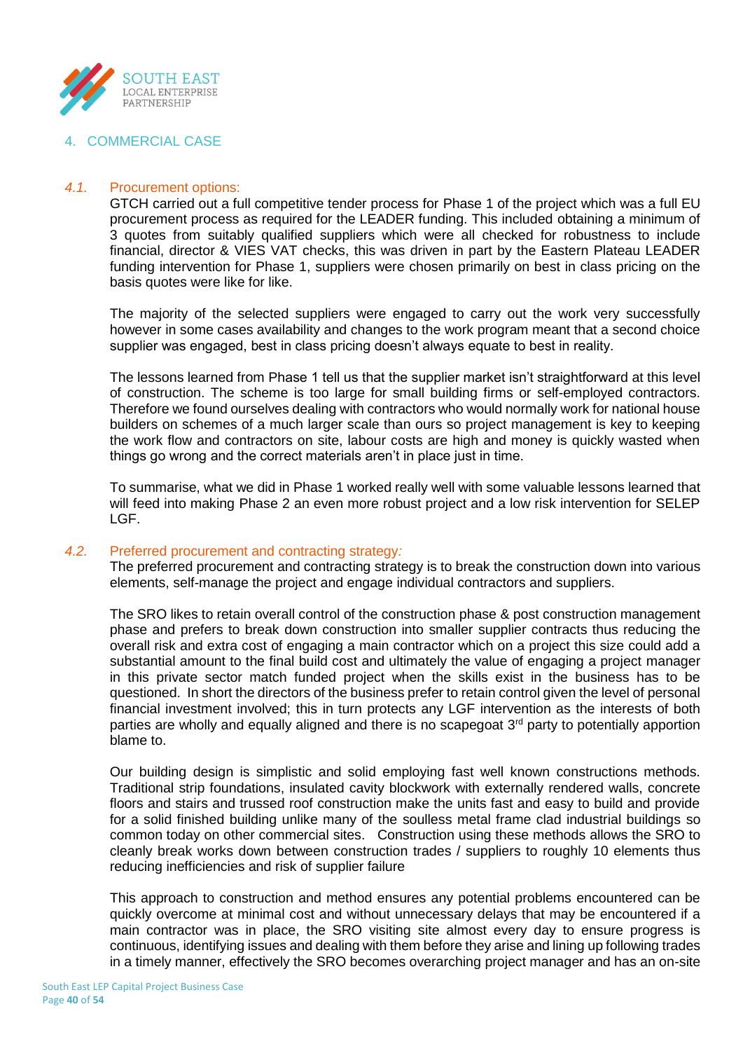## 4. COMMERCIAL CASE

### 4.1. Procurement options:

GTCH carried out a full competitive tender process for Phase 1 of the project which was a full EU procurement process as required for the LEADER funding. This included obtaining a minimum of 3 quotes from suitably qualified suppliers which were all checked for robustness to include financial, director & VIES VAT checks, this was driven in part by the Eastern Plateau LEADER funding intervention for Phase 1, suppliers were chosen primarily on best in class pricing on the basis quotes were like for like.

The majority of the selected suppliers were engaged to carry out the work very successfully however in some cases availability and changes to the work program meant that a second choice supplier was engaged, best in class pricing doesn't always equate to best in reality.

The lessons learned from Phase 1 tell us that the supplier market isn't straightforward at this level of construction. The scheme is too large for small building firms or self-employed contractors. Therefore we found ourselves dealing with contractors who would normally work for national house builders on schemes of a much larger scale than ours so project management is key to keeping the work flow and contractors on site, labour costs are high and money is quickly wasted when things go wrong and the correct materials aren't in place just in time.

To summarise, what we did in Phase 1 worked really well with some valuable lessons learned that will feed into making Phase 2 an even more robust project and a low risk intervention for SELEP LGF.

### 4.2. Preferred procurement and contracting strategy:

The preferred procurement and contracting strategy is to break the construction down into various elements, self-manage the project and engage individual contractors and suppliers.

The SRO likes to retain overall control of the construction phase & post construction management phase and prefers to break down construction into smaller supplier contracts thus reducing the overall risk and extra cost of engaging a main contractor which on a project this size could add a substantial amount to the final build cost and ultimately the value of engaging a project manager in this private sector match funded project when the skills exist in the business has to be questioned. In short the directors of the business prefer to retain control given the level of personal financial investment involved; this in turn protects any LGF intervention as the interests of both parties are wholly and equally aligned and there is no scapegoat 3rd party to potentially apportion blame to.

Our building design is simplistic and solid employing fast well known constructions methods. Traditional strip foundations, insulated cavity blockwork with externally rendered walls, concrete floors and stairs and trussed roof construction make the units fast and easy to build and provide for a solid finished building unlike many of the soulless metal frame clad industrial buildings so common today on other commercial sites. Construction using these methods allows the SRO to cleanly break works down between construction trades / suppliers to roughly 10 elements thus reducing inefficiencies and risk of supplier failure

This approach to construction and method ensures any potential problems encountered can be quickly overcome at minimal cost and without unnecessary delays that may be encountered if a main contractor was in place, the SRO visiting site almost every day to ensure progress is continuous, identifying issues and dealing with them before they arise and lining up following trades in a timely manner, effectively the SRO becomes overarching project manager and has an on-site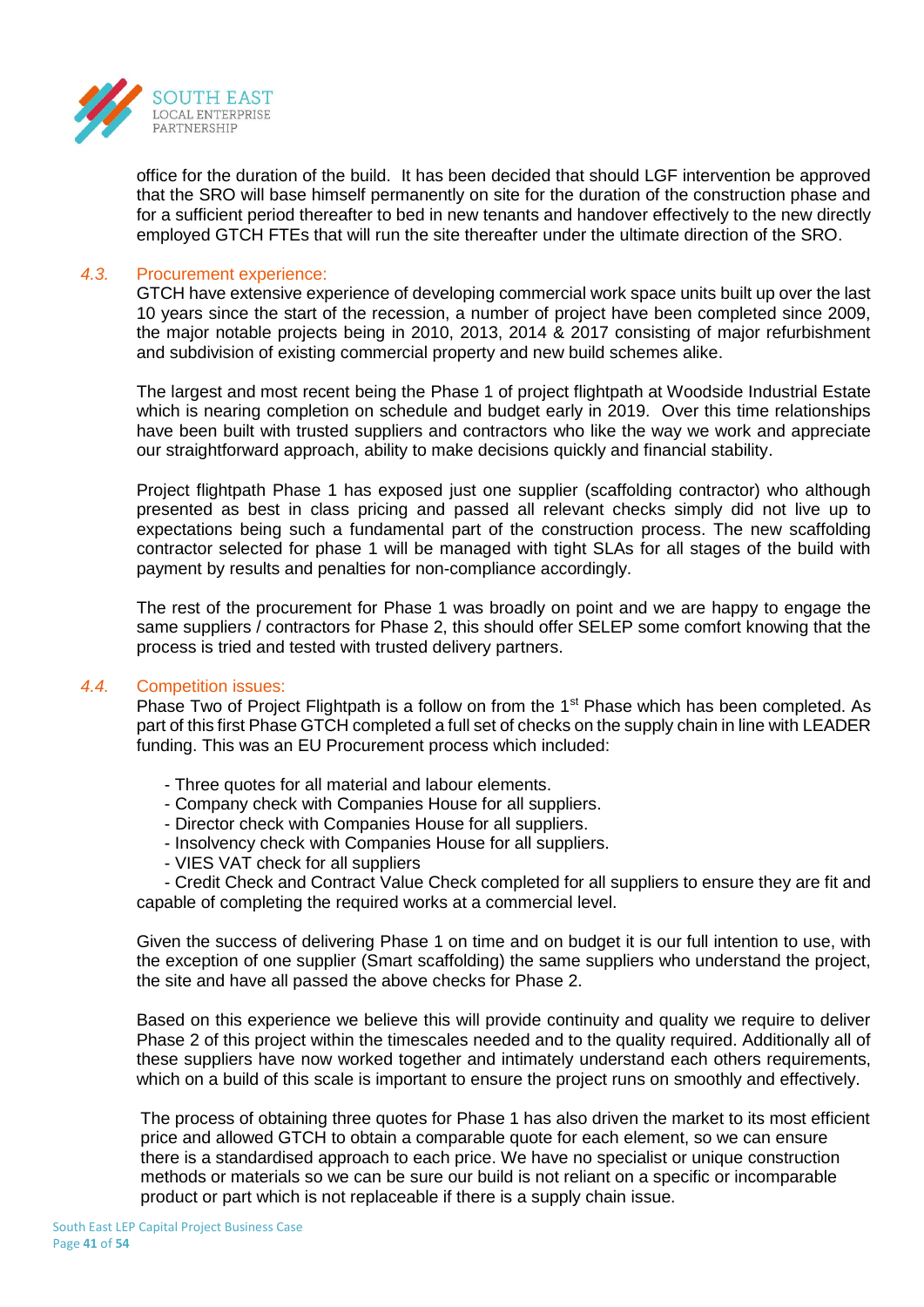office for the duration of the build. It has been decided that should LGF intervention be approved that the SRO will base himself permanently on site for the duration of the construction phase and for a sufficient period thereafter to bed in new tenants and handover effectively to the new directly employed GTCH FTEs that will run the site thereafter under the ultimate direction of the SRO.

### 4.3. Procurement experience:

GTCH have extensive experience of developing commercial work space units built up over the last 10 years since the start of the recession, a number of project have been completed since 2009, the major notable projects being in 2010, 2013, 2014 & 2017 consisting of major refurbishment and subdivision of existing commercial property and new build schemes alike.

The largest and most recent being the Phase 1 of project flightpath at Woodside Industrial Estate which is nearing completion on schedule and budget early in 2019. Over this time relationships have been built with trusted suppliers and contractors who like the way we work and appreciate our straightforward approach, ability to make decisions quickly and financial stability.

Project flightpath Phase 1 has exposed just one supplier (scaffolding contractor) who although presented as best in class pricing and passed all relevant checks simply did not live up to expectations being such a fundamental part of the construction process. The new scaffolding contractor selected for phase 1 will be managed with tight SLAs for all stages of the build with payment by results and penalties for non-compliance accordingly.

The rest of the procurement for Phase 1 was broadly on point and we are happy to engage the same suppliers / contractors for Phase 2, this should offer SELEP some comfort knowing that the process is tried and tested with trusted delivery partners.

### 4.4. Competition issues:

Phase Two of Project Flightpath is a follow on from the 1st Phase which has been completed. As part of this first Phase GTCH completed a full set of checks on the supply chain in line with LEADER funding. This was an EU Procurement process which included:

- Three quotes for all material and labour elements.
- Company check with Companies House for all suppliers.
- Director check with Companies House for all suppliers.
- Insolvency check with Companies House for all suppliers.
- VIES VAT check for all suppliers
- Credit Check and Contract Value Check completed for all suppliers to ensure they are fit and capable of completing the required works at a commercial level.

Given the success of delivering Phase 1 on time and on budget it is our full intention to use, with the exception of one supplier (Smart scaffolding) the same suppliers who understand the project, the site and have all passed the above checks for Phase 2.

Based on this experience we believe this will provide continuity and quality we require to deliver Phase 2 of this project within the timescales needed and to the quality required. Additionally all of these suppliers have now worked together and intimately understand each others requirements, which on a build of this scale is important to ensure the project runs on smoothly and effectively.

The process of obtaining three quotes for Phase 1 has also driven the market to its most efficient price and allowed GTCH to obtain a comparable quote for each element, so we can ensure there is a standardised approach to each price. We have no specialist or unique construction methods or materials so we can be sure our build is not reliant on a specific or incomparable product or part which is not replaceable if there is a supply chain issue.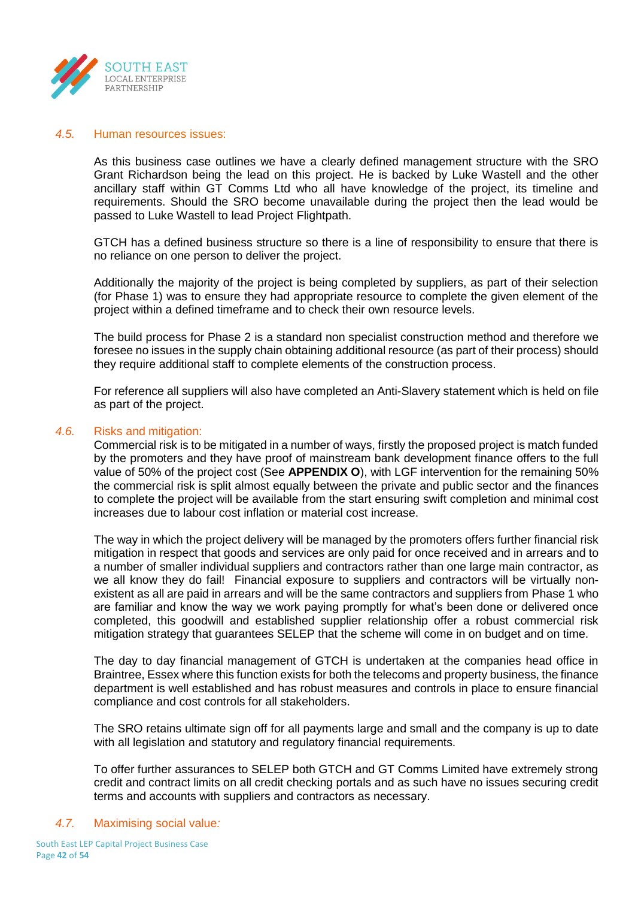### 4.5. Human resources issues:

As this business case outlines we have a clearly defined management structure with the SRO Grant Richardson being the lead on this project. He is backed by Luke Wastell and the other ancillary staff within GT Comms Ltd who all have knowledge of the project, its timeline and requirements. Should the SRO become unavailable during the project then the lead would be passed to Luke Wastell to lead Project Flightpath.

GTCH has a defined business structure so there is a line of responsibility to ensure that there is no reliance on one person to deliver the project.

Additionally the majority of the project is being completed by suppliers, as part of their selection (for Phase 1) was to ensure they had appropriate resource to complete the given element of the project within a defined timeframe and to check their own resource levels.

The build process for Phase 2 is a standard non specialist construction method and therefore we foresee no issues in the supply chain obtaining additional resource (as part of their process) should they require additional staff to complete elements of the construction process.

For reference all suppliers will also have completed an Anti-Slavery statement which is held on file as part of the project.

### 4.6. Risks and mitigation:

Commercial risk is to be mitigated in a number of ways, firstly the proposed project is match funded by the promoters and they have proof of mainstream bank development finance offers to the full value of 50% of the project cost (See **APPENDIX O**), with LGF intervention for the remaining 50% the commercial risk is split almost equally between the private and public sector and the finances to complete the project will be available from the start ensuring swift completion and minimal cost increases due to labour cost inflation or material cost increase.

The way in which the project delivery will be managed by the promoters offers further financial risk mitigation in respect that goods and services are only paid for once received and in arrears and to a number of smaller individual suppliers and contractors rather than one large main contractor, as we all know they do fail! Financial exposure to suppliers and contractors will be virtually non-existent as all are paid in arrears and will be the same contractors and suppliers from Phase 1 who are familiar and know the way we work paying promptly for what's been done or delivered once completed, this goodwill and established supplier relationship offer a robust commercial risk mitigation strategy that guarantees SELEP that the scheme will come in on budget and on time.

The day to day financial management of GTCH is undertaken at the companies head office in Braintree, Essex where this function exists for both the telecoms and property business, the finance department is well established and has robust measures and controls in place to ensure financial compliance and cost controls for all stakeholders.

The SRO retains ultimate sign off for all payments large and small and the company is up to date with all legislation and statutory and regulatory financial requirements.

To offer further assurances to SELEP both GTCH and GT Comms Limited have extremely strong credit and contract limits on all credit checking portals and as such have no issues securing credit terms and accounts with suppliers and contractors as necessary.

### 4.7. Maximising social value: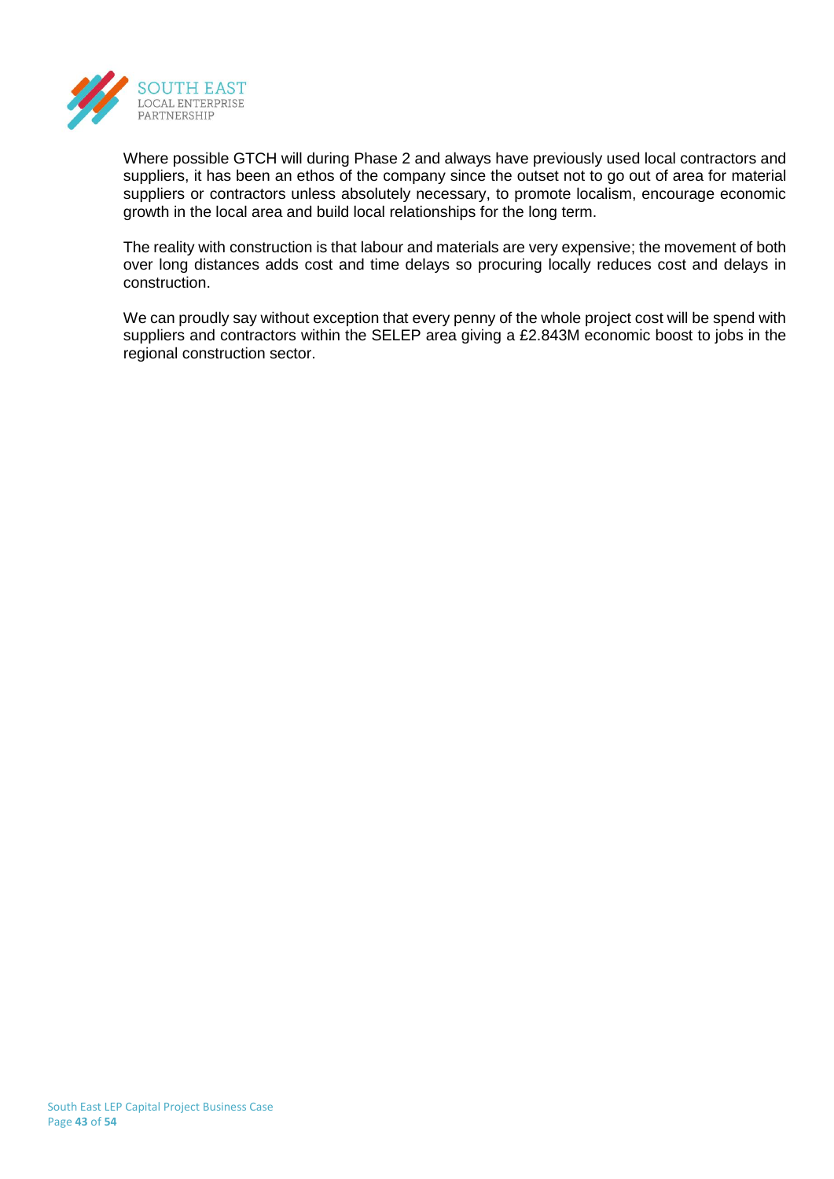Where possible GTCH will during Phase 2 and always have previously used local contractors and suppliers, it has been an ethos of the company since the outset not to go out of area for material suppliers or contractors unless absolutely necessary, to promote localism, encourage economic growth in the local area and build local relationships for the long term.

The reality with construction is that labour and materials are very expensive; the movement of both over long distances adds cost and time delays so procuring locally reduces cost and delays in construction.

We can proudly say without exception that every penny of the whole project cost will be spend with suppliers and contractors within the SELEP area giving a £2.843M economic boost to jobs in the regional construction sector.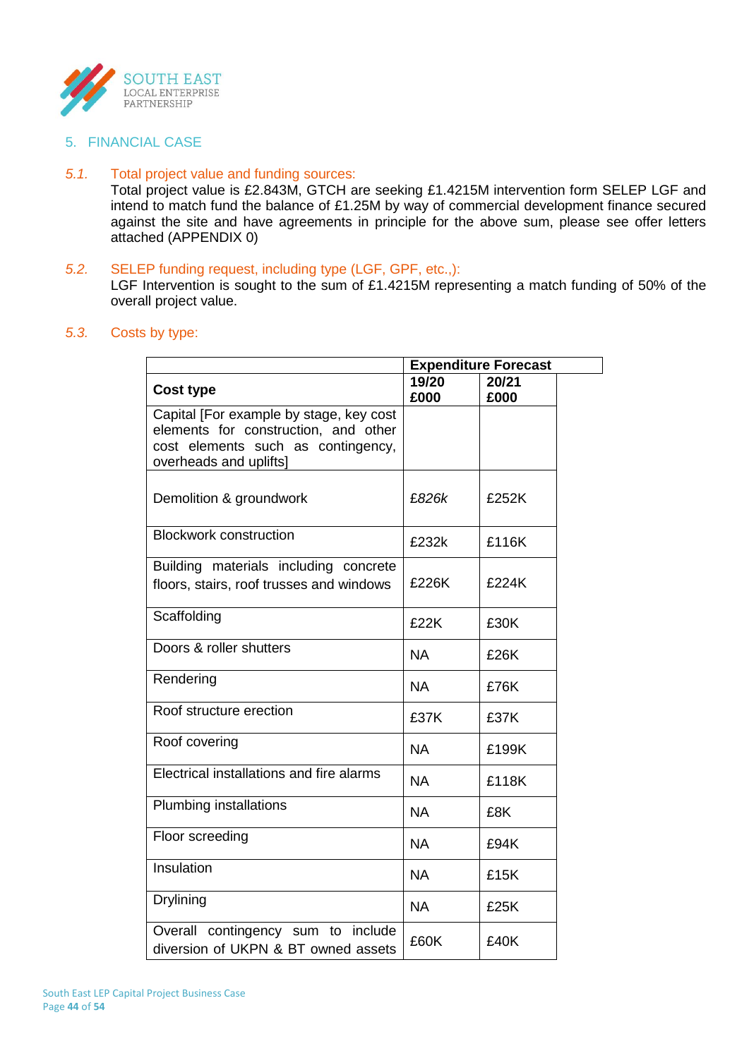## 5. FINANCIAL CASE

*5.1.* Total project value and funding sources:

Total project value is £2.843M, GTCH are seeking £1.4215M intervention form SELEP LGF and intend to match fund the balance of £1.25M by way of commercial development finance secured against the site and have agreements in principle for the above sum, please see offer letters attached (APPENDIX 0)

*5.2.* SELEP funding request, including type (LGF, GPF, etc.,):

LGF Intervention is sought to the sum of £1.4215M representing a match funding of 50% of the overall project value.

*5.3.* Costs by type:

| | **Expenditure Forecast** | |
|---|---|---|
| **Cost type** | **19/20 £000** | **20/21 £000** |
| Capital [For example by stage, key cost elements for construction, and other cost elements such as contingency, overheads and uplifts] | | |
| Demolition & groundwork | *£826k* | £252K |
| Blockwork construction | £232k | £116K |
| Building materials including concrete floors, stairs, roof trusses and windows | £226K | £224K |
| Scaffolding | £22K | £30K |
| Doors & roller shutters | NA | £26K |
| Rendering | NA | £76K |
| Roof structure erection | £37K | £37K |
| Roof covering | NA | £199K |
| Electrical installations and fire alarms | NA | £118K |
| Plumbing installations | NA | £8K |
| Floor screeding | NA | £94K |
| Insulation | NA | £15K |
| Drylining | NA | £25K |
| Overall contingency sum to include diversion of UKPN & BT owned assets | £60K | £40K |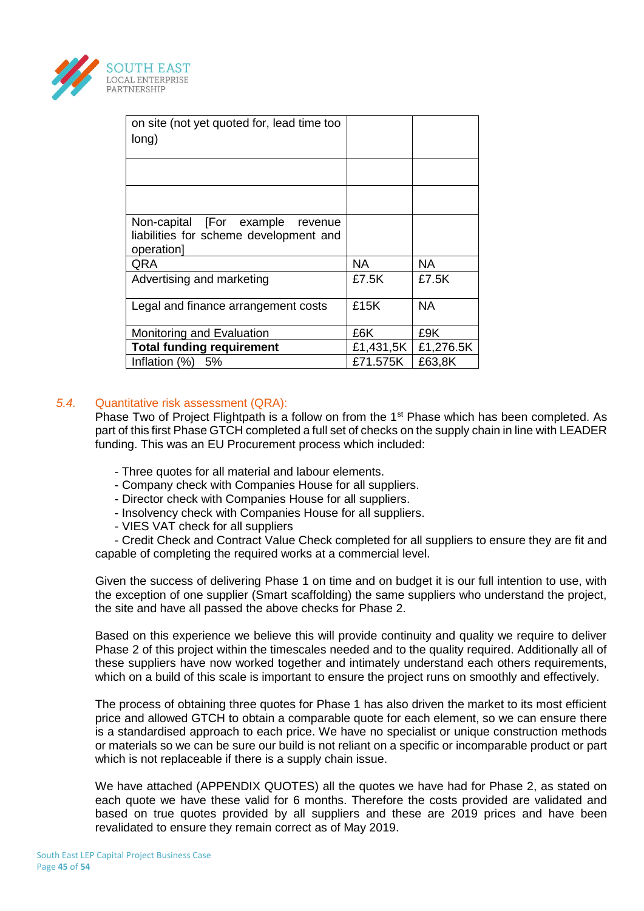| | | |
|---|---|---|
| on site (not yet quoted for, lead time too long) | | |
| | | |
| | | |
| Non-capital [For example revenue liabilities for scheme development and operation] | | |
| QRA | NA | NA |
| Advertising and marketing | £7.5K | £7.5K |
| Legal and finance arrangement costs | £15K | NA |
| Monitoring and Evaluation | £6K | £9K |
| **Total funding requirement** | £1,431,5K | £1,276.5K |
| Inflation (%) 5% | £71.575K | £63,8K |

### 5.4. Quantitative risk assessment (QRA):

Phase Two of Project Flightpath is a follow on from the 1st Phase which has been completed. As part of this first Phase GTCH completed a full set of checks on the supply chain in line with LEADER funding. This was an EU Procurement process which included:

- Three quotes for all material and labour elements.
- Company check with Companies House for all suppliers.
- Director check with Companies House for all suppliers.
- Insolvency check with Companies House for all suppliers.
- VIES VAT check for all suppliers
- Credit Check and Contract Value Check completed for all suppliers to ensure they are fit and capable of completing the required works at a commercial level.

Given the success of delivering Phase 1 on time and on budget it is our full intention to use, with the exception of one supplier (Smart scaffolding) the same suppliers who understand the project, the site and have all passed the above checks for Phase 2.

Based on this experience we believe this will provide continuity and quality we require to deliver Phase 2 of this project within the timescales needed and to the quality required. Additionally all of these suppliers have now worked together and intimately understand each others requirements, which on a build of this scale is important to ensure the project runs on smoothly and effectively.

The process of obtaining three quotes for Phase 1 has also driven the market to its most efficient price and allowed GTCH to obtain a comparable quote for each element, so we can ensure there is a standardised approach to each price. We have no specialist or unique construction methods or materials so we can be sure our build is not reliant on a specific or incomparable product or part which is not replaceable if there is a supply chain issue.

We have attached (APPENDIX QUOTES) all the quotes we have had for Phase 2, as stated on each quote we have these valid for 6 months. Therefore the costs provided are validated and based on true quotes provided by all suppliers and these are 2019 prices and have been revalidated to ensure they remain correct as of May 2019.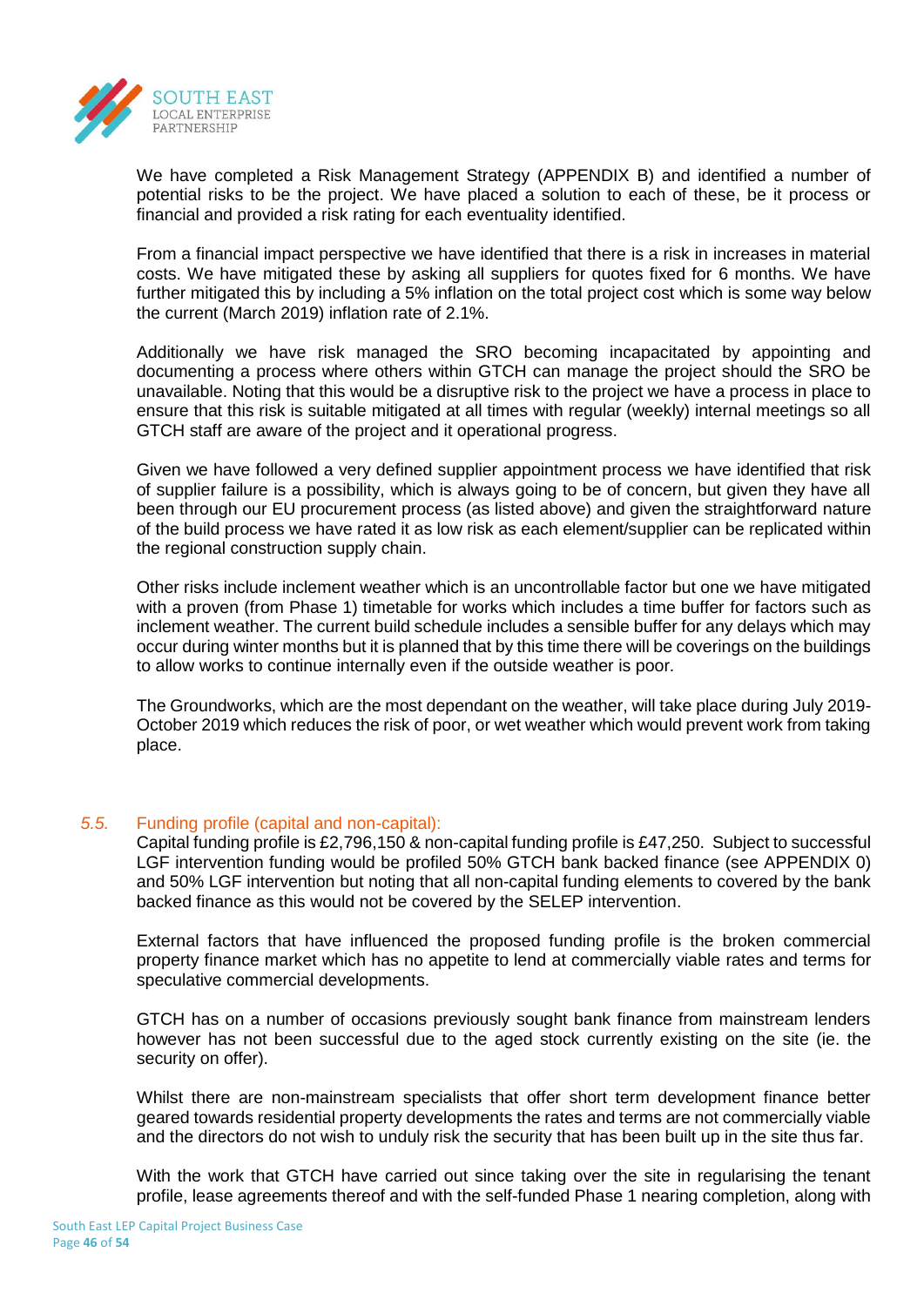We have completed a Risk Management Strategy (APPENDIX B) and identified a number of potential risks to be the project. We have placed a solution to each of these, be it process or financial and provided a risk rating for each eventuality identified.

From a financial impact perspective we have identified that there is a risk in increases in material costs. We have mitigated these by asking all suppliers for quotes fixed for 6 months. We have further mitigated this by including a 5% inflation on the total project cost which is some way below the current (March 2019) inflation rate of 2.1%.

Additionally we have risk managed the SRO becoming incapacitated by appointing and documenting a process where others within GTCH can manage the project should the SRO be unavailable. Noting that this would be a disruptive risk to the project we have a process in place to ensure that this risk is suitable mitigated at all times with regular (weekly) internal meetings so all GTCH staff are aware of the project and it operational progress.

Given we have followed a very defined supplier appointment process we have identified that risk of supplier failure is a possibility, which is always going to be of concern, but given they have all been through our EU procurement process (as listed above) and given the straightforward nature of the build process we have rated it as low risk as each element/supplier can be replicated within the regional construction supply chain.

Other risks include inclement weather which is an uncontrollable factor but one we have mitigated with a proven (from Phase 1) timetable for works which includes a time buffer for factors such as inclement weather. The current build schedule includes a sensible buffer for any delays which may occur during winter months but it is planned that by this time there will be coverings on the buildings to allow works to continue internally even if the outside weather is poor.

The Groundworks, which are the most dependant on the weather, will take place during July 2019-October 2019 which reduces the risk of poor, or wet weather which would prevent work from taking place.

### *5.5.* Funding profile (capital and non-capital):

Capital funding profile is £2,796,150 & non-capital funding profile is £47,250. Subject to successful LGF intervention funding would be profiled 50% GTCH bank backed finance (see APPENDIX 0) and 50% LGF intervention but noting that all non-capital funding elements to covered by the bank backed finance as this would not be covered by the SELEP intervention.

External factors that have influenced the proposed funding profile is the broken commercial property finance market which has no appetite to lend at commercially viable rates and terms for speculative commercial developments.

GTCH has on a number of occasions previously sought bank finance from mainstream lenders however has not been successful due to the aged stock currently existing on the site (ie. the security on offer).

Whilst there are non-mainstream specialists that offer short term development finance better geared towards residential property developments the rates and terms are not commercially viable and the directors do not wish to unduly risk the security that has been built up in the site thus far.

With the work that GTCH have carried out since taking over the site in regularising the tenant profile, lease agreements thereof and with the self-funded Phase 1 nearing completion, along with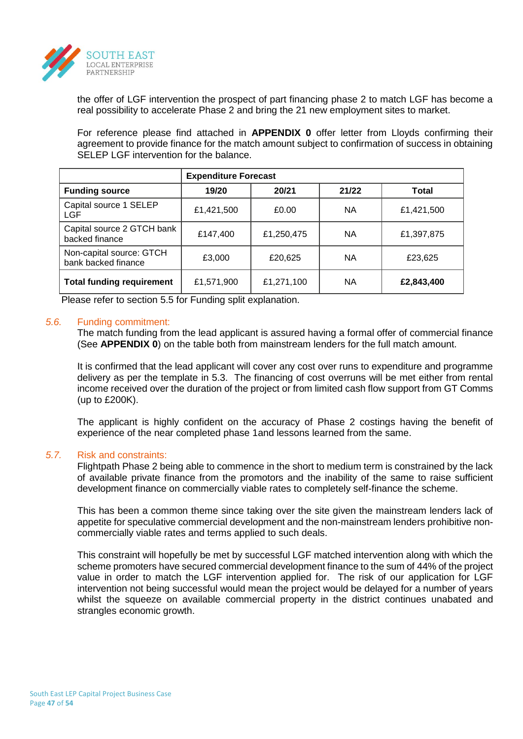the offer of LGF intervention the prospect of part financing phase 2 to match LGF has become a real possibility to accelerate Phase 2 and bring the 21 new employment sites to market.

For reference please find attached in **APPENDIX 0** offer letter from Lloyds confirming their agreement to provide finance for the match amount subject to confirmation of success in obtaining SELEP LGF intervention for the balance.

| | **Expenditure Forecast** | | | |
|---|---|---|---|---|
| **Funding source** | **19/20** | **20/21** | **21/22** | **Total** |
| Capital source 1 SELEP LGF | £1,421,500 | £0.00 | NA | £1,421,500 |
| Capital source 2 GTCH bank backed finance | £147,400 | £1,250,475 | NA | £1,397,875 |
| Non-capital source: GTCH bank backed finance | £3,000 | £20,625 | NA | £23,625 |
| **Total funding requirement** | £1,571,900 | £1,271,100 | NA | **£2,843,400** |

Please refer to section 5.5 for Funding split explanation.

### 5.6. Funding commitment:

The match funding from the lead applicant is assured having a formal offer of commercial finance (See **APPENDIX 0**) on the table both from mainstream lenders for the full match amount.

It is confirmed that the lead applicant will cover any cost over runs to expenditure and programme delivery as per the template in 5.3. The financing of cost overruns will be met either from rental income received over the duration of the project or from limited cash flow support from GT Comms (up to £200K).

The applicant is highly confident on the accuracy of Phase 2 costings having the benefit of experience of the near completed phase 1and lessons learned from the same.

### 5.7. Risk and constraints:

Flightpath Phase 2 being able to commence in the short to medium term is constrained by the lack of available private finance from the promotors and the inability of the same to raise sufficient development finance on commercially viable rates to completely self-finance the scheme.

This has been a common theme since taking over the site given the mainstream lenders lack of appetite for speculative commercial development and the non-mainstream lenders prohibitive non-commercially viable rates and terms applied to such deals.

This constraint will hopefully be met by successful LGF matched intervention along with which the scheme promoters have secured commercial development finance to the sum of 44% of the project value in order to match the LGF intervention applied for. The risk of our application for LGF intervention not being successful would mean the project would be delayed for a number of years whilst the squeeze on available commercial property in the district continues unabated and strangles economic growth.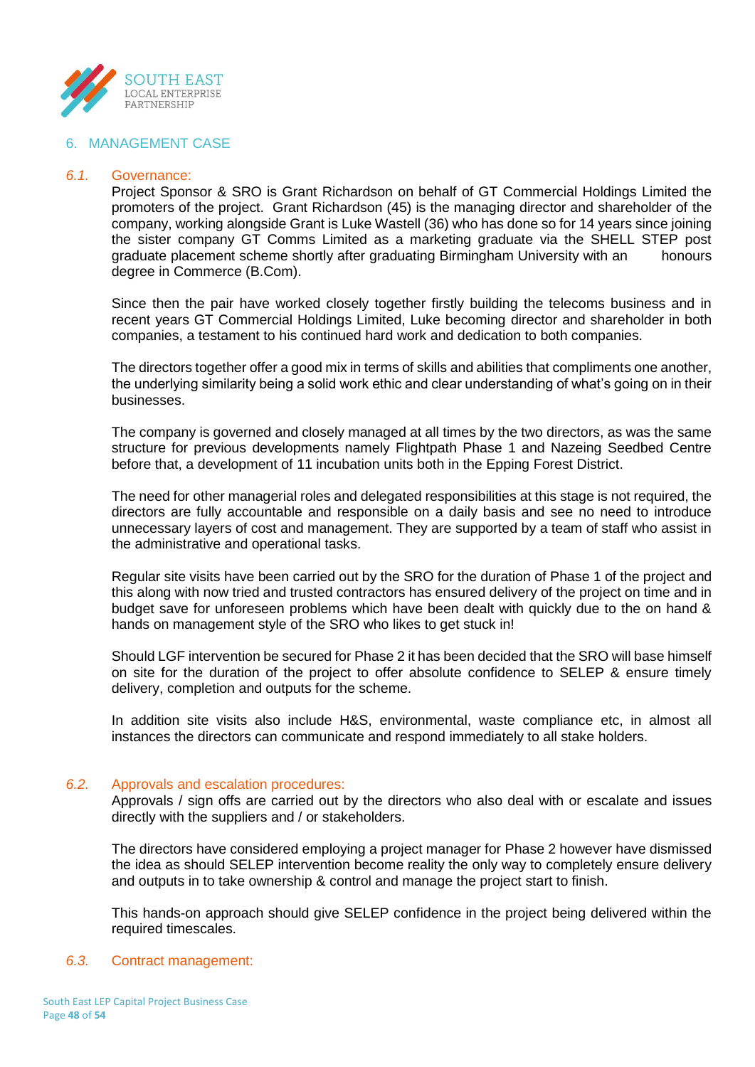## 6. MANAGEMENT CASE

### 6.1. Governance:

Project Sponsor & SRO is Grant Richardson on behalf of GT Commercial Holdings Limited the promoters of the project. Grant Richardson (45) is the managing director and shareholder of the company, working alongside Grant is Luke Wastell (36) who has done so for 14 years since joining the sister company GT Comms Limited as a marketing graduate via the SHELL STEP post graduate placement scheme shortly after graduating Birmingham University with an honours degree in Commerce (B.Com).

Since then the pair have worked closely together firstly building the telecoms business and in recent years GT Commercial Holdings Limited, Luke becoming director and shareholder in both companies, a testament to his continued hard work and dedication to both companies.

The directors together offer a good mix in terms of skills and abilities that compliments one another, the underlying similarity being a solid work ethic and clear understanding of what's going on in their businesses.

The company is governed and closely managed at all times by the two directors, as was the same structure for previous developments namely Flightpath Phase 1 and Nazeing Seedbed Centre before that, a development of 11 incubation units both in the Epping Forest District.

The need for other managerial roles and delegated responsibilities at this stage is not required, the directors are fully accountable and responsible on a daily basis and see no need to introduce unnecessary layers of cost and management. They are supported by a team of staff who assist in the administrative and operational tasks.

Regular site visits have been carried out by the SRO for the duration of Phase 1 of the project and this along with now tried and trusted contractors has ensured delivery of the project on time and in budget save for unforeseen problems which have been dealt with quickly due to the on hand & hands on management style of the SRO who likes to get stuck in!

Should LGF intervention be secured for Phase 2 it has been decided that the SRO will base himself on site for the duration of the project to offer absolute confidence to SELEP & ensure timely delivery, completion and outputs for the scheme.

In addition site visits also include H&S, environmental, waste compliance etc, in almost all instances the directors can communicate and respond immediately to all stake holders.

### 6.2. Approvals and escalation procedures:

Approvals / sign offs are carried out by the directors who also deal with or escalate and issues directly with the suppliers and / or stakeholders.

The directors have considered employing a project manager for Phase 2 however have dismissed the idea as should SELEP intervention become reality the only way to completely ensure delivery and outputs in to take ownership & control and manage the project start to finish.

This hands-on approach should give SELEP confidence in the project being delivered within the required timescales.

### 6.3. Contract management: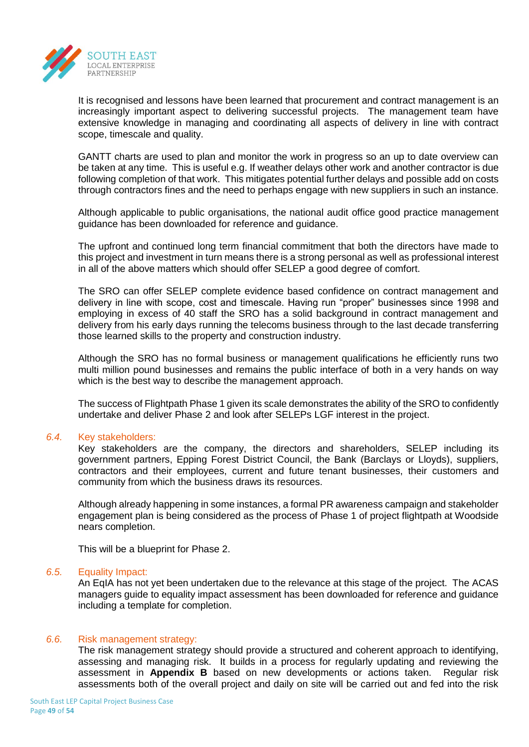It is recognised and lessons have been learned that procurement and contract management is an increasingly important aspect to delivering successful projects. The management team have extensive knowledge in managing and coordinating all aspects of delivery in line with contract scope, timescale and quality.

GANTT charts are used to plan and monitor the work in progress so an up to date overview can be taken at any time. This is useful e.g. If weather delays other work and another contractor is due following completion of that work. This mitigates potential further delays and possible add on costs through contractors fines and the need to perhaps engage with new suppliers in such an instance.

Although applicable to public organisations, the national audit office good practice management guidance has been downloaded for reference and guidance.

The upfront and continued long term financial commitment that both the directors have made to this project and investment in turn means there is a strong personal as well as professional interest in all of the above matters which should offer SELEP a good degree of comfort.

The SRO can offer SELEP complete evidence based confidence on contract management and delivery in line with scope, cost and timescale. Having run "proper" businesses since 1998 and employing in excess of 40 staff the SRO has a solid background in contract management and delivery from his early days running the telecoms business through to the last decade transferring those learned skills to the property and construction industry.

Although the SRO has no formal business or management qualifications he efficiently runs two multi million pound businesses and remains the public interface of both in a very hands on way which is the best way to describe the management approach.

The success of Flightpath Phase 1 given its scale demonstrates the ability of the SRO to confidently undertake and deliver Phase 2 and look after SELEPs LGF interest in the project.

### *6.4.* Key stakeholders:

Key stakeholders are the company, the directors and shareholders, SELEP including its government partners, Epping Forest District Council, the Bank (Barclays or Lloyds), suppliers, contractors and their employees, current and future tenant businesses, their customers and community from which the business draws its resources.

Although already happening in some instances, a formal PR awareness campaign and stakeholder engagement plan is being considered as the process of Phase 1 of project flightpath at Woodside nears completion.

This will be a blueprint for Phase 2.

### *6.5.* Equality Impact:

An EqIA has not yet been undertaken due to the relevance at this stage of the project. The ACAS managers guide to equality impact assessment has been downloaded for reference and guidance including a template for completion.

### *6.6.* Risk management strategy:

The risk management strategy should provide a structured and coherent approach to identifying, assessing and managing risk. It builds in a process for regularly updating and reviewing the assessment in **Appendix B** based on new developments or actions taken. Regular risk assessments both of the overall project and daily on site will be carried out and fed into the risk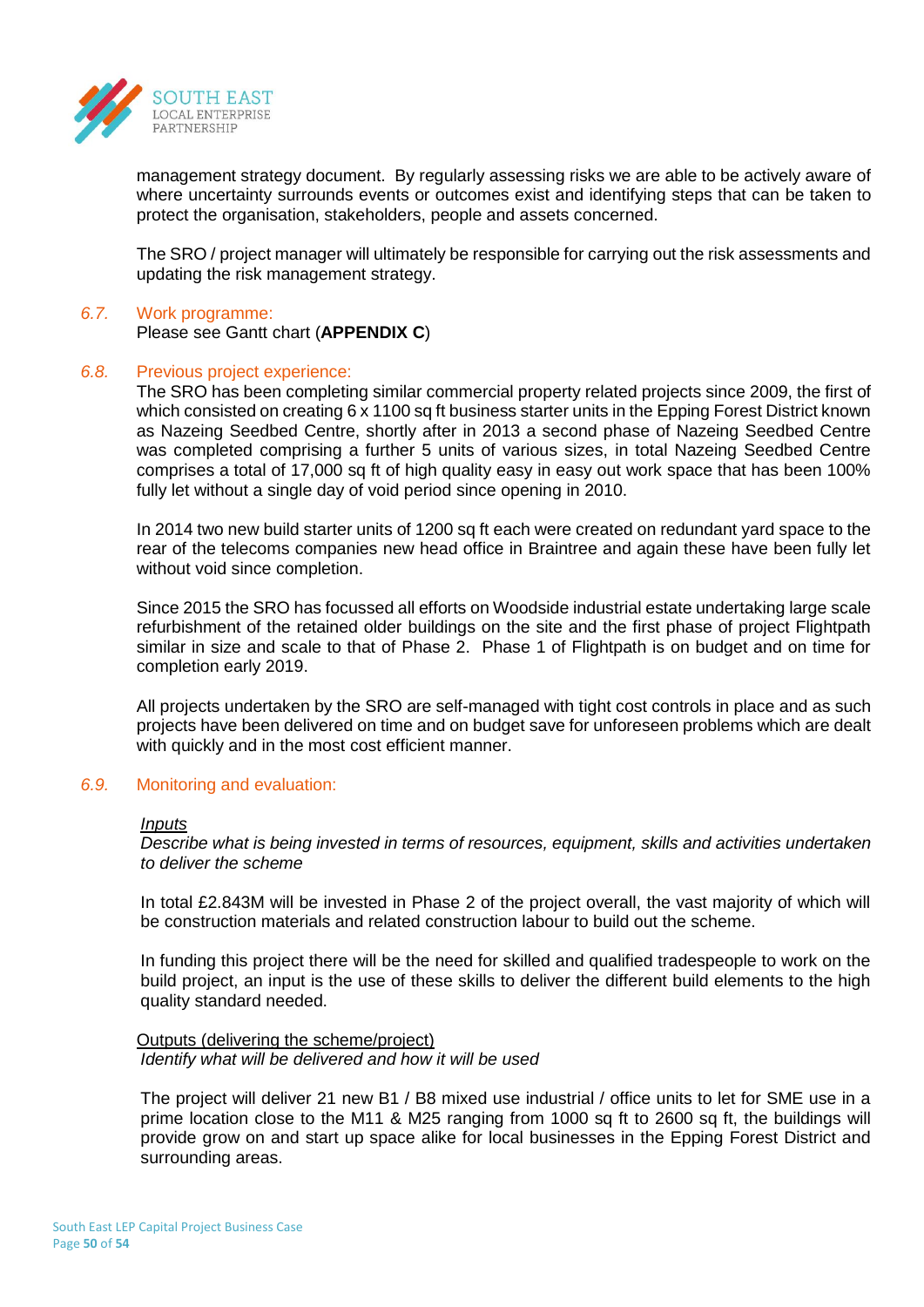management strategy document. By regularly assessing risks we are able to be actively aware of where uncertainty surrounds events or outcomes exist and identifying steps that can be taken to protect the organisation, stakeholders, people and assets concerned.

The SRO / project manager will ultimately be responsible for carrying out the risk assessments and updating the risk management strategy.

### 6.7. Work programme:

Please see Gantt chart (**APPENDIX C**)

### 6.8. Previous project experience:

The SRO has been completing similar commercial property related projects since 2009, the first of which consisted on creating 6 x 1100 sq ft business starter units in the Epping Forest District known as Nazeing Seedbed Centre, shortly after in 2013 a second phase of Nazeing Seedbed Centre was completed comprising a further 5 units of various sizes, in total Nazeing Seedbed Centre comprises a total of 17,000 sq ft of high quality easy in easy out work space that has been 100% fully let without a single day of void period since opening in 2010.

In 2014 two new build starter units of 1200 sq ft each were created on redundant yard space to the rear of the telecoms companies new head office in Braintree and again these have been fully let without void since completion.

Since 2015 the SRO has focussed all efforts on Woodside industrial estate undertaking large scale refurbishment of the retained older buildings on the site and the first phase of project Flightpath similar in size and scale to that of Phase 2. Phase 1 of Flightpath is on budget and on time for completion early 2019.

All projects undertaken by the SRO are self-managed with tight cost controls in place and as such projects have been delivered on time and on budget save for unforeseen problems which are dealt with quickly and in the most cost efficient manner.

### 6.9. Monitoring and evaluation:

*<u>Inputs</u>*

*Describe what is being invested in terms of resources, equipment, skills and activities undertaken to deliver the scheme*

In total £2.843M will be invested in Phase 2 of the project overall, the vast majority of which will be construction materials and related construction labour to build out the scheme.

In funding this project there will be the need for skilled and qualified tradespeople to work on the build project, an input is the use of these skills to deliver the different build elements to the high quality standard needed.

<u>Outputs (delivering the scheme/project)</u>

*Identify what will be delivered and how it will be used*

The project will deliver 21 new B1 / B8 mixed use industrial / office units to let for SME use in a prime location close to the M11 & M25 ranging from 1000 sq ft to 2600 sq ft, the buildings will provide grow on and start up space alike for local businesses in the Epping Forest District and surrounding areas.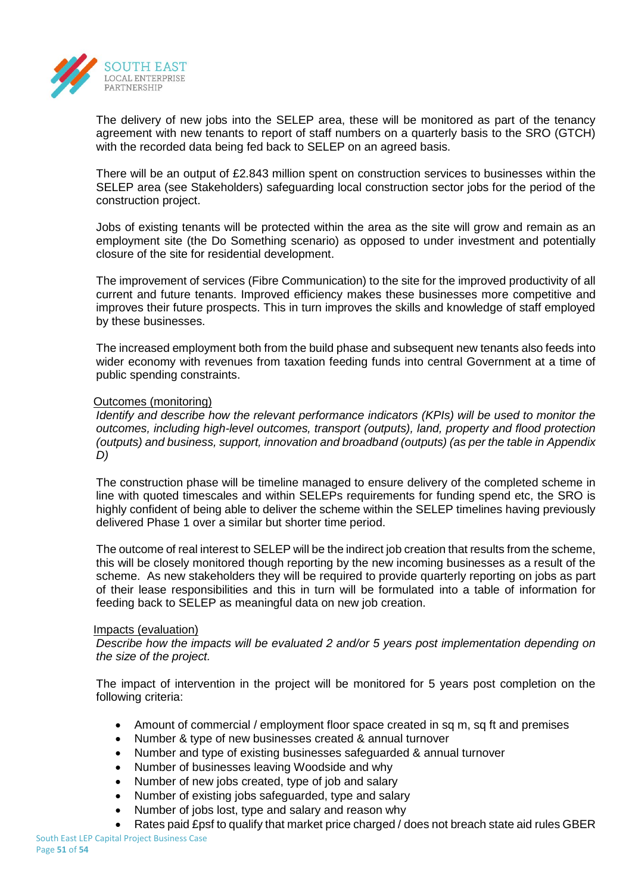The delivery of new jobs into the SELEP area, these will be monitored as part of the tenancy agreement with new tenants to report of staff numbers on a quarterly basis to the SRO (GTCH) with the recorded data being fed back to SELEP on an agreed basis.

There will be an output of £2.843 million spent on construction services to businesses within the SELEP area (see Stakeholders) safeguarding local construction sector jobs for the period of the construction project.

Jobs of existing tenants will be protected within the area as the site will grow and remain as an employment site (the Do Something scenario) as opposed to under investment and potentially closure of the site for residential development.

The improvement of services (Fibre Communication) to the site for the improved productivity of all current and future tenants. Improved efficiency makes these businesses more competitive and improves their future prospects. This in turn improves the skills and knowledge of staff employed by these businesses.

The increased employment both from the build phase and subsequent new tenants also feeds into wider economy with revenues from taxation feeding funds into central Government at a time of public spending constraints.

<u>Outcomes (monitoring)</u>

*Identify and describe how the relevant performance indicators (KPIs) will be used to monitor the outcomes, including high-level outcomes, transport (outputs), land, property and flood protection (outputs) and business, support, innovation and broadband (outputs) (as per the table in Appendix D)*

The construction phase will be timeline managed to ensure delivery of the completed scheme in line with quoted timescales and within SELEPs requirements for funding spend etc, the SRO is highly confident of being able to deliver the scheme within the SELEP timelines having previously delivered Phase 1 over a similar but shorter time period.

The outcome of real interest to SELEP will be the indirect job creation that results from the scheme, this will be closely monitored though reporting by the new incoming businesses as a result of the scheme. As new stakeholders they will be required to provide quarterly reporting on jobs as part of their lease responsibilities and this in turn will be formulated into a table of information for feeding back to SELEP as meaningful data on new job creation.

<u>Impacts (evaluation)</u>

*Describe how the impacts will be evaluated 2 and/or 5 years post implementation depending on the size of the project.*

The impact of intervention in the project will be monitored for 5 years post completion on the following criteria:

- Amount of commercial / employment floor space created in sq m, sq ft and premises
- Number & type of new businesses created & annual turnover
- Number and type of existing businesses safeguarded & annual turnover
- Number of businesses leaving Woodside and why
- Number of new jobs created, type of job and salary
- Number of existing jobs safeguarded, type and salary
- Number of jobs lost, type and salary and reason why
- Rates paid £psf to qualify that market price charged / does not breach state aid rules GBER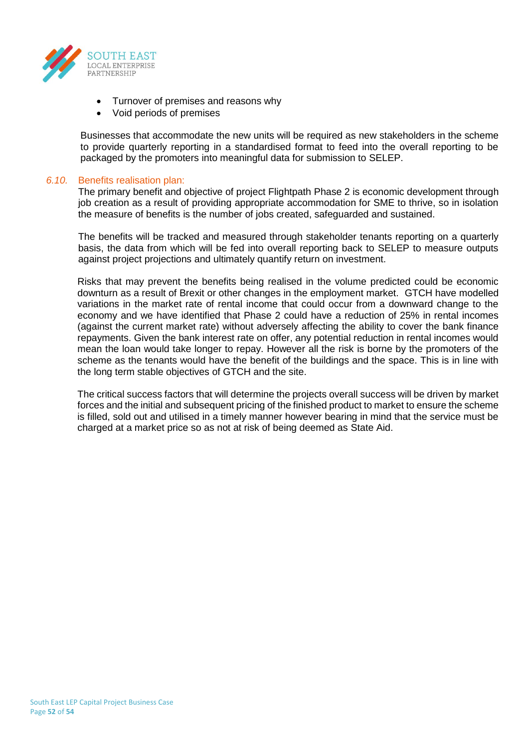- Turnover of premises and reasons why
- Void periods of premises

Businesses that accommodate the new units will be required as new stakeholders in the scheme to provide quarterly reporting in a standardised format to feed into the overall reporting to be packaged by the promoters into meaningful data for submission to SELEP.

### *6.10.* Benefits realisation plan:

The primary benefit and objective of project Flightpath Phase 2 is economic development through job creation as a result of providing appropriate accommodation for SME to thrive, so in isolation the measure of benefits is the number of jobs created, safeguarded and sustained.

The benefits will be tracked and measured through stakeholder tenants reporting on a quarterly basis, the data from which will be fed into overall reporting back to SELEP to measure outputs against project projections and ultimately quantify return on investment.

Risks that may prevent the benefits being realised in the volume predicted could be economic downturn as a result of Brexit or other changes in the employment market. GTCH have modelled variations in the market rate of rental income that could occur from a downward change to the economy and we have identified that Phase 2 could have a reduction of 25% in rental incomes (against the current market rate) without adversely affecting the ability to cover the bank finance repayments. Given the bank interest rate on offer, any potential reduction in rental incomes would mean the loan would take longer to repay. However all the risk is borne by the promoters of the scheme as the tenants would have the benefit of the buildings and the space. This is in line with the long term stable objectives of GTCH and the site.

The critical success factors that will determine the projects overall success will be driven by market forces and the initial and subsequent pricing of the finished product to market to ensure the scheme is filled, sold out and utilised in a timely manner however bearing in mind that the service must be charged at a market price so as not at risk of being deemed as State Aid.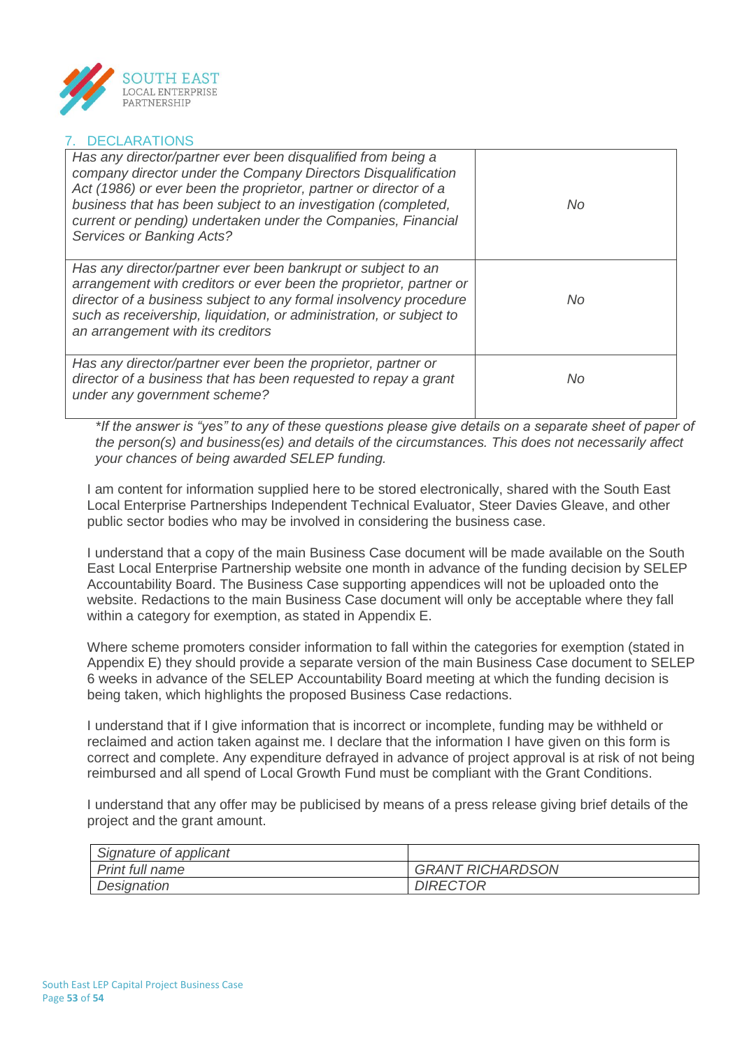## 7. DECLARATIONS

| | |
|---|---|
| *Has any director/partner ever been disqualified from being a company director under the Company Directors Disqualification Act (1986) or ever been the proprietor, partner or director of a business that has been subject to an investigation (completed, current or pending) undertaken under the Companies, Financial Services or Banking Acts?* | *No* |
| *Has any director/partner ever been bankrupt or subject to an arrangement with creditors or ever been the proprietor, partner or director of a business subject to any formal insolvency procedure such as receivership, liquidation, or administration, or subject to an arrangement with its creditors* | *No* |
| *Has any director/partner ever been the proprietor, partner or director of a business that has been requested to repay a grant under any government scheme?* | *No* |

*\*If the answer is "yes" to any of these questions please give details on a separate sheet of paper of the person(s) and business(es) and details of the circumstances. This does not necessarily affect your chances of being awarded SELEP funding.*

I am content for information supplied here to be stored electronically, shared with the South East Local Enterprise Partnerships Independent Technical Evaluator, Steer Davies Gleave, and other public sector bodies who may be involved in considering the business case.

I understand that a copy of the main Business Case document will be made available on the South East Local Enterprise Partnership website one month in advance of the funding decision by SELEP Accountability Board. The Business Case supporting appendices will not be uploaded onto the website. Redactions to the main Business Case document will only be acceptable where they fall within a category for exemption, as stated in Appendix E.

Where scheme promoters consider information to fall within the categories for exemption (stated in Appendix E) they should provide a separate version of the main Business Case document to SELEP 6 weeks in advance of the SELEP Accountability Board meeting at which the funding decision is being taken, which highlights the proposed Business Case redactions.

I understand that if I give information that is incorrect or incomplete, funding may be withheld or reclaimed and action taken against me. I declare that the information I have given on this form is correct and complete. Any expenditure defrayed in advance of project approval is at risk of not being reimbursed and all spend of Local Growth Fund must be compliant with the Grant Conditions.

I understand that any offer may be publicised by means of a press release giving brief details of the project and the grant amount.

| | |
|---|---|
| *Signature of applicant* | |
| *Print full name* | *GRANT RICHARDSON* |
| *Designation* | *DIRECTOR* |